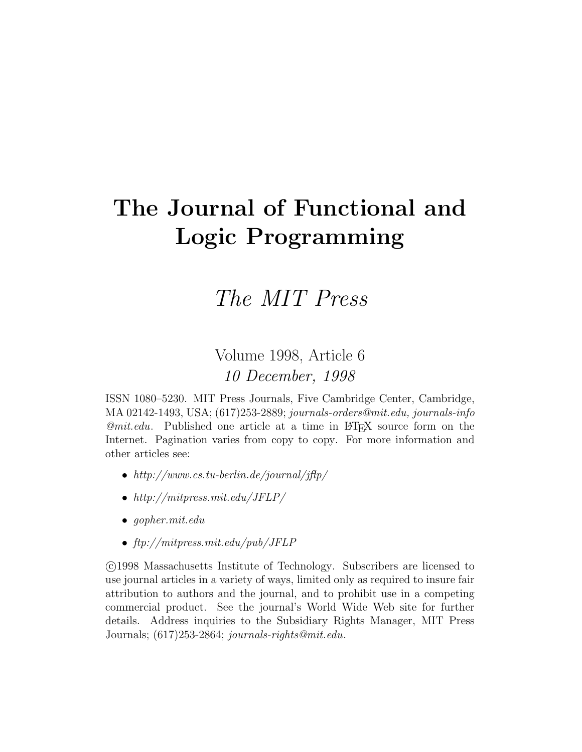# The Journal of Functional and Logic Programming

## *The MIT Press*

Volume 1998, Article 6

*10 December, 1998*

ISSN 1080–5230. MIT Press Journals, Five Cambridge Center, Cambridge, MA 02142-1493, USA; (617)253-2889; *journals-orders@mit.edu, journals-info @mit.edu*. Published one article at a time in LaTeX source form on the Internet. Pagination varies from copy to copy. For more information and other articles see:

- *http://www.cs.tu-berlin.de/journal/jflp/*
- *http://mitpress.mit.edu/JFLP/*
- *gopher.mit.edu*
- *ftp://mitpress.mit.edu/pub/JFLP*

©1998 Massachusetts Institute of Technology. Subscribers are licensed to use journal articles in a variety of ways, limited only as required to insure fair attribution to authors and the journal, and to prohibit use in a competing commercial product. See the journal's World Wide Web site for further details. Address inquiries to the Subsidiary Rights Manager, MIT Press Journals; (617)253-2864; *journals-rights@mit.edu*.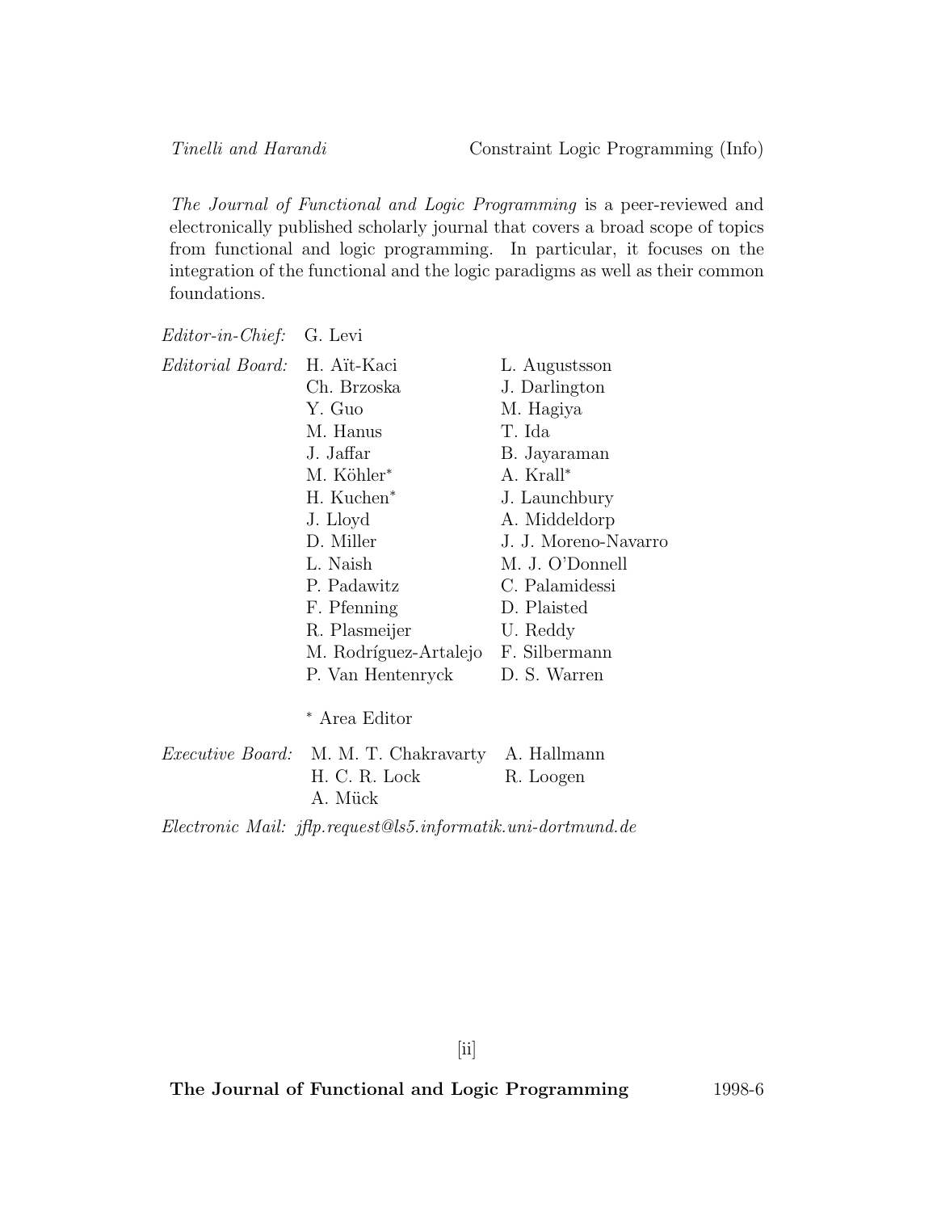*The Journal of Functional and Logic Programming* is a peer-reviewed and electronically published scholarly journal that covers a broad scope of topics from functional and logic programming. In particular, it focuses on the integration of the functional and the logic paradigms as well as their common foundations.

*Editor-in-Chief:* G. Levi

*Editorial Board:*

| | |
|---|---|
| H. Aït-Kaci | L. Augustsson |
| Ch. Brzoska | J. Darlington |
| Y. Guo | M. Hagiya |
| M. Hanus | T. Ida |
| J. Jaffar | B. Jayaraman |
| M. Köhler* | A. Krall* |
| H. Kuchen* | J. Launchbury |
| J. Lloyd | A. Middeldorp |
| D. Miller | J. J. Moreno-Navarro |
| L. Naish | M. J. O'Donnell |
| P. Padawitz | C. Palamidessi |
| F. Pfenning | D. Plaisted |
| R. Plasmeijer | U. Reddy |
| M. Rodríguez-Artalejo | F. Silbermann |
| P. Van Hentenryck | D. S. Warren |

* Area Editor

*Executive Board:*

| | |
|---|---|
| M. M. T. Chakravarty | A. Hallmann |
| H. C. R. Lock | R. Loogen |
| A. Mück | |

*Electronic Mail: jflp.request@ls5.informatik.uni-dortmund.de*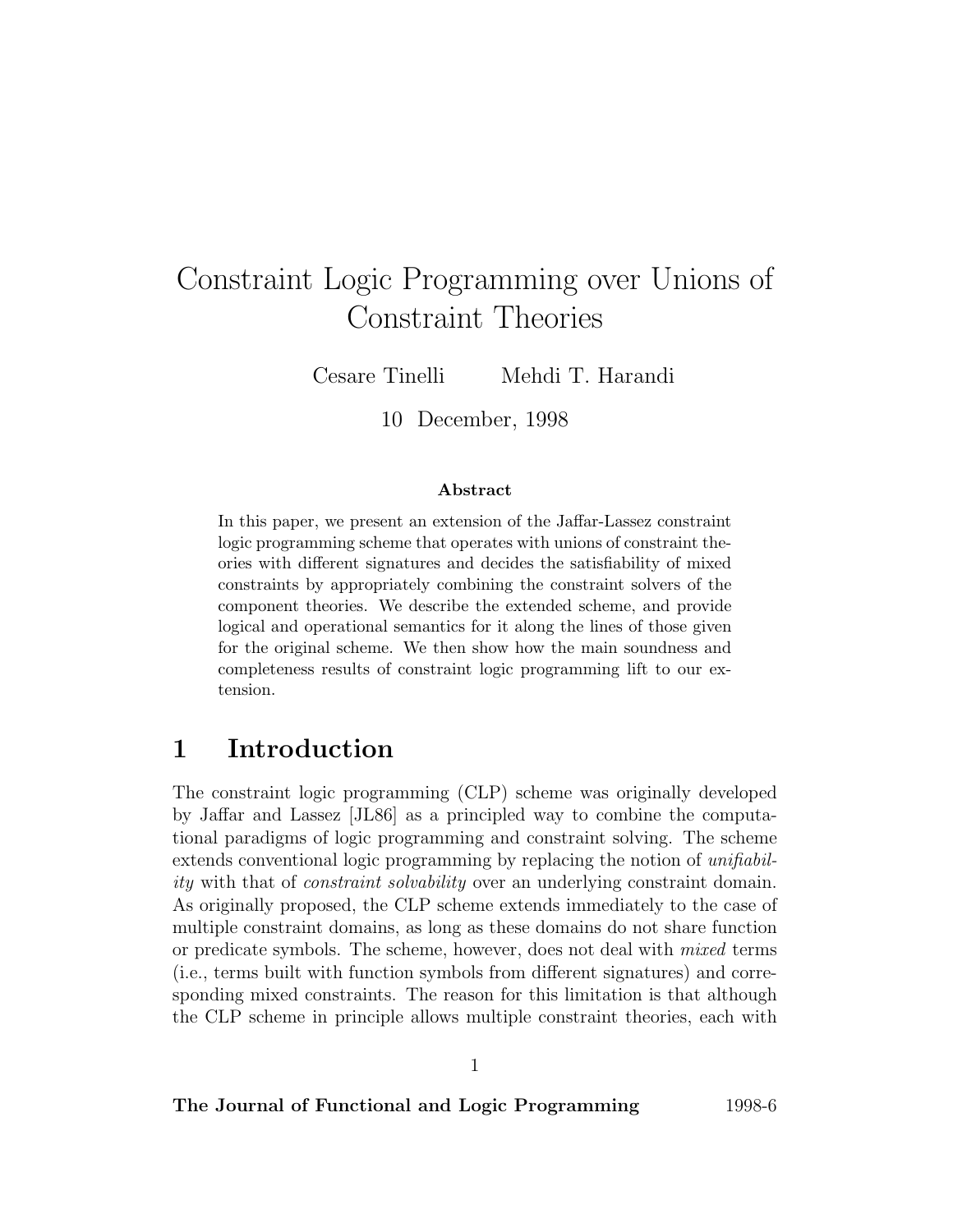# Constraint Logic Programming over Unions of Constraint Theories

Cesare Tinelli  Mehdi T. Harandi

10 December, 1998

**Abstract**

In this paper, we present an extension of the Jaffar-Lassez constraint logic programming scheme that operates with unions of constraint theories with different signatures and decides the satisfiability of mixed constraints by appropriately combining the constraint solvers of the component theories. We describe the extended scheme, and provide logical and operational semantics for it along the lines of those given for the original scheme. We then show how the main soundness and completeness results of constraint logic programming lift to our extension.

## 1 Introduction

The constraint logic programming (CLP) scheme was originally developed by Jaffar and Lassez [JL86] as a principled way to combine the computational paradigms of logic programming and constraint solving. The scheme extends conventional logic programming by replacing the notion of *unifiability* with that of *constraint solvability* over an underlying constraint domain. As originally proposed, the CLP scheme extends immediately to the case of multiple constraint domains, as long as these domains do not share function or predicate symbols. The scheme, however, does not deal with *mixed* terms (i.e., terms built with function symbols from different signatures) and corresponding mixed constraints. The reason for this limitation is that although the CLP scheme in principle allows multiple constraint theories, each with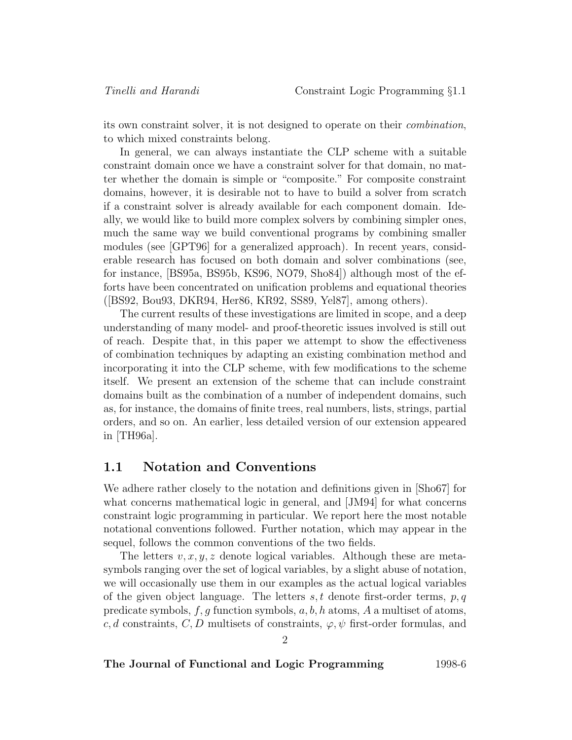its own constraint solver, it is not designed to operate on their *combination*, to which mixed constraints belong.

In general, we can always instantiate the CLP scheme with a suitable constraint domain once we have a constraint solver for that domain, no matter whether the domain is simple or "composite." For composite constraint domains, however, it is desirable not to have to build a solver from scratch if a constraint solver is already available for each component domain. Ideally, we would like to build more complex solvers by combining simpler ones, much the same way we build conventional programs by combining smaller modules (see [GPT96] for a generalized approach). In recent years, considerable research has focused on both domain and solver combinations (see, for instance, [BS95a, BS95b, KS96, NO79, Sho84]) although most of the efforts have been concentrated on unification problems and equational theories ([BS92, Bou93, DKR94, Her86, KR92, SS89, Yel87], among others).

The current results of these investigations are limited in scope, and a deep understanding of many model- and proof-theoretic issues involved is still out of reach. Despite that, in this paper we attempt to show the effectiveness of combination techniques by adapting an existing combination method and incorporating it into the CLP scheme, with few modifications to the scheme itself. We present an extension of the scheme that can include constraint domains built as the combination of a number of independent domains, such as, for instance, the domains of finite trees, real numbers, lists, strings, partial orders, and so on. An earlier, less detailed version of our extension appeared in [TH96a].

## 1.1 Notation and Conventions

We adhere rather closely to the notation and definitions given in [Sho67] for what concerns mathematical logic in general, and [JM94] for what concerns constraint logic programming in particular. We report here the most notable notational conventions followed. Further notation, which may appear in the sequel, follows the common conventions of the two fields.

The letters $v, x, y, z$ denote logical variables. Although these are metasymbols ranging over the set of logical variables, by a slight abuse of notation, we will occasionally use them in our examples as the actual logical variables of the given object language. The letters $s, t$ denote first-order terms, $p, q$ predicate symbols, $f, g$ function symbols, $a, b, h$ atoms, $A$ a multiset of atoms, $c, d$ constraints, $C, D$ multisets of constraints, $\varphi, \psi$ first-order formulas, and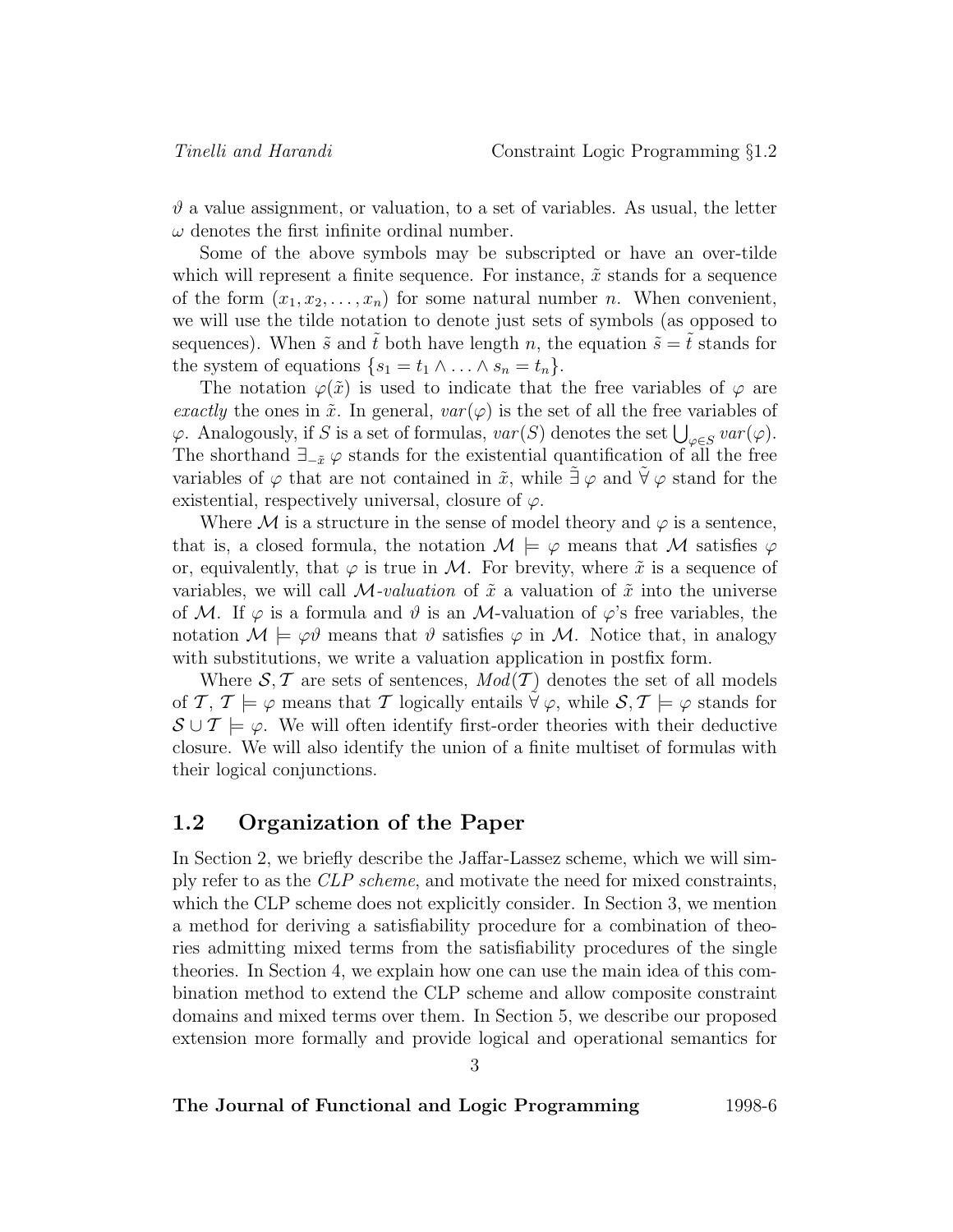$\vartheta$ a value assignment, or valuation, to a set of variables. As usual, the letter $\omega$ denotes the first infinite ordinal number.

Some of the above symbols may be subscripted or have an over-tilde which will represent a finite sequence. For instance, $\tilde{x}$ stands for a sequence of the form $(x_1, x_2, \ldots, x_n)$ for some natural number $n$. When convenient, we will use the tilde notation to denote just sets of symbols (as opposed to sequences). When $\tilde{s}$ and $\tilde{t}$ both have length $n$, the equation $\tilde{s} = \tilde{t}$ stands for the system of equations $\{s_1 = t_1 \wedge \ldots \wedge s_n = t_n\}$.

The notation $\varphi(\tilde{x})$ is used to indicate that the free variables of $\varphi$ are *exactly* the ones in $\tilde{x}$. In general, $var(\varphi)$ is the set of all the free variables of $\varphi$. Analogously, if $S$ is a set of formulas, $var(S)$ denotes the set $\bigcup_{\varphi \in S} var(\varphi)$. The shorthand $\exists_{-\tilde{x}}\, \varphi$ stands for the existential quantification of all the free variables of $\varphi$ that are not contained in $\tilde{x}$, while $\tilde{\exists}\, \varphi$ and $\tilde{\forall}\, \varphi$ stand for the existential, respectively universal, closure of $\varphi$.

Where $\mathcal{M}$ is a structure in the sense of model theory and $\varphi$ is a sentence, that is, a closed formula, the notation $\mathcal{M} \models \varphi$ means that $\mathcal{M}$ satisfies $\varphi$ or, equivalently, that $\varphi$ is true in $\mathcal{M}$. For brevity, where $\tilde{x}$ is a sequence of variables, we will call *$\mathcal{M}$-valuation* of $\tilde{x}$ a valuation of $\tilde{x}$ into the universe of $\mathcal{M}$. If $\varphi$ is a formula and $\vartheta$ is an $\mathcal{M}$-valuation of $\varphi$'s free variables, the notation $\mathcal{M} \models \varphi\vartheta$ means that $\vartheta$ satisfies $\varphi$ in $\mathcal{M}$. Notice that, in analogy with substitutions, we write a valuation application in postfix form.

Where $\mathcal{S}, \mathcal{T}$ are sets of sentences, $Mod(\mathcal{T})$ denotes the set of all models of $\mathcal{T}$, $\mathcal{T} \models \varphi$ means that $\mathcal{T}$ logically entails $\tilde{\forall}\, \varphi$, while $\mathcal{S}, \mathcal{T} \models \varphi$ stands for $\mathcal{S} \cup \mathcal{T} \models \varphi$. We will often identify first-order theories with their deductive closure. We will also identify the union of a finite multiset of formulas with their logical conjunctions.

## 1.2 Organization of the Paper

In Section 2, we briefly describe the Jaffar-Lassez scheme, which we will simply refer to as the *CLP scheme*, and motivate the need for mixed constraints, which the CLP scheme does not explicitly consider. In Section 3, we mention a method for deriving a satisfiability procedure for a combination of theories admitting mixed terms from the satisfiability procedures of the single theories. In Section 4, we explain how one can use the main idea of this combination method to extend the CLP scheme and allow composite constraint domains and mixed terms over them. In Section 5, we describe our proposed extension more formally and provide logical and operational semantics for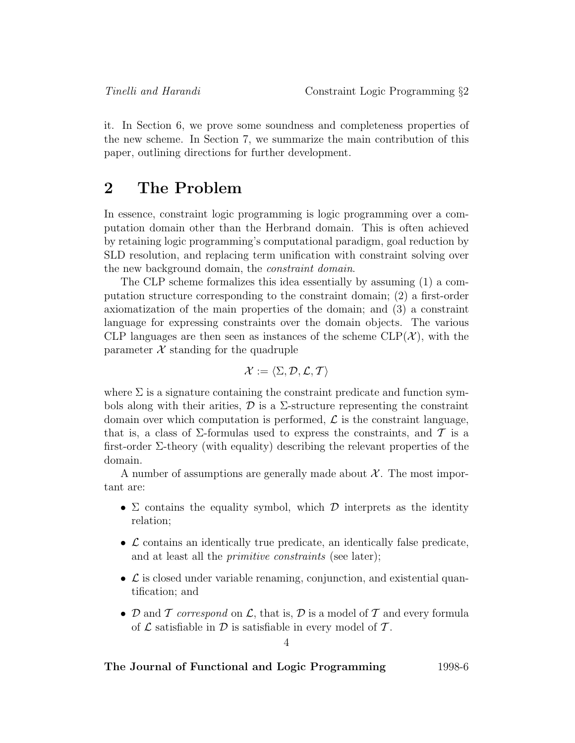it. In Section 6, we prove some soundness and completeness properties of the new scheme. In Section 7, we summarize the main contribution of this paper, outlining directions for further development.

# 2 The Problem

In essence, constraint logic programming is logic programming over a computation domain other than the Herbrand domain. This is often achieved by retaining logic programming's computational paradigm, goal reduction by SLD resolution, and replacing term unification with constraint solving over the new background domain, the *constraint domain*.

The CLP scheme formalizes this idea essentially by assuming (1) a computation structure corresponding to the constraint domain; (2) a first-order axiomatization of the main properties of the domain; and (3) a constraint language for expressing constraints over the domain objects. The various CLP languages are then seen as instances of the scheme CLP($\mathcal{X}$), with the parameter $\mathcal{X}$ standing for the quadruple

$$\mathcal{X} := \langle \Sigma, \mathcal{D}, \mathcal{L}, \mathcal{T} \rangle$$

where $\Sigma$ is a signature containing the constraint predicate and function symbols along with their arities, $\mathcal{D}$ is a $\Sigma$-structure representing the constraint domain over which computation is performed, $\mathcal{L}$ is the constraint language, that is, a class of $\Sigma$-formulas used to express the constraints, and $\mathcal{T}$ is a first-order $\Sigma$-theory (with equality) describing the relevant properties of the domain.

A number of assumptions are generally made about $\mathcal{X}$. The most important are:

- $\Sigma$ contains the equality symbol, which $\mathcal{D}$ interprets as the identity relation;
- $\mathcal{L}$ contains an identically true predicate, an identically false predicate, and at least all the *primitive constraints* (see later);
- $\mathcal{L}$ is closed under variable renaming, conjunction, and existential quantification; and
- $\mathcal{D}$ and $\mathcal{T}$ *correspond* on $\mathcal{L}$, that is, $\mathcal{D}$ is a model of $\mathcal{T}$ and every formula of $\mathcal{L}$ satisfiable in $\mathcal{D}$ is satisfiable in every model of $\mathcal{T}$.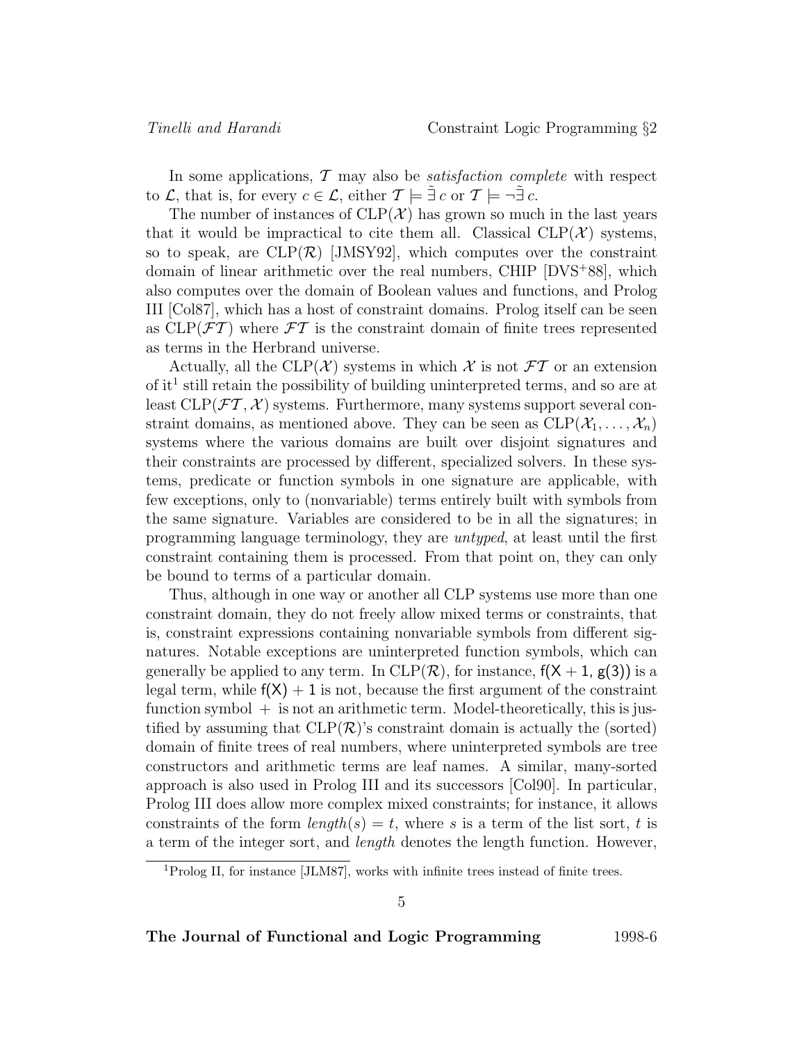In some applications, $\mathcal{T}$ may also be *satisfaction complete* with respect to $\mathcal{L}$, that is, for every $c \in \mathcal{L}$, either $\mathcal{T} \models \tilde{\exists}\, c$ or $\mathcal{T} \models \neg\tilde{\exists}\, c$.

The number of instances of CLP($\mathcal{X}$) has grown so much in the last years that it would be impractical to cite them all. Classical CLP($\mathcal{X}$) systems, so to speak, are CLP($\mathcal{R}$) [JMSY92], which computes over the constraint domain of linear arithmetic over the real numbers, CHIP [DVS+88], which also computes over the domain of Boolean values and functions, and Prolog III [Col87], which has a host of constraint domains. Prolog itself can be seen as CLP($\mathcal{FT}$) where $\mathcal{FT}$ is the constraint domain of finite trees represented as terms in the Herbrand universe.

Actually, all the CLP($\mathcal{X}$) systems in which $\mathcal{X}$ is not $\mathcal{FT}$ or an extension of it[1] still retain the possibility of building uninterpreted terms, and so are at least CLP($\mathcal{FT}, \mathcal{X}$) systems. Furthermore, many systems support several constraint domains, as mentioned above. They can be seen as CLP($\mathcal{X}_1, \ldots, \mathcal{X}_n$) systems where the various domains are built over disjoint signatures and their constraints are processed by different, specialized solvers. In these systems, predicate or function symbols in one signature are applicable, with few exceptions, only to (nonvariable) terms entirely built with symbols from the same signature. Variables are considered to be in all the signatures; in programming language terminology, they are *untyped*, at least until the first constraint containing them is processed. From that point on, they can only be bound to terms of a particular domain.

Thus, although in one way or another all CLP systems use more than one constraint domain, they do not freely allow mixed terms or constraints, that is, constraint expressions containing nonvariable symbols from different signatures. Notable exceptions are uninterpreted function symbols, which can generally be applied to any term. In CLP($\mathcal{R}$), for instance, $\mathsf{f}(\mathsf{X}+1, \mathsf{g}(3))$ is a legal term, while $\mathsf{f}(\mathsf{X}) + 1$ is not, because the first argument of the constraint function symbol $+$ is not an arithmetic term. Model-theoretically, this is justified by assuming that CLP($\mathcal{R}$)'s constraint domain is actually the (sorted) domain of finite trees of real numbers, where uninterpreted symbols are tree constructors and arithmetic terms are leaf names. A similar, many-sorted approach is also used in Prolog III and its successors [Col90]. In particular, Prolog III does allow more complex mixed constraints; for instance, it allows constraints of the form $\mathit{length}(s) = t$, where $s$ is a term of the list sort, $t$ is a term of the integer sort, and *length* denotes the length function. However,

[1] Prolog II, for instance [JLM87], works with infinite trees instead of finite trees.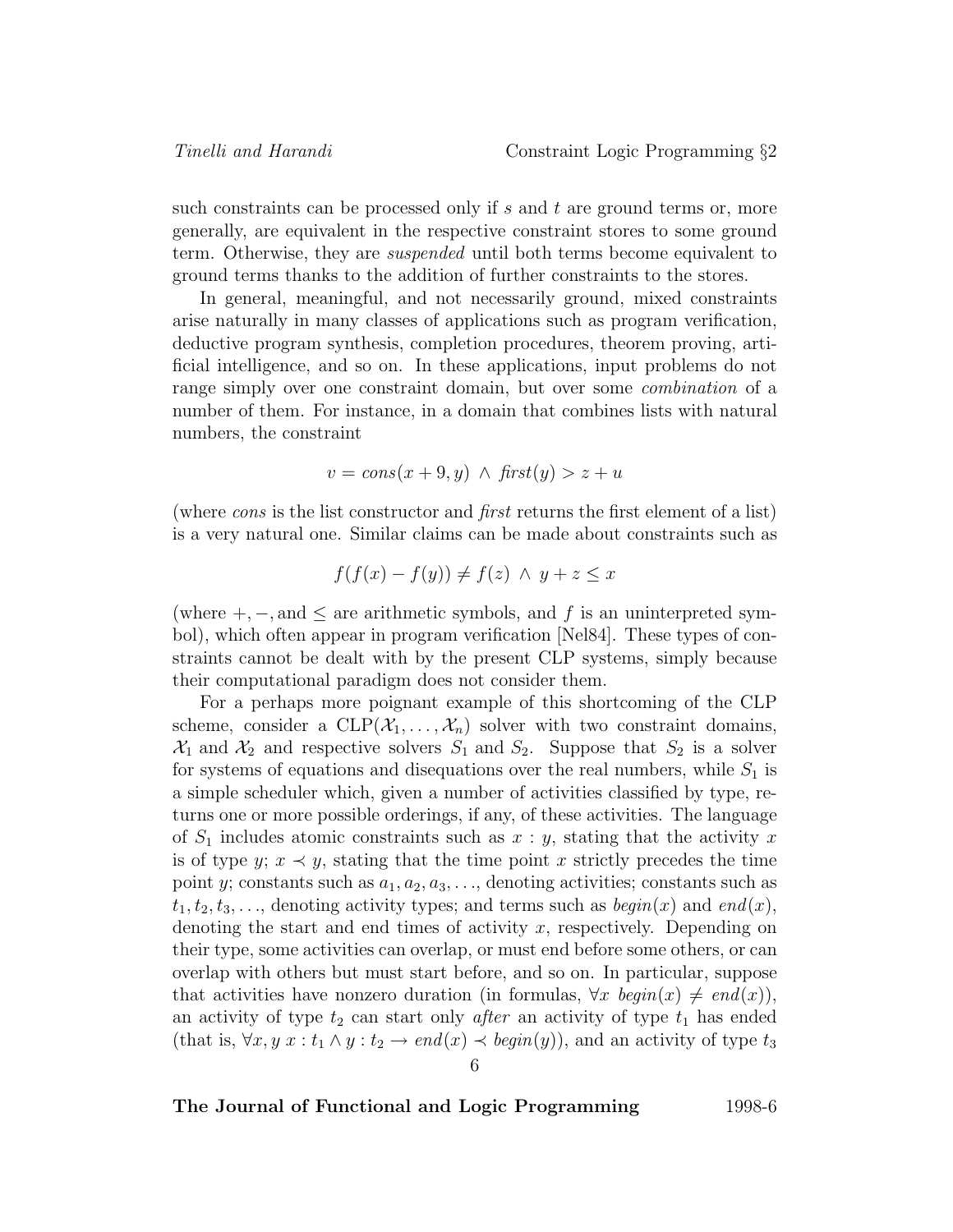such constraints can be processed only if $s$ and $t$ are ground terms or, more generally, are equivalent in the respective constraint stores to some ground term. Otherwise, they are *suspended* until both terms become equivalent to ground terms thanks to the addition of further constraints to the stores.

In general, meaningful, and not necessarily ground, mixed constraints arise naturally in many classes of applications such as program verification, deductive program synthesis, completion procedures, theorem proving, artificial intelligence, and so on. In these applications, input problems do not range simply over one constraint domain, but over some *combination* of a number of them. For instance, in a domain that combines lists with natural numbers, the constraint

$$v = cons(x + 9, y) \;\wedge\; first(y) > z + u$$

(where *cons* is the list constructor and *first* returns the first element of a list) is a very natural one. Similar claims can be made about constraints such as

$$f(f(x) - f(y)) \neq f(z) \;\wedge\; y + z \leq x$$

(where $+, -,$ and $\leq$ are arithmetic symbols, and $f$ is an uninterpreted symbol), which often appear in program verification [Nel84]. These types of constraints cannot be dealt with by the present CLP systems, simply because their computational paradigm does not consider them.

For a perhaps more poignant example of this shortcoming of the CLP scheme, consider a $\mathrm{CLP}(\mathcal{X}_1, \ldots, \mathcal{X}_n)$ solver with two constraint domains, $\mathcal{X}_1$ and $\mathcal{X}_2$ and respective solvers $S_1$ and $S_2$. Suppose that $S_2$ is a solver for systems of equations and disequations over the real numbers, while $S_1$ is a simple scheduler which, given a number of activities classified by type, returns one or more possible orderings, if any, of these activities. The language of $S_1$ includes atomic constraints such as $x : y$, stating that the activity $x$ is of type $y$; $x \prec y$, stating that the time point $x$ strictly precedes the time point $y$; constants such as $a_1, a_2, a_3, \ldots$, denoting activities; constants such as $t_1, t_2, t_3, \ldots$, denoting activity types; and terms such as $begin(x)$ and $end(x)$, denoting the start and end times of activity $x$, respectively. Depending on their type, some activities can overlap, or must end before some others, or can overlap with others but must start before, and so on. In particular, suppose that activities have nonzero duration (in formulas, $\forall x \; begin(x) \neq end(x)$), an activity of type $t_2$ can start only *after* an activity of type $t_1$ has ended (that is, $\forall x, y \; x : t_1 \wedge y : t_2 \rightarrow end(x) \prec begin(y)$), and an activity of type $t_3$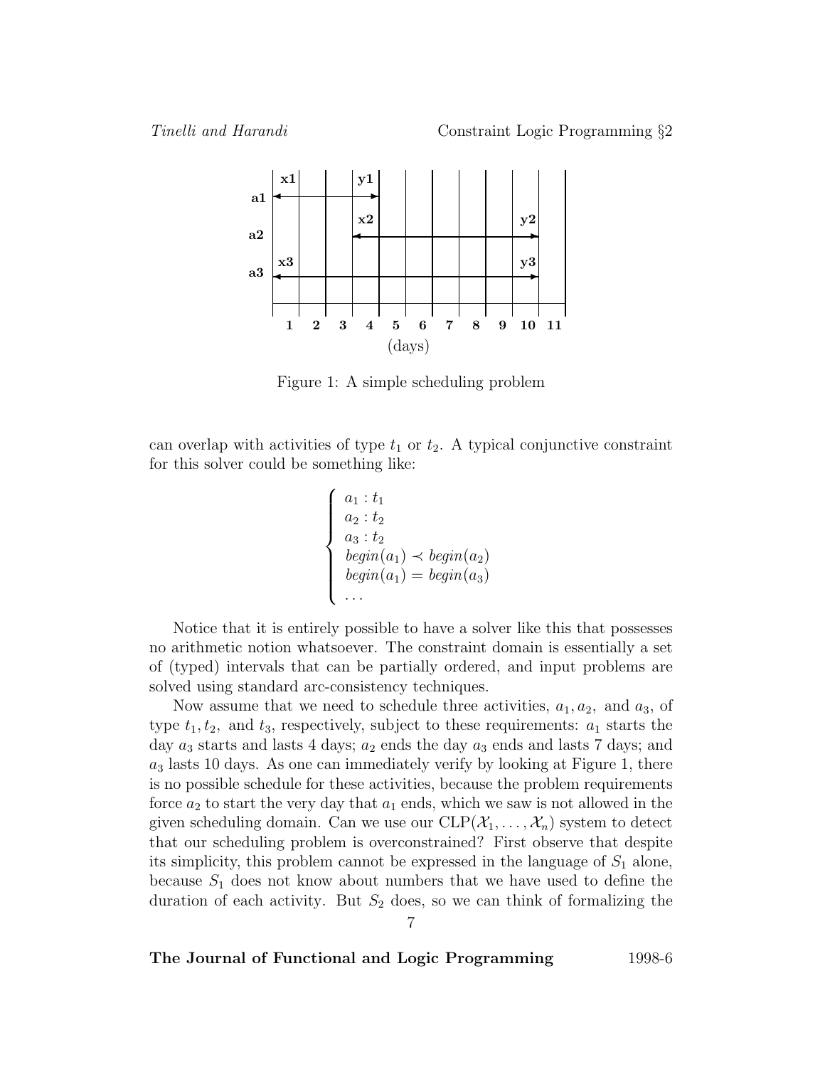Figure 1: A simple scheduling problem

can overlap with activities of type $t_1$ or $t_2$. A typical conjunctive constraint for this solver could be something like:

$$
\begin{cases}
a_1 : t_1 \\
a_2 : t_2 \\
a_3 : t_2 \\
\mathit{begin}(a_1) \prec \mathit{begin}(a_2) \\
\mathit{begin}(a_1) = \mathit{begin}(a_3) \\
\ldots
\end{cases}
$$

Notice that it is entirely possible to have a solver like this that possesses no arithmetic notion whatsoever. The constraint domain is essentially a set of (typed) intervals that can be partially ordered, and input problems are solved using standard arc-consistency techniques.

Now assume that we need to schedule three activities, $a_1, a_2,$ and $a_3$, of type $t_1, t_2,$ and $t_3$, respectively, subject to these requirements: $a_1$ starts the day $a_3$ starts and lasts 4 days; $a_2$ ends the day $a_3$ ends and lasts 7 days; and $a_3$ lasts 10 days. As one can immediately verify by looking at Figure 1, there is no possible schedule for these activities, because the problem requirements force $a_2$ to start the very day that $a_1$ ends, which we saw is not allowed in the given scheduling domain. Can we use our $\mathrm{CLP}(\mathcal{X}_1, \ldots, \mathcal{X}_n)$ system to detect that our scheduling problem is overconstrained? First observe that despite its simplicity, this problem cannot be expressed in the language of $S_1$ alone, because $S_1$ does not know about numbers that we have used to define the duration of each activity. But $S_2$ does, so we can think of formalizing the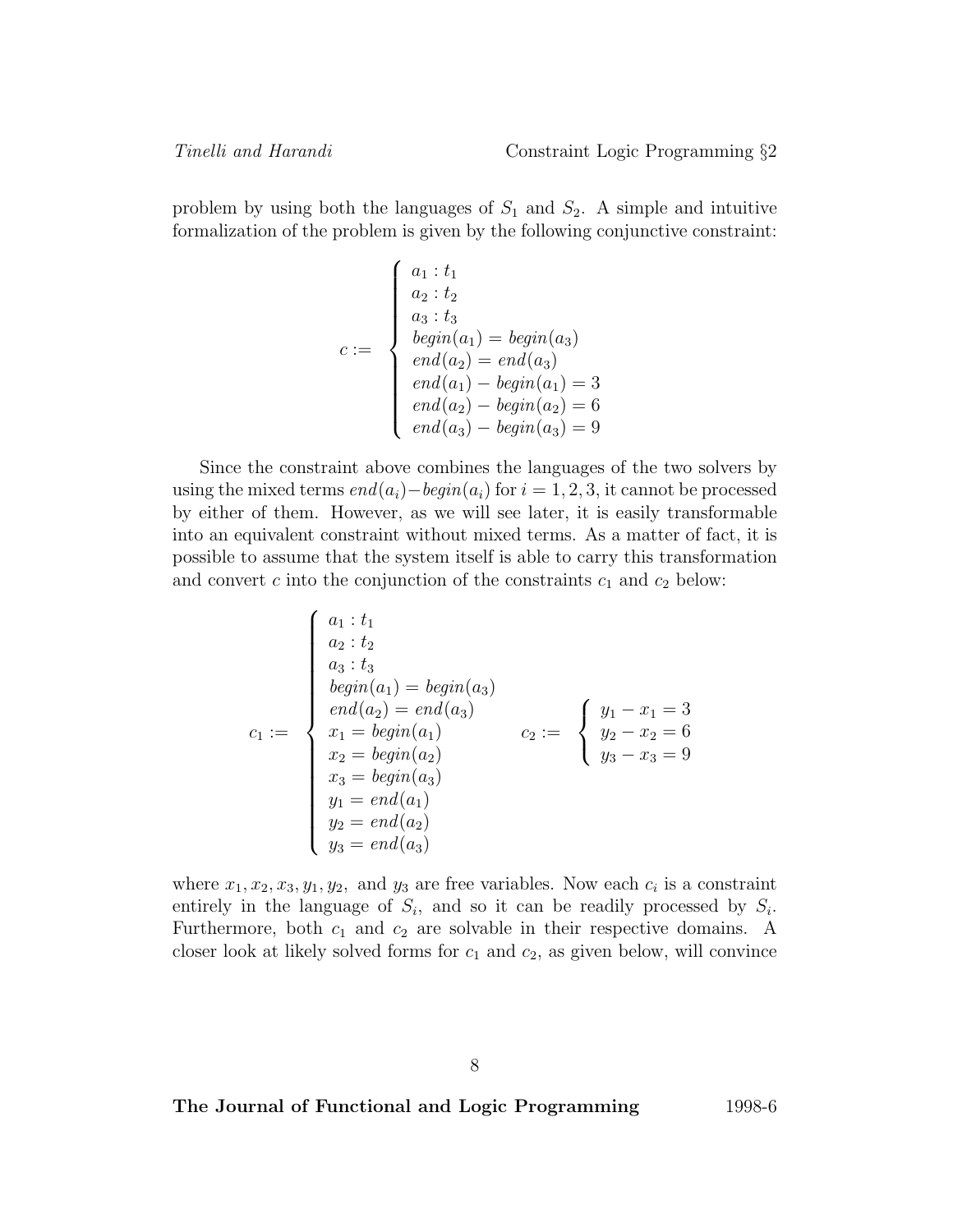problem by using both the languages of $S_1$ and $S_2$. A simple and intuitive formalization of the problem is given by the following conjunctive constraint:

$$
c := \left\{
\begin{array}{l}
a_1 : t_1 \\
a_2 : t_2 \\
a_3 : t_3 \\
begin(a_1) = begin(a_3) \\
end(a_2) = end(a_3) \\
end(a_1) - begin(a_1) = 3 \\
end(a_2) - begin(a_2) = 6 \\
end(a_3) - begin(a_3) = 9
\end{array}
\right.
$$

Since the constraint above combines the languages of the two solvers by using the mixed terms $end(a_i) - begin(a_i)$ for $i = 1, 2, 3$, it cannot be processed by either of them. However, as we will see later, it is easily transformable into an equivalent constraint without mixed terms. As a matter of fact, it is possible to assume that the system itself is able to carry this transformation and convert $c$ into the conjunction of the constraints $c_1$ and $c_2$ below:

$$
c_1 := \left\{
\begin{array}{l}
a_1 : t_1 \\
a_2 : t_2 \\
a_3 : t_3 \\
begin(a_1) = begin(a_3) \\
end(a_2) = end(a_3) \\
x_1 = begin(a_1) \\
x_2 = begin(a_2) \\
x_3 = begin(a_3) \\
y_1 = end(a_1) \\
y_2 = end(a_2) \\
y_3 = end(a_3)
\end{array}
\right.
\qquad
c_2 := \left\{
\begin{array}{l}
y_1 - x_1 = 3 \\
y_2 - x_2 = 6 \\
y_3 - x_3 = 9
\end{array}
\right.
$$

where $x_1, x_2, x_3, y_1, y_2,$ and $y_3$ are free variables. Now each $c_i$ is a constraint entirely in the language of $S_i$, and so it can be readily processed by $S_i$. Furthermore, both $c_1$ and $c_2$ are solvable in their respective domains. A closer look at likely solved forms for $c_1$ and $c_2$, as given below, will convince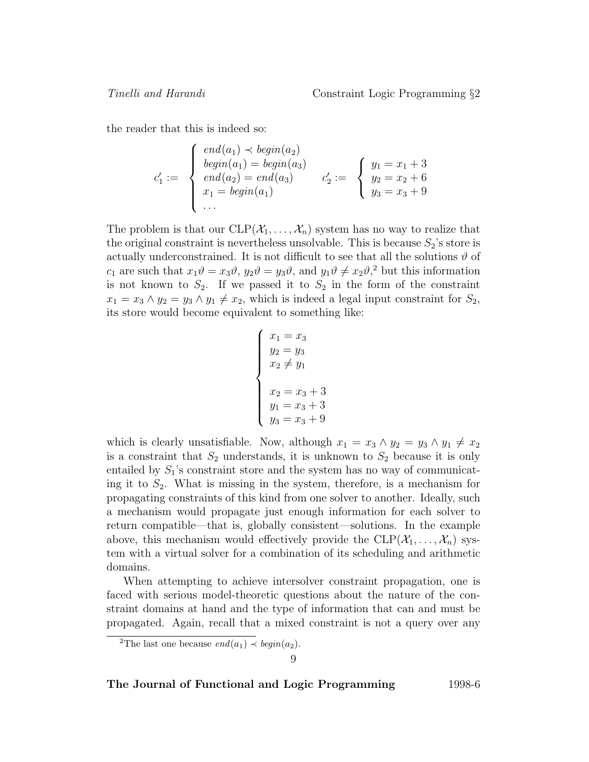the reader that this is indeed so:

$$c'_1 := \left\{ \begin{array}{l} \mathit{end}(a_1) \prec \mathit{begin}(a_2) \\ \mathit{begin}(a_1) = \mathit{begin}(a_3) \\ \mathit{end}(a_2) = \mathit{end}(a_3) \\ x_1 = \mathit{begin}(a_1) \\ \ldots \end{array} \right. \qquad c'_2 := \left\{ \begin{array}{l} y_1 = x_1 + 3 \\ y_2 = x_2 + 6 \\ y_3 = x_3 + 9 \end{array} \right.$$

The problem is that our $\mathrm{CLP}(\mathcal{X}_1, \ldots, \mathcal{X}_n)$ system has no way to realize that the original constraint is nevertheless unsolvable. This is because $S_2$'s store is actually underconstrained. It is not difficult to see that all the solutions $\vartheta$ of $c_1$ are such that $x_1\vartheta = x_3\vartheta$, $y_2\vartheta = y_3\vartheta$, and $y_1\vartheta \neq x_2\vartheta$,[2] but this information is not known to $S_2$. If we passed it to $S_2$ in the form of the constraint $x_1 = x_3 \wedge y_2 = y_3 \wedge y_1 \neq x_2$, which is indeed a legal input constraint for $S_2$, its store would become equivalent to something like:

$$\left\{ \begin{array}{l} x_1 = x_3 \\ y_2 = y_3 \\ x_2 \neq y_1 \\ \\ x_2 = x_3 + 3 \\ y_1 = x_3 + 3 \\ y_3 = x_3 + 9 \end{array} \right.$$

which is clearly unsatisfiable. Now, although $x_1 = x_3 \wedge y_2 = y_3 \wedge y_1 \neq x_2$ is a constraint that $S_2$ understands, it is unknown to $S_2$ because it is only entailed by $S_1$'s constraint store and the system has no way of communicating it to $S_2$. What is missing in the system, therefore, is a mechanism for propagating constraints of this kind from one solver to another. Ideally, such a mechanism would propagate just enough information for each solver to return compatible—that is, globally consistent—solutions. In the example above, this mechanism would effectively provide the $\mathrm{CLP}(\mathcal{X}_1, \ldots, \mathcal{X}_n)$ system with a virtual solver for a combination of its scheduling and arithmetic domains.

When attempting to achieve intersolver constraint propagation, one is faced with serious model-theoretic questions about the nature of the constraint domains at hand and the type of information that can and must be propagated. Again, recall that a mixed constraint is not a query over any

[2] The last one because $\mathit{end}(a_1) \prec \mathit{begin}(a_2)$.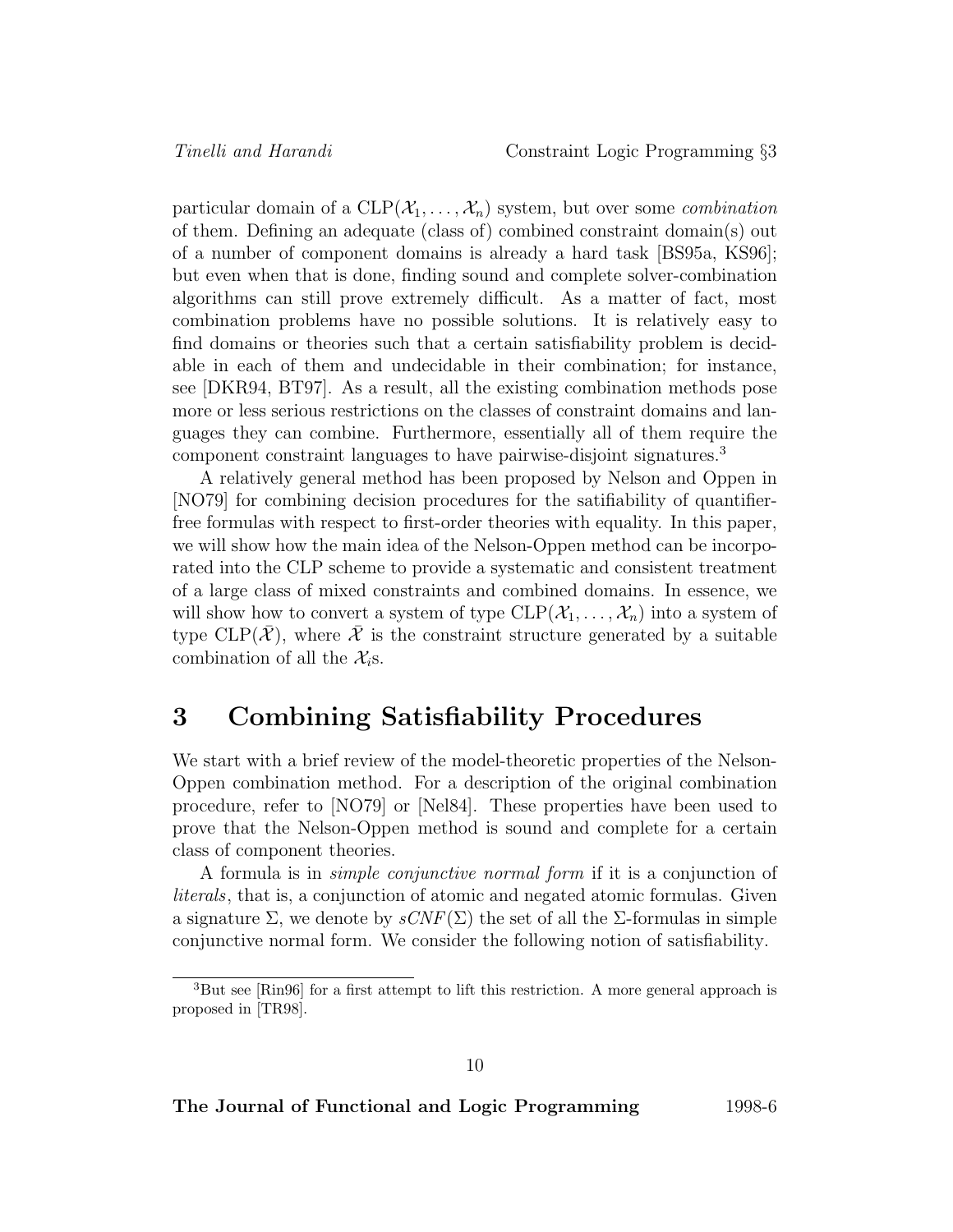particular domain of a CLP($\mathcal{X}_1, \ldots, \mathcal{X}_n$) system, but over some *combination* of them. Defining an adequate (class of) combined constraint domain(s) out of a number of component domains is already a hard task [BS95a, KS96]; but even when that is done, finding sound and complete solver-combination algorithms can still prove extremely difficult. As a matter of fact, most combination problems have no possible solutions. It is relatively easy to find domains or theories such that a certain satisfiability problem is decidable in each of them and undecidable in their combination; for instance, see [DKR94, BT97]. As a result, all the existing combination methods pose more or less serious restrictions on the classes of constraint domains and languages they can combine. Furthermore, essentially all of them require the component constraint languages to have pairwise-disjoint signatures.[3]

A relatively general method has been proposed by Nelson and Oppen in [NO79] for combining decision procedures for the satifiability of quantifier-free formulas with respect to first-order theories with equality. In this paper, we will show how the main idea of the Nelson-Oppen method can be incorporated into the CLP scheme to provide a systematic and consistent treatment of a large class of mixed constraints and combined domains. In essence, we will show how to convert a system of type CLP($\mathcal{X}_1, \ldots, \mathcal{X}_n$) into a system of type CLP($\bar{\mathcal{X}}$), where $\bar{\mathcal{X}}$ is the constraint structure generated by a suitable combination of all the $\mathcal{X}_i$s.

# 3 Combining Satisfiability Procedures

We start with a brief review of the model-theoretic properties of the Nelson-Oppen combination method. For a description of the original combination procedure, refer to [NO79] or [Nel84]. These properties have been used to prove that the Nelson-Oppen method is sound and complete for a certain class of component theories.

A formula is in *simple conjunctive normal form* if it is a conjunction of *literals*, that is, a conjunction of atomic and negated atomic formulas. Given a signature $\Sigma$, we denote by $sCNF(\Sigma)$ the set of all the $\Sigma$-formulas in simple conjunctive normal form. We consider the following notion of satisfiability.

[3] But see [Rin96] for a first attempt to lift this restriction. A more general approach is proposed in [TR98].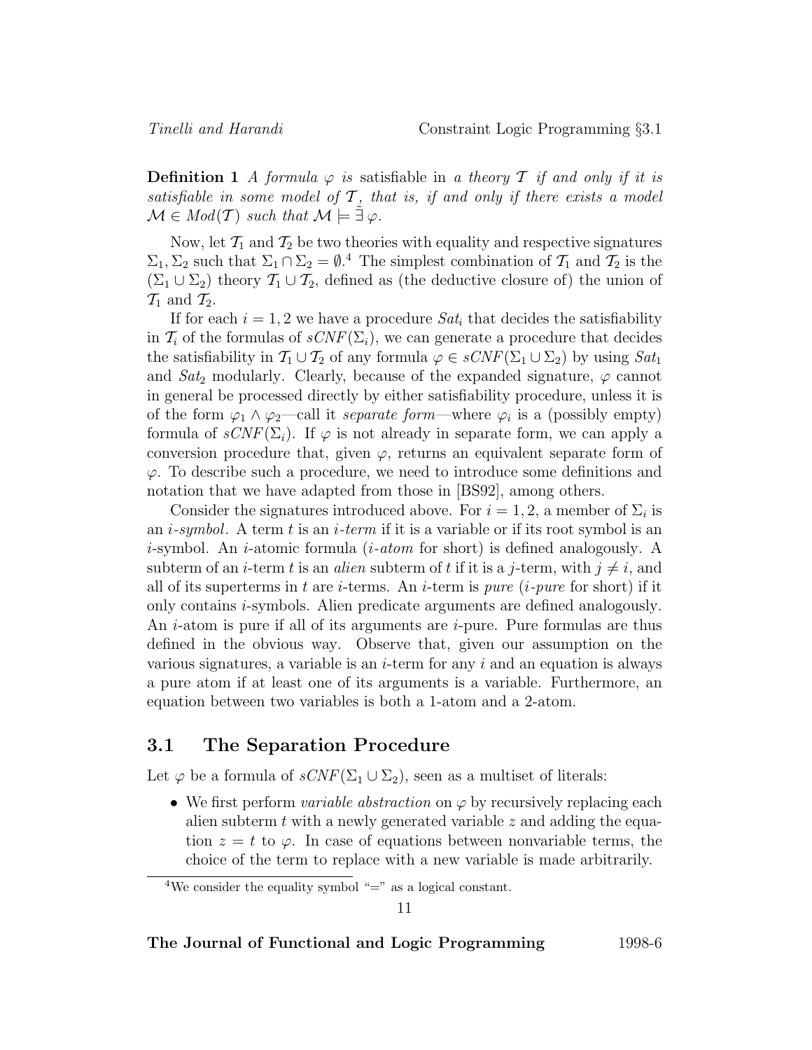**Definition 1** *A formula $\varphi$ is* satisfiable *in a theory $\mathcal{T}$ if and only if it is satisfiable in some model of $\mathcal{T}$, that is, if and only if there exists a model $\mathcal{M} \in Mod(\mathcal{T})$ such that $\mathcal{M} \models \tilde{\exists}\, \varphi$.*

Now, let $\mathcal{T}_1$ and $\mathcal{T}_2$ be two theories with equality and respective signatures $\Sigma_1, \Sigma_2$ such that $\Sigma_1 \cap \Sigma_2 = \emptyset$.[4] The simplest combination of $\mathcal{T}_1$ and $\mathcal{T}_2$ is the $(\Sigma_1 \cup \Sigma_2)$ theory $\mathcal{T}_1 \cup \mathcal{T}_2$, defined as (the deductive closure of) the union of $\mathcal{T}_1$ and $\mathcal{T}_2$.

If for each $i = 1, 2$ we have a procedure $Sat_i$ that decides the satisfiability in $\mathcal{T}_i$ of the formulas of $sCNF(\Sigma_i)$, we can generate a procedure that decides the satisfiability in $\mathcal{T}_1 \cup \mathcal{T}_2$ of any formula $\varphi \in sCNF(\Sigma_1 \cup \Sigma_2)$ by using $Sat_1$ and $Sat_2$ modularly. Clearly, because of the expanded signature, $\varphi$ cannot in general be processed directly by either satisfiability procedure, unless it is of the form $\varphi_1 \wedge \varphi_2$—call it *separate form*—where $\varphi_i$ is a (possibly empty) formula of $sCNF(\Sigma_i)$. If $\varphi$ is not already in separate form, we can apply a conversion procedure that, given $\varphi$, returns an equivalent separate form of $\varphi$. To describe such a procedure, we need to introduce some definitions and notation that we have adapted from those in [BS92], among others.

Consider the signatures introduced above. For $i = 1, 2$, a member of $\Sigma_i$ is an *$i$-symbol*. A term $t$ is an *$i$-term* if it is a variable or if its root symbol is an $i$-symbol. An $i$-atomic formula (*$i$-atom* for short) is defined analogously. A subterm of an $i$-term $t$ is an *alien* subterm of $t$ if it is a $j$-term, with $j \neq i$, and all of its superterms in $t$ are $i$-terms. An $i$-term is *pure* (*$i$-pure* for short) if it only contains $i$-symbols. Alien predicate arguments are defined analogously. An $i$-atom is pure if all of its arguments are $i$-pure. Pure formulas are thus defined in the obvious way. Observe that, given our assumption on the various signatures, a variable is an $i$-term for any $i$ and an equation is always a pure atom if at least one of its arguments is a variable. Furthermore, an equation between two variables is both a 1-atom and a 2-atom.

## 3.1 The Separation Procedure

Let $\varphi$ be a formula of $sCNF(\Sigma_1 \cup \Sigma_2)$, seen as a multiset of literals:

- We first perform *variable abstraction* on $\varphi$ by recursively replacing each alien subterm $t$ with a newly generated variable $z$ and adding the equation $z = t$ to $\varphi$. In case of equations between nonvariable terms, the choice of the term to replace with a new variable is made arbitrarily.

[4] We consider the equality symbol "=" as a logical constant.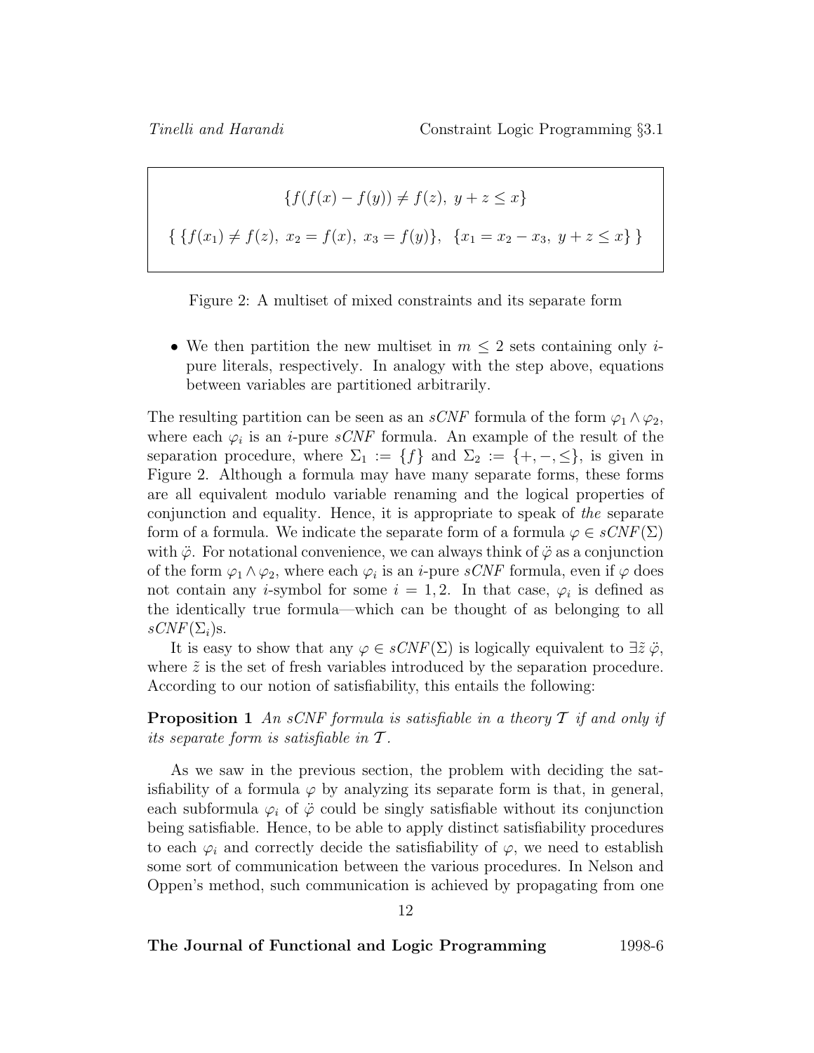$$\{f(f(x) - f(y)) \neq f(z),\ y + z \leq x\}$$

$$\{\ \{f(x_1) \neq f(z),\ x_2 = f(x),\ x_3 = f(y)\},\ \ \{x_1 = x_2 - x_3,\ y + z \leq x\}\ \}$$

Figure 2: A multiset of mixed constraints and its separate form

- We then partition the new multiset in $m \leq 2$ sets containing only $i$-pure literals, respectively. In analogy with the step above, equations between variables are partitioned arbitrarily.

The resulting partition can be seen as an *sCNF* formula of the form $\varphi_1 \wedge \varphi_2$, where each $\varphi_i$ is an $i$-pure *sCNF* formula. An example of the result of the separation procedure, where $\Sigma_1 := \{f\}$ and $\Sigma_2 := \{+, -, \leq\}$, is given in Figure 2. Although a formula may have many separate forms, these forms are all equivalent modulo variable renaming and the logical properties of conjunction and equality. Hence, it is appropriate to speak of *the* separate form of a formula. We indicate the separate form of a formula $\varphi \in sCNF(\Sigma)$ with $\ddot{\varphi}$. For notational convenience, we can always think of $\ddot{\varphi}$ as a conjunction of the form $\varphi_1 \wedge \varphi_2$, where each $\varphi_i$ is an $i$-pure *sCNF* formula, even if $\varphi$ does not contain any $i$-symbol for some $i = 1, 2$. In that case, $\varphi_i$ is defined as the identically true formula—which can be thought of as belonging to all $sCNF(\Sigma_i)$s.

It is easy to show that any $\varphi \in sCNF(\Sigma)$ is logically equivalent to $\exists \tilde{z}\, \ddot{\varphi}$, where $\tilde{z}$ is the set of fresh variables introduced by the separation procedure. According to our notion of satisfiability, this entails the following:

**Proposition 1** *An sCNF formula is satisfiable in a theory $\mathcal{T}$ if and only if its separate form is satisfiable in $\mathcal{T}$.*

As we saw in the previous section, the problem with deciding the satisfiability of a formula $\varphi$ by analyzing its separate form is that, in general, each subformula $\varphi_i$ of $\ddot{\varphi}$ could be singly satisfiable without its conjunction being satisfiable. Hence, to be able to apply distinct satisfiability procedures to each $\varphi_i$ and correctly decide the satisfiability of $\varphi$, we need to establish some sort of communication between the various procedures. In Nelson and Oppen's method, such communication is achieved by propagating from one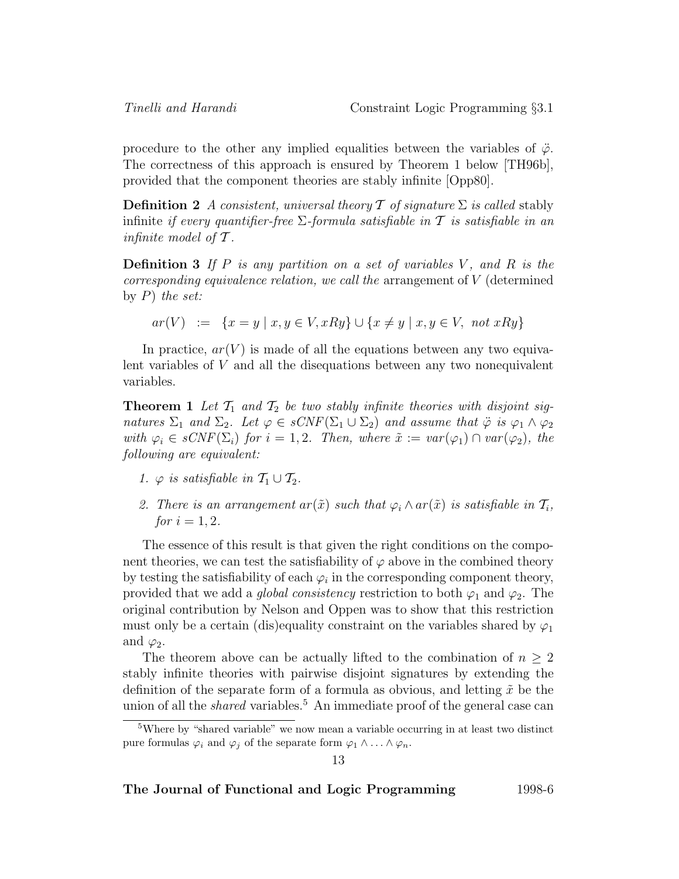procedure to the other any implied equalities between the variables of $\ddot{\varphi}$. The correctness of this approach is ensured by Theorem 1 below [TH96b], provided that the component theories are stably infinite [Opp80].

**Definition 2** *A consistent, universal theory $\mathcal{T}$ of signature $\Sigma$ is called* stably infinite *if every quantifier-free $\Sigma$-formula satisfiable in $\mathcal{T}$ is satisfiable in an infinite model of $\mathcal{T}$.*

**Definition 3** *If $P$ is any partition on a set of variables $V$, and $R$ is the corresponding equivalence relation, we call the* arrangement of $V$ (determined by $P$) *the set:*

$$ar(V) \ := \ \{x = y \mid x, y \in V, xRy\} \cup \{x \neq y \mid x, y \in V, \ not \ xRy\}$$

In practice, $ar(V)$ is made of all the equations between any two equivalent variables of $V$ and all the disequations between any two nonequivalent variables.

**Theorem 1** *Let $\mathcal{T}_1$ and $\mathcal{T}_2$ be two stably infinite theories with disjoint signatures $\Sigma_1$ and $\Sigma_2$. Let $\varphi \in sCNF(\Sigma_1 \cup \Sigma_2)$ and assume that $\ddot{\varphi}$ is $\varphi_1 \wedge \varphi_2$ with $\varphi_i \in sCNF(\Sigma_i)$ for $i = 1, 2$. Then, where $\tilde{x} := var(\varphi_1) \cap var(\varphi_2)$, the following are equivalent:*

1. *$\varphi$ is satisfiable in $\mathcal{T}_1 \cup \mathcal{T}_2$.*
2. *There is an arrangement $ar(\tilde{x})$ such that $\varphi_i \wedge ar(\tilde{x})$ is satisfiable in $\mathcal{T}_i$, for $i = 1, 2$.*

The essence of this result is that given the right conditions on the component theories, we can test the satisfiability of $\varphi$ above in the combined theory by testing the satisfiability of each $\varphi_i$ in the corresponding component theory, provided that we add a *global consistency* restriction to both $\varphi_1$ and $\varphi_2$. The original contribution by Nelson and Oppen was to show that this restriction must only be a certain (dis)equality constraint on the variables shared by $\varphi_1$ and $\varphi_2$.

The theorem above can be actually lifted to the combination of $n \geq 2$ stably infinite theories with pairwise disjoint signatures by extending the definition of the separate form of a formula as obvious, and letting $\tilde{x}$ be the union of all the *shared* variables.[5] An immediate proof of the general case can

[5] Where by "shared variable" we now mean a variable occurring in at least two distinct pure formulas $\varphi_i$ and $\varphi_j$ of the separate form $\varphi_1 \wedge \ldots \wedge \varphi_n$.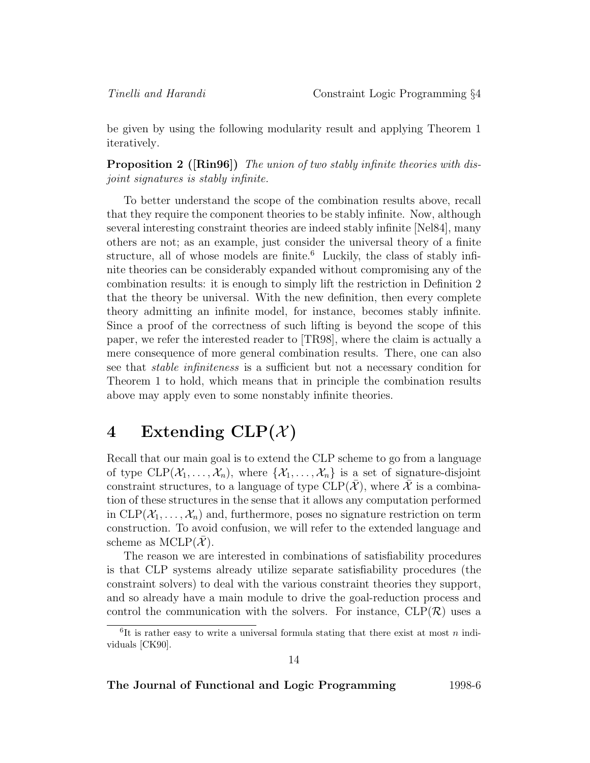be given by using the following modularity result and applying Theorem 1 iteratively.

**Proposition 2 ([Rin96])** *The union of two stably infinite theories with disjoint signatures is stably infinite.*

To better understand the scope of the combination results above, recall that they require the component theories to be stably infinite. Now, although several interesting constraint theories are indeed stably infinite [Nel84], many others are not; as an example, just consider the universal theory of a finite structure, all of whose models are finite.[6] Luckily, the class of stably infinite theories can be considerably expanded without compromising any of the combination results: it is enough to simply lift the restriction in Definition 2 that the theory be universal. With the new definition, then every complete theory admitting an infinite model, for instance, becomes stably infinite. Since a proof of the correctness of such lifting is beyond the scope of this paper, we refer the interested reader to [TR98], where the claim is actually a mere consequence of more general combination results. There, one can also see that *stable infiniteness* is a sufficient but not a necessary condition for Theorem 1 to hold, which means that in principle the combination results above may apply even to some nonstably infinite theories.

# 4 Extending CLP($\mathcal{X}$)

Recall that our main goal is to extend the CLP scheme to go from a language of type CLP($\mathcal{X}_1, \ldots, \mathcal{X}_n$), where $\{\mathcal{X}_1, \ldots, \mathcal{X}_n\}$ is a set of signature-disjoint constraint structures, to a language of type CLP($\bar{\mathcal{X}}$), where $\bar{\mathcal{X}}$ is a combination of these structures in the sense that it allows any computation performed in CLP($\mathcal{X}_1, \ldots, \mathcal{X}_n$) and, furthermore, poses no signature restriction on term construction. To avoid confusion, we will refer to the extended language and scheme as MCLP($\bar{\mathcal{X}}$).

The reason we are interested in combinations of satisfiability procedures is that CLP systems already utilize separate satisfiability procedures (the constraint solvers) to deal with the various constraint theories they support, and so already have a main module to drive the goal-reduction process and control the communication with the solvers. For instance, CLP($\mathcal{R}$) uses a

[6] It is rather easy to write a universal formula stating that there exist at most $n$ individuals [CK90].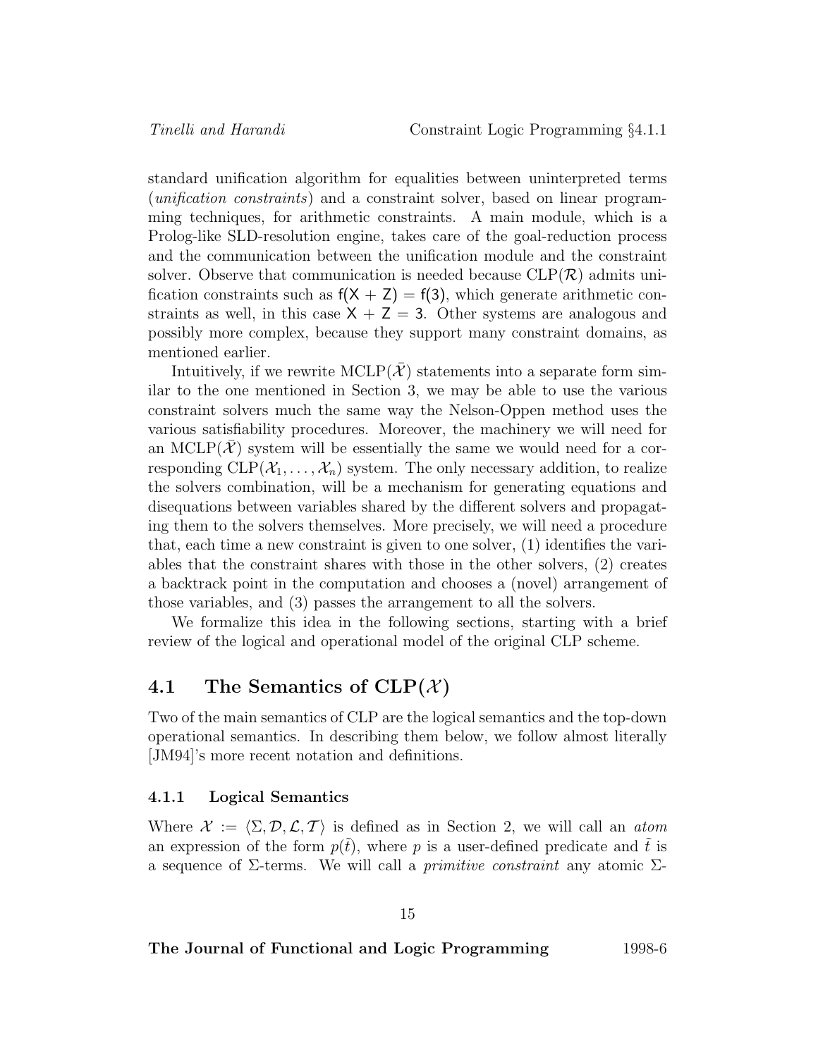standard unification algorithm for equalities between uninterpreted terms (*unification constraints*) and a constraint solver, based on linear programming techniques, for arithmetic constraints. A main module, which is a Prolog-like SLD-resolution engine, takes care of the goal-reduction process and the communication between the unification module and the constraint solver. Observe that communication is needed because $\text{CLP}(\mathcal{R})$ admits unification constraints such as $\mathsf{f}(\mathsf{X} + \mathsf{Z}) = \mathsf{f}(3)$, which generate arithmetic constraints as well, in this case $\mathsf{X} + \mathsf{Z} = 3$. Other systems are analogous and possibly more complex, because they support many constraint domains, as mentioned earlier.

Intuitively, if we rewrite $\text{MCLP}(\bar{\mathcal{X}})$ statements into a separate form similar to the one mentioned in Section 3, we may be able to use the various constraint solvers much the same way the Nelson-Oppen method uses the various satisfiability procedures. Moreover, the machinery we will need for an $\text{MCLP}(\bar{\mathcal{X}})$ system will be essentially the same we would need for a corresponding $\text{CLP}(\mathcal{X}_1, \ldots, \mathcal{X}_n)$ system. The only necessary addition, to realize the solvers combination, will be a mechanism for generating equations and disequations between variables shared by the different solvers and propagating them to the solvers themselves. More precisely, we will need a procedure that, each time a new constraint is given to one solver, (1) identifies the variables that the constraint shares with those in the other solvers, (2) creates a backtrack point in the computation and chooses a (novel) arrangement of those variables, and (3) passes the arrangement to all the solvers.

We formalize this idea in the following sections, starting with a brief review of the logical and operational model of the original CLP scheme.

## 4.1 The Semantics of $\text{CLP}(\mathcal{X})$

Two of the main semantics of CLP are the logical semantics and the top-down operational semantics. In describing them below, we follow almost literally [JM94]'s more recent notation and definitions.

### 4.1.1 Logical Semantics

Where $\mathcal{X} := \langle \Sigma, \mathcal{D}, \mathcal{L}, \mathcal{T} \rangle$ is defined as in Section 2, we will call an *atom* an expression of the form $p(\tilde{t})$, where $p$ is a user-defined predicate and $\tilde{t}$ is a sequence of $\Sigma$-terms. We will call a *primitive constraint* any atomic $\Sigma$-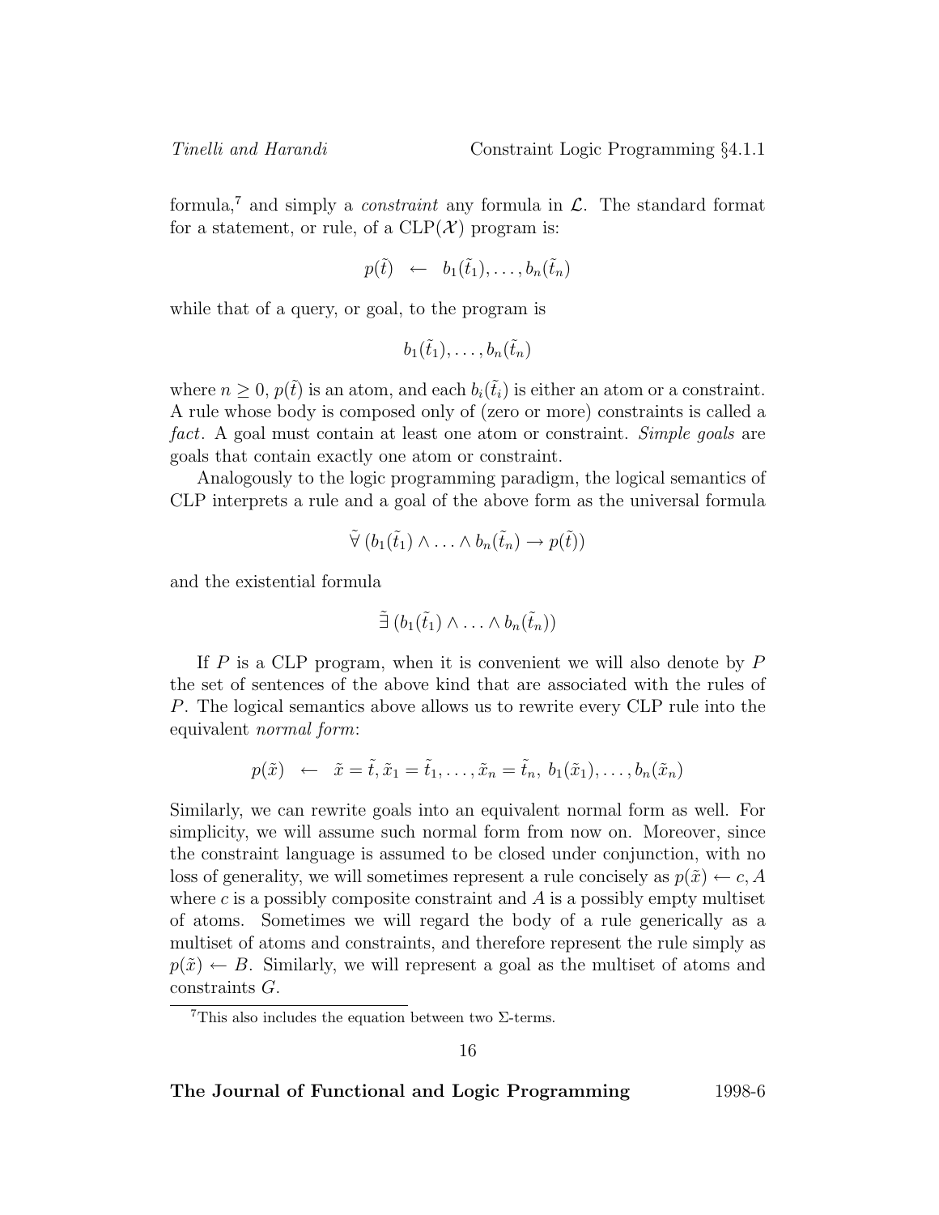formula,[7] and simply a *constraint* any formula in $\mathcal{L}$. The standard format for a statement, or rule, of a CLP($\mathcal{X}$) program is:

$$p(\tilde{t}) \;\leftarrow\; b_1(\tilde{t}_1), \ldots, b_n(\tilde{t}_n)$$

while that of a query, or goal, to the program is

$$b_1(\tilde{t}_1), \ldots, b_n(\tilde{t}_n)$$

where $n \geq 0$, $p(\tilde{t})$ is an atom, and each $b_i(\tilde{t}_i)$ is either an atom or a constraint. A rule whose body is composed only of (zero or more) constraints is called a *fact*. A goal must contain at least one atom or constraint. *Simple goals* are goals that contain exactly one atom or constraint.

Analogously to the logic programming paradigm, the logical semantics of CLP interprets a rule and a goal of the above form as the universal formula

$$\tilde{\forall}\,(b_1(\tilde{t}_1) \wedge \ldots \wedge b_n(\tilde{t}_n) \rightarrow p(\tilde{t}))$$

and the existential formula

$$\tilde{\exists}\,(b_1(\tilde{t}_1) \wedge \ldots \wedge b_n(\tilde{t}_n))$$

If $P$ is a CLP program, when it is convenient we will also denote by $P$ the set of sentences of the above kind that are associated with the rules of $P$. The logical semantics above allows us to rewrite every CLP rule into the equivalent *normal form*:

$$p(\tilde{x}) \;\leftarrow\; \tilde{x} = \tilde{t}, \tilde{x}_1 = \tilde{t}_1, \ldots, \tilde{x}_n = \tilde{t}_n,\; b_1(\tilde{x}_1), \ldots, b_n(\tilde{x}_n)$$

Similarly, we can rewrite goals into an equivalent normal form as well. For simplicity, we will assume such normal form from now on. Moreover, since the constraint language is assumed to be closed under conjunction, with no loss of generality, we will sometimes represent a rule concisely as $p(\tilde{x}) \leftarrow c, A$ where $c$ is a possibly composite constraint and $A$ is a possibly empty multiset of atoms. Sometimes we will regard the body of a rule generically as a multiset of atoms and constraints, and therefore represent the rule simply as $p(\tilde{x}) \leftarrow B$. Similarly, we will represent a goal as the multiset of atoms and constraints $G$.

[7] This also includes the equation between two $\Sigma$-terms.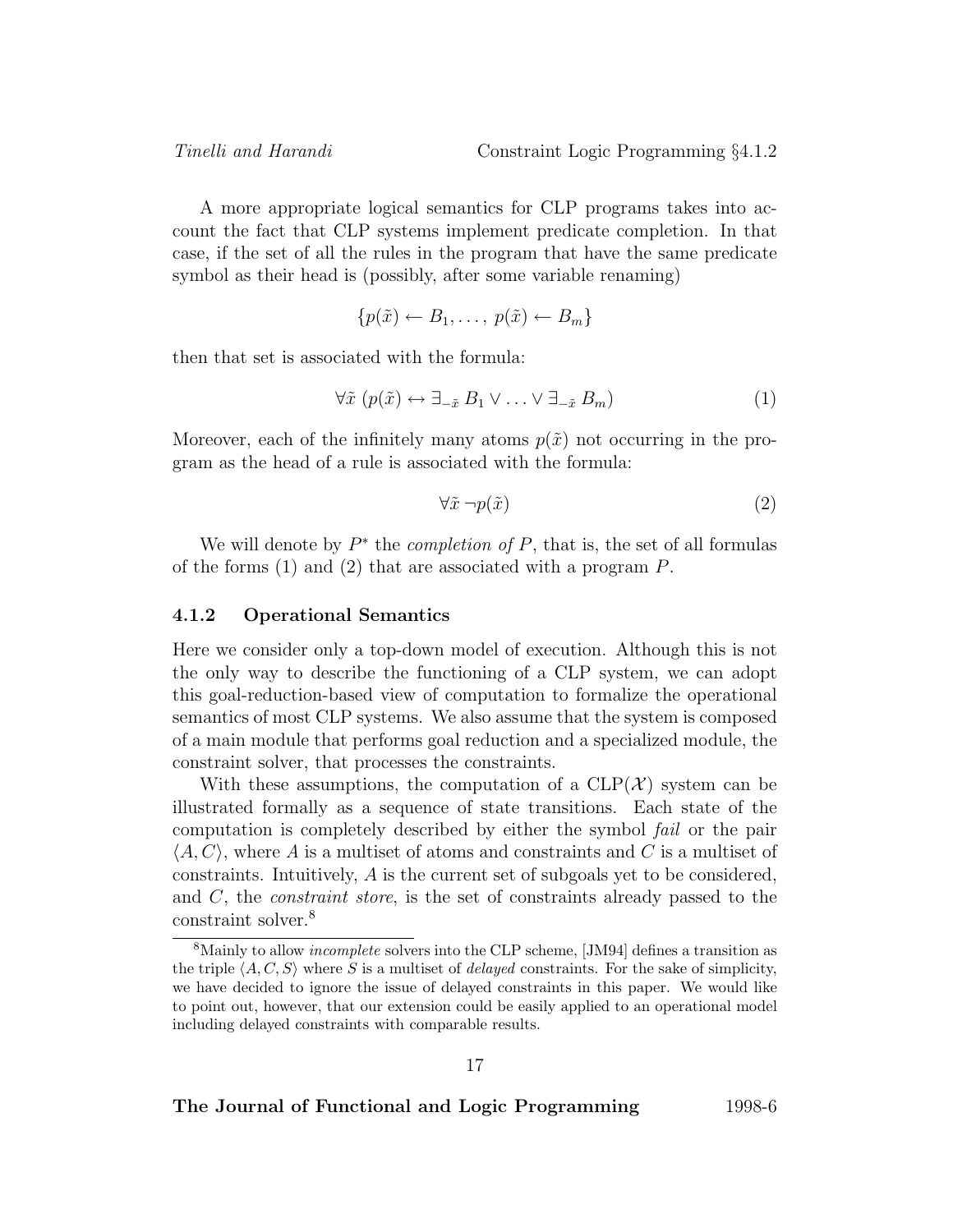A more appropriate logical semantics for CLP programs takes into account the fact that CLP systems implement predicate completion. In that case, if the set of all the rules in the program that have the same predicate symbol as their head is (possibly, after some variable renaming)

$$\{p(\tilde{x}) \leftarrow B_1, \ldots, \; p(\tilde{x}) \leftarrow B_m\}$$

then that set is associated with the formula:

$$\forall \tilde{x} \; (p(\tilde{x}) \leftrightarrow \exists_{-\tilde{x}} \, B_1 \vee \ldots \vee \exists_{-\tilde{x}} \, B_m) \tag{1}$$

Moreover, each of the infinitely many atoms $p(\tilde{x})$ not occurring in the program as the head of a rule is associated with the formula:

$$\forall \tilde{x} \, \neg p(\tilde{x}) \tag{2}$$

We will denote by $P^*$ the *completion of* $P$, that is, the set of all formulas of the forms (1) and (2) that are associated with a program $P$.

### 4.1.2 Operational Semantics

Here we consider only a top-down model of execution. Although this is not the only way to describe the functioning of a CLP system, we can adopt this goal-reduction-based view of computation to formalize the operational semantics of most CLP systems. We also assume that the system is composed of a main module that performs goal reduction and a specialized module, the constraint solver, that processes the constraints.

With these assumptions, the computation of a CLP($\mathcal{X}$) system can be illustrated formally as a sequence of state transitions. Each state of the computation is completely described by either the symbol *fail* or the pair $\langle A, C \rangle$, where $A$ is a multiset of atoms and constraints and $C$ is a multiset of constraints. Intuitively, $A$ is the current set of subgoals yet to be considered, and $C$, the *constraint store*, is the set of constraints already passed to the constraint solver.[8]

[8] Mainly to allow *incomplete* solvers into the CLP scheme, [JM94] defines a transition as the triple $\langle A, C, S \rangle$ where $S$ is a multiset of *delayed* constraints. For the sake of simplicity, we have decided to ignore the issue of delayed constraints in this paper. We would like to point out, however, that our extension could be easily applied to an operational model including delayed constraints with comparable results.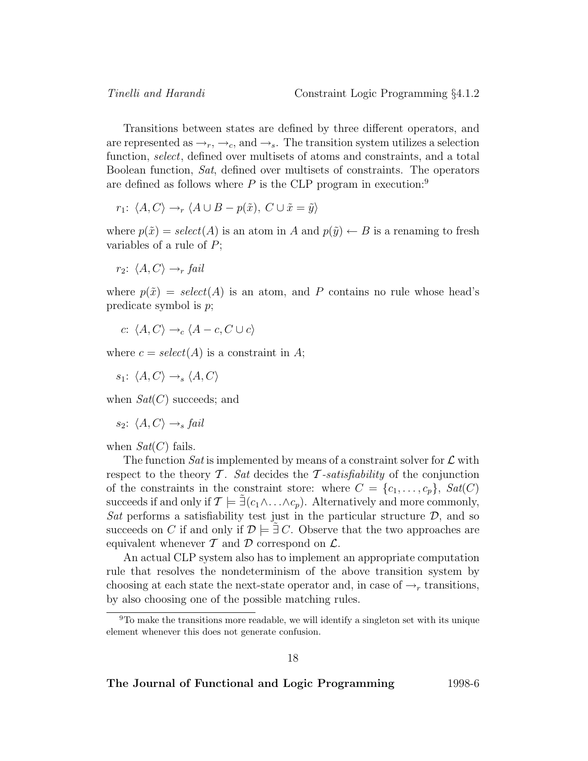Transitions between states are defined by three different operators, and are represented as $\rightarrow_r$, $\rightarrow_c$, and $\rightarrow_s$. The transition system utilizes a selection function, *select*, defined over multisets of atoms and constraints, and a total Boolean function, *Sat*, defined over multisets of constraints. The operators are defined as follows where $P$ is the CLP program in execution:[9]

$r_1$: $\langle A, C\rangle \rightarrow_r \langle A \cup B - p(\tilde{x}),\ C \cup \tilde{x} = \tilde{y}\rangle$

where $p(\tilde{x}) = \mathit{select}(A)$ is an atom in $A$ and $p(\tilde{y}) \leftarrow B$ is a renaming to fresh variables of a rule of $P$;

$r_2$: $\langle A, C\rangle \rightarrow_r \mathit{fail}$

where $p(\tilde{x}) = \mathit{select}(A)$ is an atom, and $P$ contains no rule whose head's predicate symbol is $p$;

$c$: $\langle A, C\rangle \rightarrow_c \langle A - c, C \cup c\rangle$

where $c = \mathit{select}(A)$ is a constraint in $A$;

$s_1$: $\langle A, C\rangle \rightarrow_s \langle A, C\rangle$

when $\mathit{Sat}(C)$ succeeds; and

$s_2$: $\langle A, C\rangle \rightarrow_s \mathit{fail}$

when $\mathit{Sat}(C)$ fails.

The function *Sat* is implemented by means of a constraint solver for $\mathcal{L}$ with respect to the theory $\mathcal{T}$. *Sat* decides the *$\mathcal{T}$-satisfiability* of the conjunction of the constraints in the constraint store: where $C = \{c_1, \ldots, c_p\}$, $\mathit{Sat}(C)$ succeeds if and only if $\mathcal{T} \models \tilde{\exists}(c_1 \wedge \ldots \wedge c_p)$. Alternatively and more commonly, *Sat* performs a satisfiability test just in the particular structure $\mathcal{D}$, and so succeeds on $C$ if and only if $\mathcal{D} \models \tilde{\exists}\, C$. Observe that the two approaches are equivalent whenever $\mathcal{T}$ and $\mathcal{D}$ correspond on $\mathcal{L}$.

An actual CLP system also has to implement an appropriate computation rule that resolves the nondeterminism of the above transition system by choosing at each state the next-state operator and, in case of $\rightarrow_r$ transitions, by also choosing one of the possible matching rules.

[9]To make the transitions more readable, we will identify a singleton set with its unique element whenever this does not generate confusion.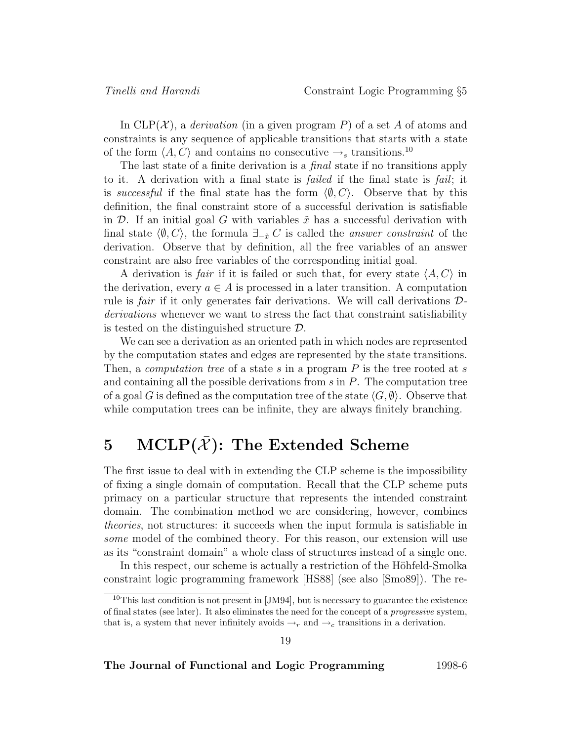In CLP($\mathcal{X}$), a *derivation* (in a given program $P$) of a set $A$ of atoms and constraints is any sequence of applicable transitions that starts with a state of the form $\langle A, C\rangle$ and contains no consecutive $\rightarrow_s$ transitions.[10]

The last state of a finite derivation is a *final* state if no transitions apply to it. A derivation with a final state is *failed* if the final state is *fail*; it is *successful* if the final state has the form $\langle \emptyset, C\rangle$. Observe that by this definition, the final constraint store of a successful derivation is satisfiable in $\mathcal{D}$. If an initial goal $G$ with variables $\tilde{x}$ has a successful derivation with final state $\langle \emptyset, C\rangle$, the formula $\exists_{-\tilde{x}} C$ is called the *answer constraint* of the derivation. Observe that by definition, all the free variables of an answer constraint are also free variables of the corresponding initial goal.

A derivation is *fair* if it is failed or such that, for every state $\langle A, C\rangle$ in the derivation, every $a \in A$ is processed in a later transition. A computation rule is *fair* if it only generates fair derivations. We will call derivations *$\mathcal{D}$-derivations* whenever we want to stress the fact that constraint satisfiability is tested on the distinguished structure $\mathcal{D}$.

We can see a derivation as an oriented path in which nodes are represented by the computation states and edges are represented by the state transitions. Then, a *computation tree* of a state $s$ in a program $P$ is the tree rooted at $s$ and containing all the possible derivations from $s$ in $P$. The computation tree of a goal $G$ is defined as the computation tree of the state $\langle G, \emptyset\rangle$. Observe that while computation trees can be infinite, they are always finitely branching.

# 5 MCLP($\bar{\mathcal{X}}$): The Extended Scheme

The first issue to deal with in extending the CLP scheme is the impossibility of fixing a single domain of computation. Recall that the CLP scheme puts primacy on a particular structure that represents the intended constraint domain. The combination method we are considering, however, combines *theories*, not structures: it succeeds when the input formula is satisfiable in *some* model of the combined theory. For this reason, our extension will use as its "constraint domain" a whole class of structures instead of a single one.

In this respect, our scheme is actually a restriction of the Höhfeld-Smolka constraint logic programming framework [HS88] (see also [Smo89]). The re-

[10] This last condition is not present in [JM94], but is necessary to guarantee the existence of final states (see later). It also eliminates the need for the concept of a *progressive* system, that is, a system that never infinitely avoids $\rightarrow_r$ and $\rightarrow_c$ transitions in a derivation.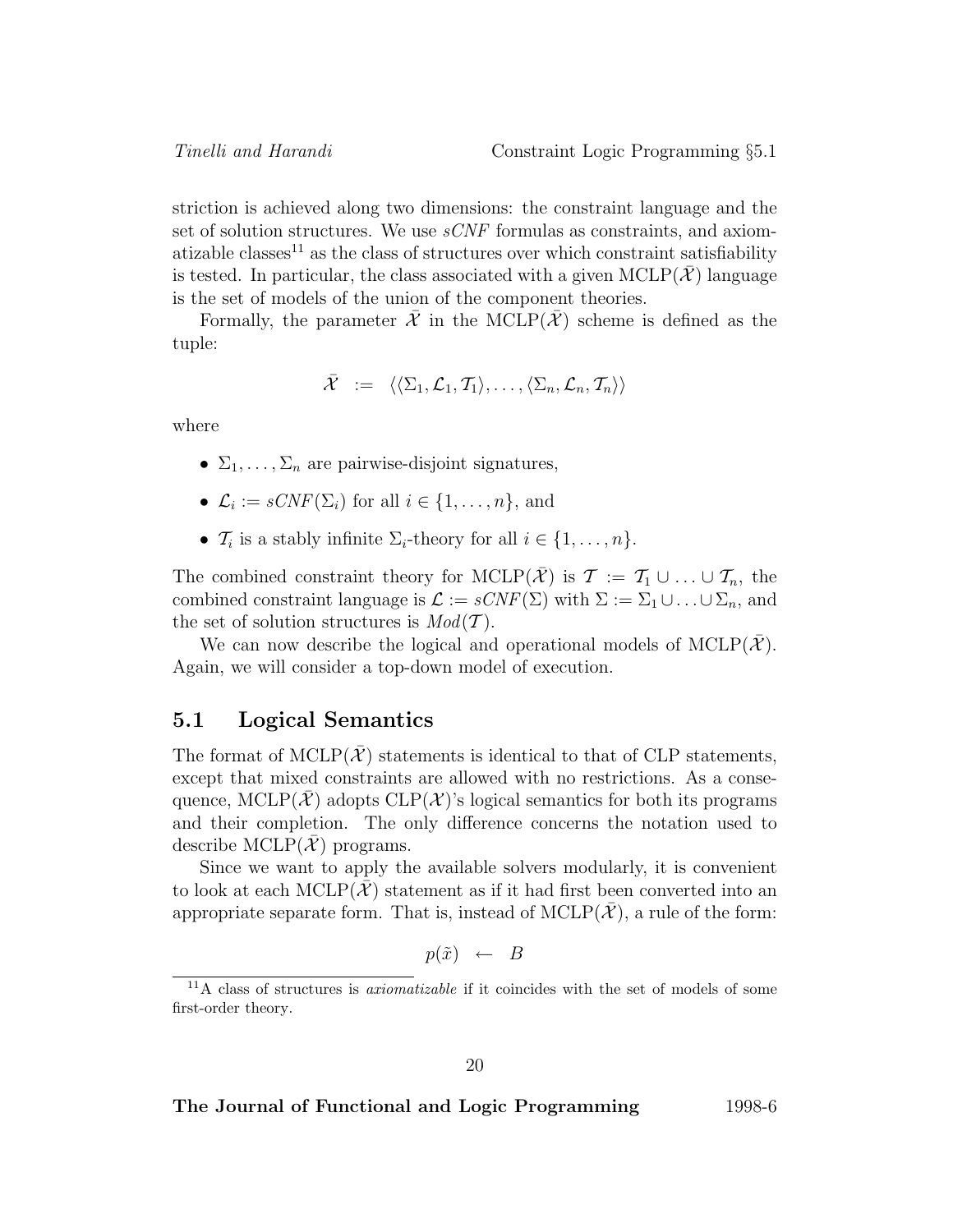striction is achieved along two dimensions: the constraint language and the set of solution structures. We use *sCNF* formulas as constraints, and axiomatizable classes[11] as the class of structures over which constraint satisfiability is tested. In particular, the class associated with a given MCLP($\bar{\mathcal{X}}$) language is the set of models of the union of the component theories.

Formally, the parameter $\bar{\mathcal{X}}$ in the MCLP($\bar{\mathcal{X}}$) scheme is defined as the tuple:

$$\bar{\mathcal{X}} \;:=\; \langle \langle \Sigma_1, \mathcal{L}_1, \mathcal{T}_1 \rangle, \ldots, \langle \Sigma_n, \mathcal{L}_n, \mathcal{T}_n \rangle \rangle$$

where

- $\Sigma_1, \ldots, \Sigma_n$ are pairwise-disjoint signatures,
- $\mathcal{L}_i := sCNF(\Sigma_i)$ for all $i \in \{1, \ldots, n\}$, and
- $\mathcal{T}_i$ is a stably infinite $\Sigma_i$-theory for all $i \in \{1, \ldots, n\}$.

The combined constraint theory for MCLP($\bar{\mathcal{X}}$) is $\mathcal{T} := \mathcal{T}_1 \cup \ldots \cup \mathcal{T}_n$, the combined constraint language is $\mathcal{L} := sCNF(\Sigma)$ with $\Sigma := \Sigma_1 \cup \ldots \cup \Sigma_n$, and the set of solution structures is $Mod(\mathcal{T})$.

We can now describe the logical and operational models of MCLP($\bar{\mathcal{X}}$). Again, we will consider a top-down model of execution.

## 5.1 Logical Semantics

The format of MCLP($\bar{\mathcal{X}}$) statements is identical to that of CLP statements, except that mixed constraints are allowed with no restrictions. As a consequence, MCLP($\bar{\mathcal{X}}$) adopts CLP($\mathcal{X}$)'s logical semantics for both its programs and their completion. The only difference concerns the notation used to describe MCLP($\bar{\mathcal{X}}$) programs.

Since we want to apply the available solvers modularly, it is convenient to look at each MCLP($\bar{\mathcal{X}}$) statement as if it had first been converted into an appropriate separate form. That is, instead of MCLP($\bar{\mathcal{X}}$), a rule of the form:

$$p(\tilde{x}) \;\leftarrow\; B$$

[11] A class of structures is *axiomatizable* if it coincides with the set of models of some first-order theory.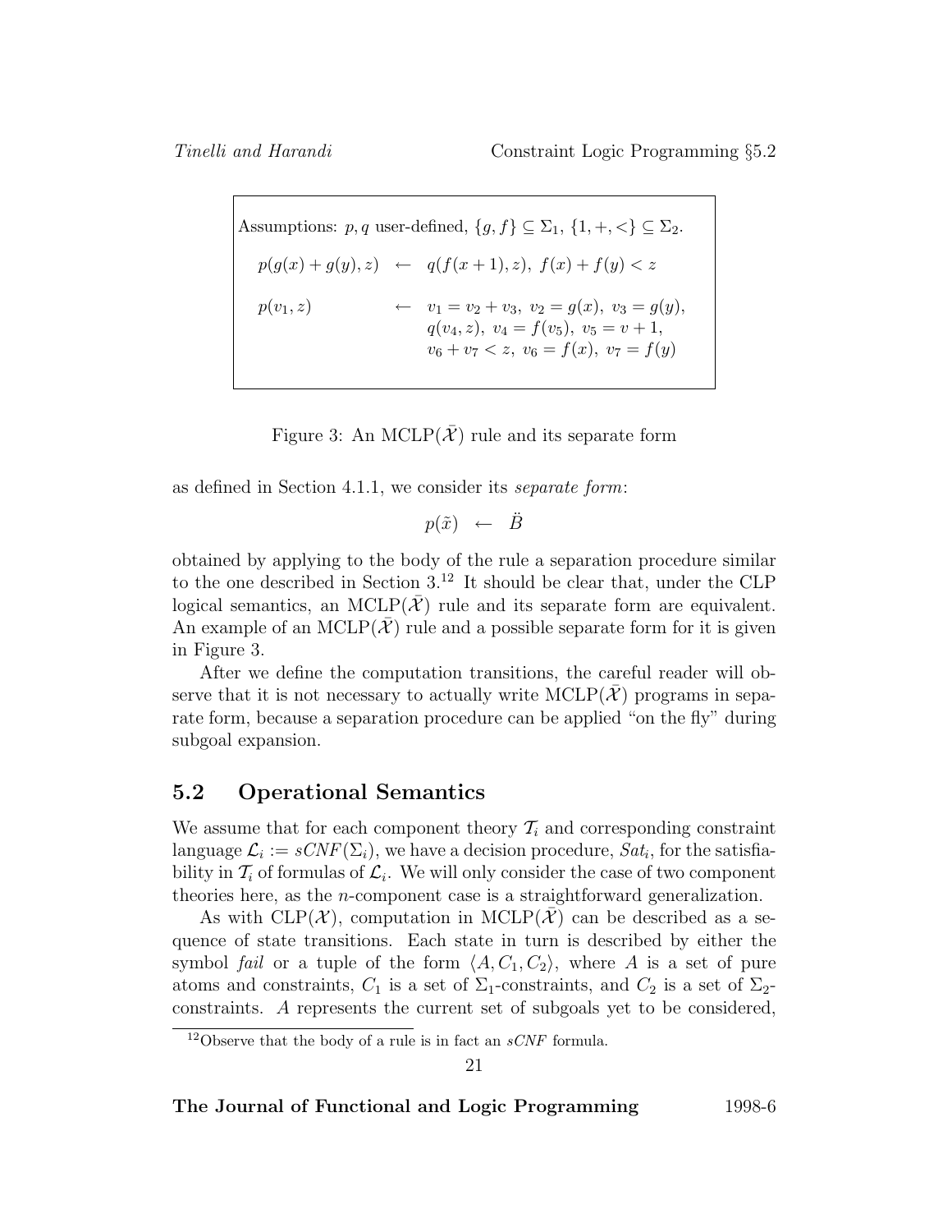Assumptions: $p, q$ user-defined, $\{g, f\} \subseteq \Sigma_1$, $\{1, +, <\} \subseteq \Sigma_2$.

$$
\begin{array}{lcl}
p(g(x) + g(y), z) & \leftarrow & q(f(x+1), z),\ f(x) + f(y) < z \\
\\
p(v_1, z) & \leftarrow & v_1 = v_2 + v_3,\ v_2 = g(x),\ v_3 = g(y), \\
 & & q(v_4, z),\ v_4 = f(v_5),\ v_5 = v + 1, \\
 & & v_6 + v_7 < z,\ v_6 = f(x),\ v_7 = f(y)
\end{array}
$$

Figure 3: An MCLP($\bar{\mathcal{X}}$) rule and its separate form

as defined in Section 4.1.1, we consider its *separate form*:

$$p(\tilde{x}) \ \leftarrow \ \ddot{B}$$

obtained by applying to the body of the rule a separation procedure similar to the one described in Section 3.[12] It should be clear that, under the CLP logical semantics, an MCLP($\bar{\mathcal{X}}$) rule and its separate form are equivalent. An example of an MCLP($\bar{\mathcal{X}}$) rule and a possible separate form for it is given in Figure 3.

After we define the computation transitions, the careful reader will observe that it is not necessary to actually write MCLP($\bar{\mathcal{X}}$) programs in separate form, because a separation procedure can be applied "on the fly" during subgoal expansion.

## 5.2 Operational Semantics

We assume that for each component theory $\mathcal{T}_i$ and corresponding constraint language $\mathcal{L}_i := sCNF(\Sigma_i)$, we have a decision procedure, $Sat_i$, for the satisfiability in $\mathcal{T}_i$ of formulas of $\mathcal{L}_i$. We will only consider the case of two component theories here, as the $n$-component case is a straightforward generalization.

As with CLP($\mathcal{X}$), computation in MCLP($\bar{\mathcal{X}}$) can be described as a sequence of state transitions. Each state in turn is described by either the symbol *fail* or a tuple of the form $\langle A, C_1, C_2 \rangle$, where $A$ is a set of pure atoms and constraints, $C_1$ is a set of $\Sigma_1$-constraints, and $C_2$ is a set of $\Sigma_2$-constraints. $A$ represents the current set of subgoals yet to be considered,

[12] Observe that the body of a rule is in fact an *sCNF* formula.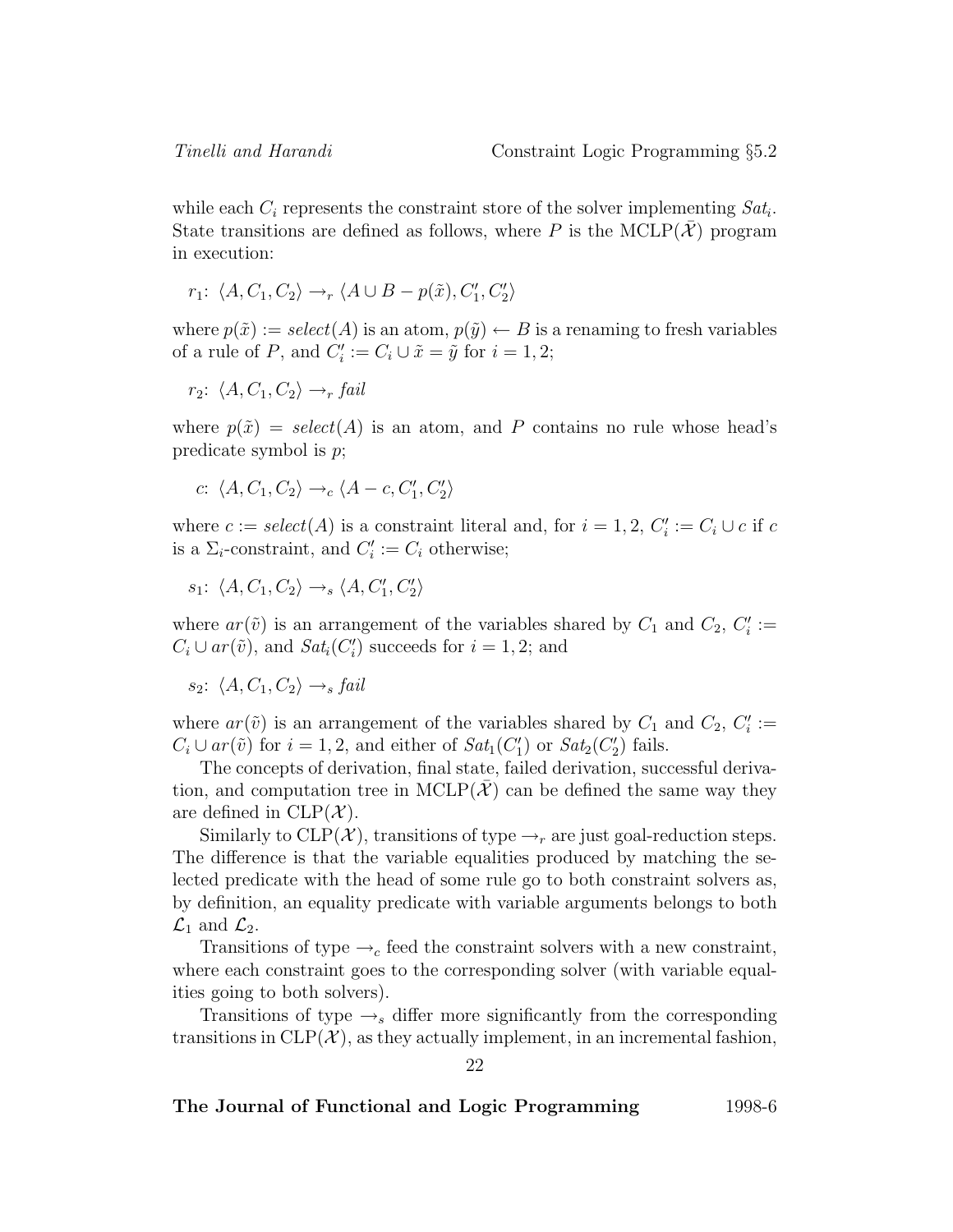while each $C_i$ represents the constraint store of the solver implementing $Sat_i$. State transitions are defined as follows, where $P$ is the MCLP($\bar{\mathcal{X}}$) program in execution:

$r_1$: $\langle A, C_1, C_2 \rangle \rightarrow_r \langle A \cup B - p(\tilde{x}), C_1', C_2' \rangle$

where $p(\tilde{x}) := select(A)$ is an atom, $p(\tilde{y}) \leftarrow B$ is a renaming to fresh variables of a rule of $P$, and $C_i' := C_i \cup \tilde{x} = \tilde{y}$ for $i = 1, 2$;

$r_2$: $\langle A, C_1, C_2 \rangle \rightarrow_r fail$

where $p(\tilde{x}) = select(A)$ is an atom, and $P$ contains no rule whose head's predicate symbol is $p$;

$c$: $\langle A, C_1, C_2 \rangle \rightarrow_c \langle A - c, C_1', C_2' \rangle$

where $c := select(A)$ is a constraint literal and, for $i = 1, 2$, $C_i' := C_i \cup c$ if $c$ is a $\Sigma_i$-constraint, and $C_i' := C_i$ otherwise;

$s_1$: $\langle A, C_1, C_2 \rangle \rightarrow_s \langle A, C_1', C_2' \rangle$

where $ar(\tilde{v})$ is an arrangement of the variables shared by $C_1$ and $C_2$, $C_i' := C_i \cup ar(\tilde{v})$, and $Sat_i(C_i')$ succeeds for $i = 1, 2$; and

$s_2$: $\langle A, C_1, C_2 \rangle \rightarrow_s fail$

where $ar(\tilde{v})$ is an arrangement of the variables shared by $C_1$ and $C_2$, $C_i' := C_i \cup ar(\tilde{v})$ for $i = 1, 2$, and either of $Sat_1(C_1')$ or $Sat_2(C_2')$ fails.

The concepts of derivation, final state, failed derivation, successful derivation, and computation tree in MCLP($\bar{\mathcal{X}}$) can be defined the same way they are defined in CLP($\mathcal{X}$).

Similarly to CLP($\mathcal{X}$), transitions of type $\rightarrow_r$ are just goal-reduction steps. The difference is that the variable equalities produced by matching the selected predicate with the head of some rule go to both constraint solvers as, by definition, an equality predicate with variable arguments belongs to both $\mathcal{L}_1$ and $\mathcal{L}_2$.

Transitions of type $\rightarrow_c$ feed the constraint solvers with a new constraint, where each constraint goes to the corresponding solver (with variable equalities going to both solvers).

Transitions of type $\rightarrow_s$ differ more significantly from the corresponding transitions in CLP($\mathcal{X}$), as they actually implement, in an incremental fashion,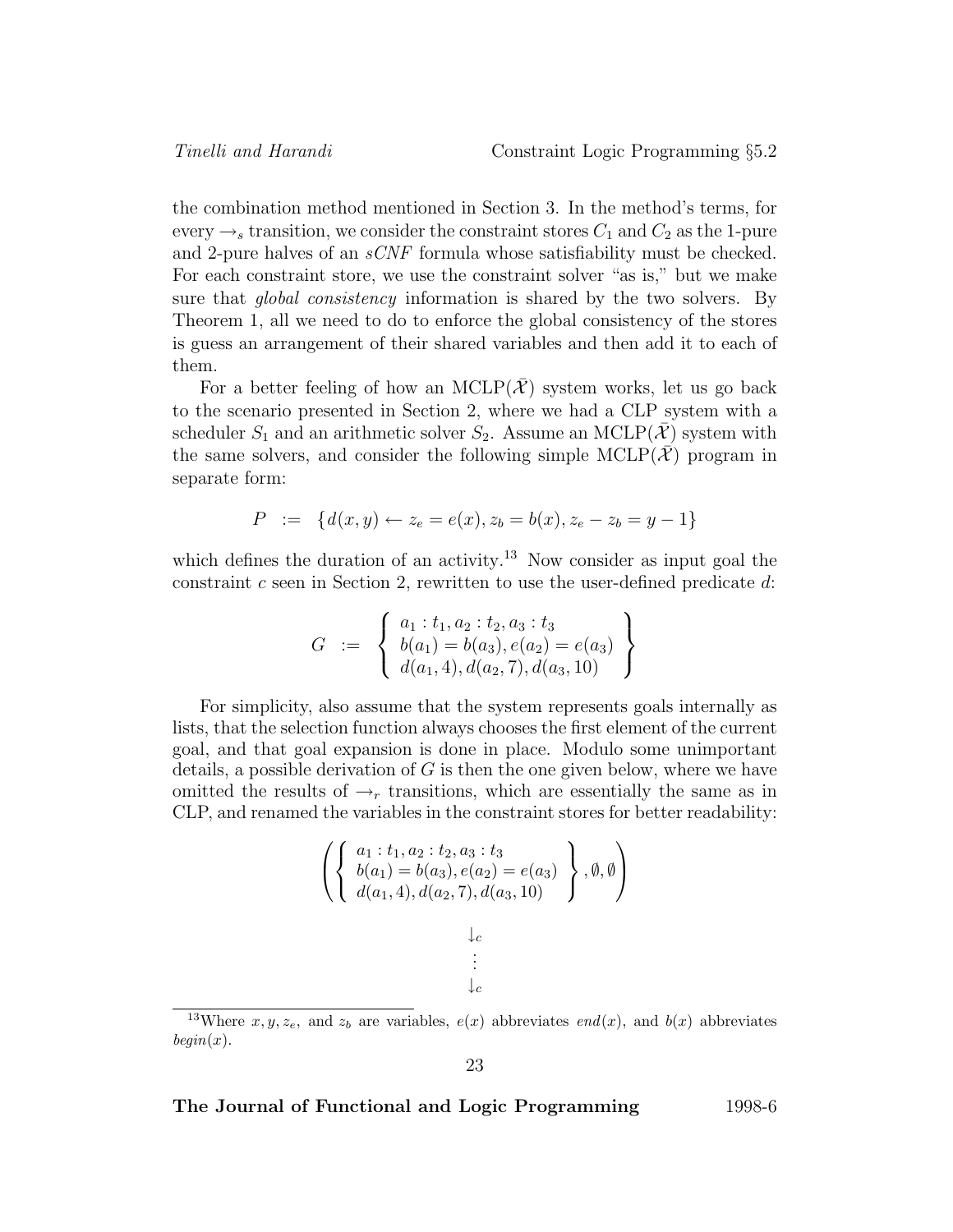the combination method mentioned in Section 3. In the method's terms, for every $\rightarrow_s$ transition, we consider the constraint stores $C_1$ and $C_2$ as the 1-pure and 2-pure halves of an *sCNF* formula whose satisfiability must be checked. For each constraint store, we use the constraint solver "as is," but we make sure that *global consistency* information is shared by the two solvers. By Theorem 1, all we need to do to enforce the global consistency of the stores is guess an arrangement of their shared variables and then add it to each of them.

For a better feeling of how an MCLP($\bar{\mathcal{X}}$) system works, let us go back to the scenario presented in Section 2, where we had a CLP system with a scheduler $S_1$ and an arithmetic solver $S_2$. Assume an MCLP($\bar{\mathcal{X}}$) system with the same solvers, and consider the following simple MCLP($\bar{\mathcal{X}}$) program in separate form:

$$P \;:=\; \{d(x,y) \leftarrow z_e = e(x), z_b = b(x), z_e - z_b = y - 1\}$$

which defines the duration of an activity.[13] Now consider as input goal the constraint $c$ seen in Section 2, rewritten to use the user-defined predicate $d$:

$$G \;:=\; \left\{ \begin{array}{l} a_1 : t_1, a_2 : t_2, a_3 : t_3 \\ b(a_1) = b(a_3), e(a_2) = e(a_3) \\ d(a_1, 4), d(a_2, 7), d(a_3, 10) \end{array} \right\}$$

For simplicity, also assume that the system represents goals internally as lists, that the selection function always chooses the first element of the current goal, and that goal expansion is done in place. Modulo some unimportant details, a possible derivation of $G$ is then the one given below, where we have omitted the results of $\rightarrow_r$ transitions, which are essentially the same as in CLP, and renamed the variables in the constraint stores for better readability:

$$\left( \left\{ \begin{array}{l} a_1 : t_1, a_2 : t_2, a_3 : t_3 \\ b(a_1) = b(a_3), e(a_2) = e(a_3) \\ d(a_1, 4), d(a_2, 7), d(a_3, 10) \end{array} \right\}, \emptyset, \emptyset \right)$$

$$\downarrow_c$$
$$\vdots$$
$$\downarrow_c$$

[13] Where $x, y, z_e$, and $z_b$ are variables, $e(x)$ abbreviates *end*$(x)$, and $b(x)$ abbreviates *begin*$(x)$.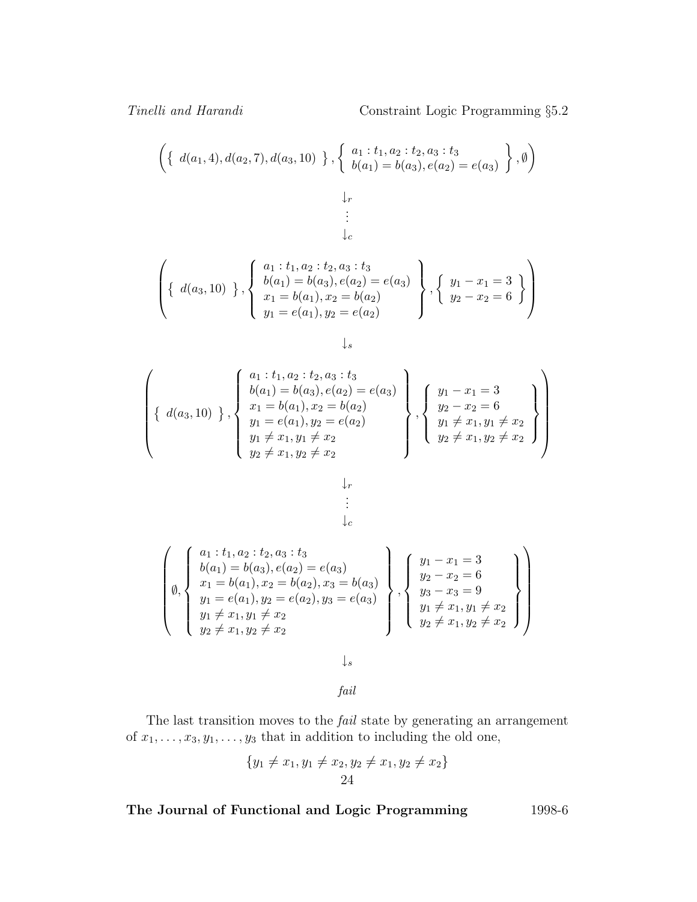$$\left( \left\{ \; d(a_1,4), d(a_2,7), d(a_3,10) \; \right\}, \left\{ \begin{array}{l} a_1 : t_1, a_2 : t_2, a_3 : t_3 \\ b(a_1) = b(a_3), e(a_2) = e(a_3) \end{array} \right\}, \emptyset \right)$$

$$\downarrow_r$$
$$\vdots$$
$$\downarrow_c$$

$$\left( \left\{ \; d(a_3,10) \; \right\}, \left\{ \begin{array}{l} a_1 : t_1, a_2 : t_2, a_3 : t_3 \\ b(a_1) = b(a_3), e(a_2) = e(a_3) \\ x_1 = b(a_1), x_2 = b(a_2) \\ y_1 = e(a_1), y_2 = e(a_2) \end{array} \right\}, \left\{ \begin{array}{l} y_1 - x_1 = 3 \\ y_2 - x_2 = 6 \end{array} \right\} \right)$$

$$\downarrow_s$$

$$\left( \left\{ \; d(a_3,10) \; \right\}, \left\{ \begin{array}{l} a_1 : t_1, a_2 : t_2, a_3 : t_3 \\ b(a_1) = b(a_3), e(a_2) = e(a_3) \\ x_1 = b(a_1), x_2 = b(a_2) \\ y_1 = e(a_1), y_2 = e(a_2) \\ y_1 \neq x_1, y_1 \neq x_2 \\ y_2 \neq x_1, y_2 \neq x_2 \end{array} \right\}, \left\{ \begin{array}{l} y_1 - x_1 = 3 \\ y_2 - x_2 = 6 \\ y_1 \neq x_1, y_1 \neq x_2 \\ y_2 \neq x_1, y_2 \neq x_2 \end{array} \right\} \right)$$

$$\downarrow_r$$
$$\vdots$$
$$\downarrow_c$$

$$\left( \emptyset, \left\{ \begin{array}{l} a_1 : t_1, a_2 : t_2, a_3 : t_3 \\ b(a_1) = b(a_3), e(a_2) = e(a_3) \\ x_1 = b(a_1), x_2 = b(a_2), x_3 = b(a_3) \\ y_1 = e(a_1), y_2 = e(a_2), y_3 = e(a_3) \\ y_1 \neq x_1, y_1 \neq x_2 \\ y_2 \neq x_1, y_2 \neq x_2 \end{array} \right\}, \left\{ \begin{array}{l} y_1 - x_1 = 3 \\ y_2 - x_2 = 6 \\ y_3 - x_3 = 9 \\ y_1 \neq x_1, y_1 \neq x_2 \\ y_2 \neq x_1, y_2 \neq x_2 \end{array} \right\} \right)$$

$$\downarrow_s$$

$$\textit{fail}$$

The last transition moves to the *fail* state by generating an arrangement of $x_1, \ldots, x_3, y_1, \ldots, y_3$ that in addition to including the old one,

$$\{y_1 \neq x_1, y_1 \neq x_2, y_2 \neq x_1, y_2 \neq x_2\}$$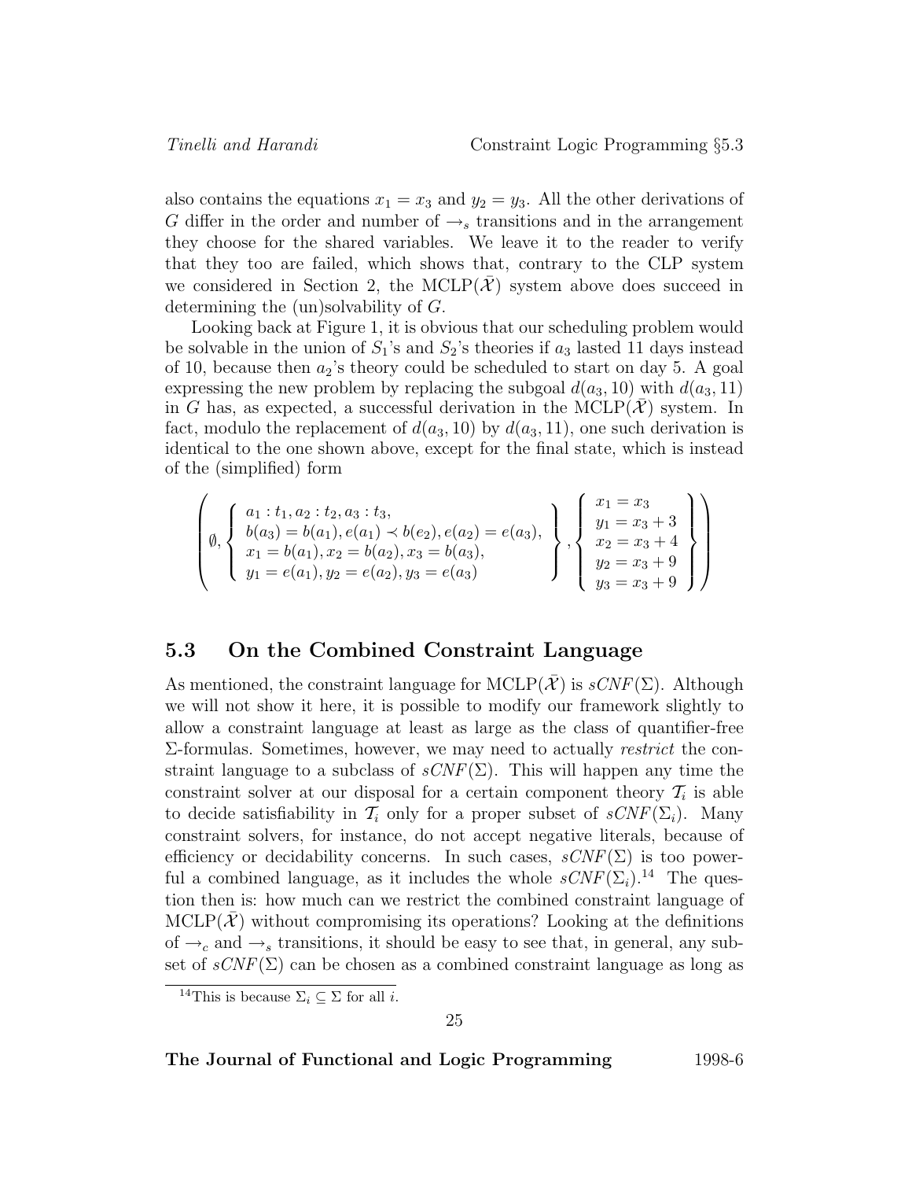also contains the equations $x_1 = x_3$ and $y_2 = y_3$. All the other derivations of $G$ differ in the order and number of $\rightarrow_s$ transitions and in the arrangement they choose for the shared variables. We leave it to the reader to verify that they too are failed, which shows that, contrary to the CLP system we considered in Section 2, the MCLP($\bar{\mathcal{X}}$) system above does succeed in determining the (un)solvability of $G$.

Looking back at Figure 1, it is obvious that our scheduling problem would be solvable in the union of $S_1$'s and $S_2$'s theories if $a_3$ lasted 11 days instead of 10, because then $a_2$'s theory could be scheduled to start on day 5. A goal expressing the new problem by replacing the subgoal $d(a_3, 10)$ with $d(a_3, 11)$ in $G$ has, as expected, a successful derivation in the MCLP($\bar{\mathcal{X}}$) system. In fact, modulo the replacement of $d(a_3, 10)$ by $d(a_3, 11)$, one such derivation is identical to the one shown above, except for the final state, which is instead of the (simplified) form

$$\left( \emptyset, \left\{ \begin{array}{l} a_1 : t_1, a_2 : t_2, a_3 : t_3, \\ b(a_3) = b(a_1), e(a_1) \prec b(e_2), e(a_2) = e(a_3), \\ x_1 = b(a_1), x_2 = b(a_2), x_3 = b(a_3), \\ y_1 = e(a_1), y_2 = e(a_2), y_3 = e(a_3) \end{array} \right\}, \left\{ \begin{array}{l} x_1 = x_3 \\ y_1 = x_3 + 3 \\ x_2 = x_3 + 4 \\ y_2 = x_3 + 9 \\ y_3 = x_3 + 9 \end{array} \right\} \right)$$

## 5.3 On the Combined Constraint Language

As mentioned, the constraint language for MCLP($\bar{\mathcal{X}}$) is $sCNF(\Sigma)$. Although we will not show it here, it is possible to modify our framework slightly to allow a constraint language at least as large as the class of quantifier-free $\Sigma$-formulas. Sometimes, however, we may need to actually *restrict* the constraint language to a subclass of $sCNF(\Sigma)$. This will happen any time the constraint solver at our disposal for a certain component theory $\mathcal{T}_i$ is able to decide satisfiability in $\mathcal{T}_i$ only for a proper subset of $sCNF(\Sigma_i)$. Many constraint solvers, for instance, do not accept negative literals, because of efficiency or decidability concerns. In such cases, $sCNF(\Sigma)$ is too powerful a combined language, as it includes the whole $sCNF(\Sigma_i)$.[14] The question then is: how much can we restrict the combined constraint language of MCLP($\bar{\mathcal{X}}$) without compromising its operations? Looking at the definitions of $\rightarrow_c$ and $\rightarrow_s$ transitions, it should be easy to see that, in general, any subset of $sCNF(\Sigma)$ can be chosen as a combined constraint language as long as

[14] This is because $\Sigma_i \subseteq \Sigma$ for all $i$.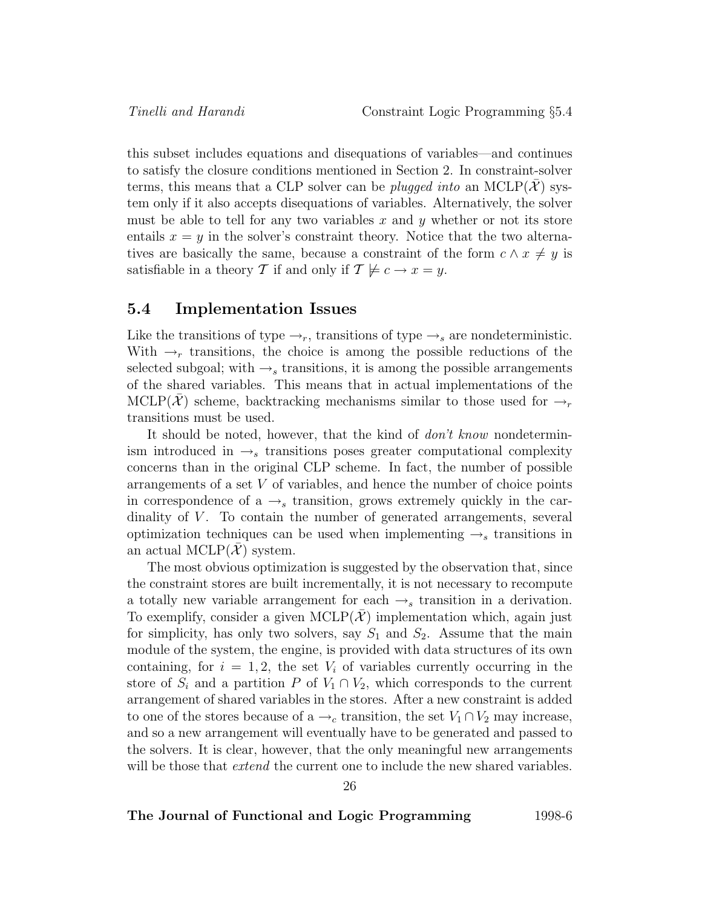this subset includes equations and disequations of variables—and continues to satisfy the closure conditions mentioned in Section 2. In constraint-solver terms, this means that a CLP solver can be *plugged into* an MCLP($\bar{\mathcal{X}}$) system only if it also accepts disequations of variables. Alternatively, the solver must be able to tell for any two variables $x$ and $y$ whether or not its store entails $x = y$ in the solver's constraint theory. Notice that the two alternatives are basically the same, because a constraint of the form $c \wedge x \neq y$ is satisfiable in a theory $\mathcal{T}$ if and only if $\mathcal{T} \not\models c \rightarrow x = y$.

## 5.4 Implementation Issues

Like the transitions of type $\rightarrow_r$, transitions of type $\rightarrow_s$ are nondeterministic. With $\rightarrow_r$ transitions, the choice is among the possible reductions of the selected subgoal; with $\rightarrow_s$ transitions, it is among the possible arrangements of the shared variables. This means that in actual implementations of the MCLP($\bar{\mathcal{X}}$) scheme, backtracking mechanisms similar to those used for $\rightarrow_r$ transitions must be used.

It should be noted, however, that the kind of *don't know* nondeterminism introduced in $\rightarrow_s$ transitions poses greater computational complexity concerns than in the original CLP scheme. In fact, the number of possible arrangements of a set $V$ of variables, and hence the number of choice points in correspondence of a $\rightarrow_s$ transition, grows extremely quickly in the cardinality of $V$. To contain the number of generated arrangements, several optimization techniques can be used when implementing $\rightarrow_s$ transitions in an actual MCLP($\bar{\mathcal{X}}$) system.

The most obvious optimization is suggested by the observation that, since the constraint stores are built incrementally, it is not necessary to recompute a totally new variable arrangement for each $\rightarrow_s$ transition in a derivation. To exemplify, consider a given MCLP($\bar{\mathcal{X}}$) implementation which, again just for simplicity, has only two solvers, say $S_1$ and $S_2$. Assume that the main module of the system, the engine, is provided with data structures of its own containing, for $i = 1, 2$, the set $V_i$ of variables currently occurring in the store of $S_i$ and a partition $P$ of $V_1 \cap V_2$, which corresponds to the current arrangement of shared variables in the stores. After a new constraint is added to one of the stores because of a $\rightarrow_c$ transition, the set $V_1 \cap V_2$ may increase, and so a new arrangement will eventually have to be generated and passed to the solvers. It is clear, however, that the only meaningful new arrangements will be those that *extend* the current one to include the new shared variables.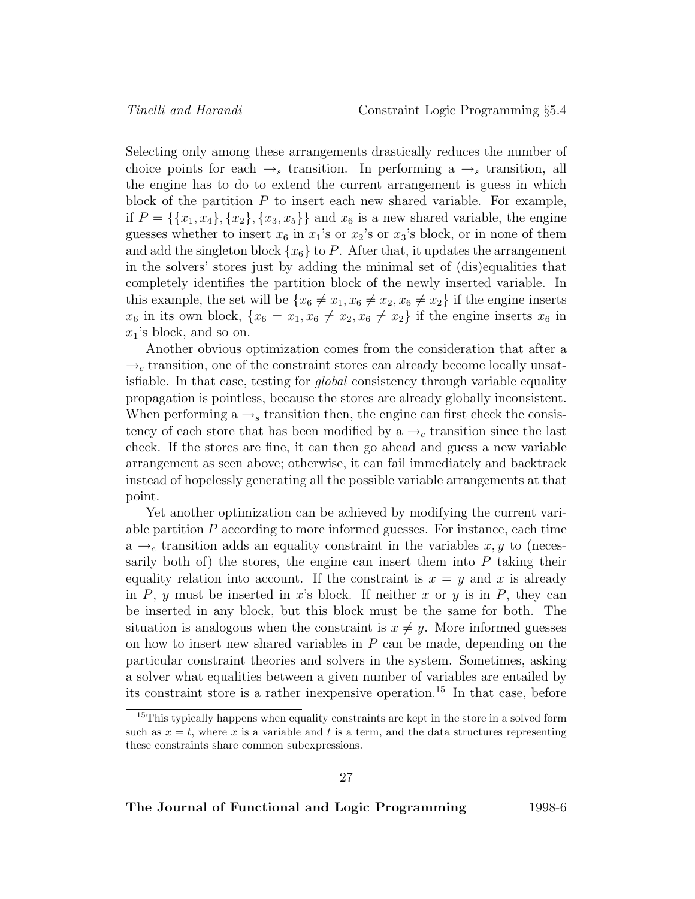Selecting only among these arrangements drastically reduces the number of choice points for each $\rightarrow_s$ transition. In performing a $\rightarrow_s$ transition, all the engine has to do to extend the current arrangement is guess in which block of the partition $P$ to insert each new shared variable. For example, if $P = \{\{x_1, x_4\}, \{x_2\}, \{x_3, x_5\}\}$ and $x_6$ is a new shared variable, the engine guesses whether to insert $x_6$ in $x_1$'s or $x_2$'s or $x_3$'s block, or in none of them and add the singleton block $\{x_6\}$ to $P$. After that, it updates the arrangement in the solvers' stores just by adding the minimal set of (dis)equalities that completely identifies the partition block of the newly inserted variable. In this example, the set will be $\{x_6 \neq x_1, x_6 \neq x_2, x_6 \neq x_2\}$ if the engine inserts $x_6$ in its own block, $\{x_6 = x_1, x_6 \neq x_2, x_6 \neq x_2\}$ if the engine inserts $x_6$ in $x_1$'s block, and so on.

Another obvious optimization comes from the consideration that after a $\rightarrow_c$ transition, one of the constraint stores can already become locally unsatisfiable. In that case, testing for *global* consistency through variable equality propagation is pointless, because the stores are already globally inconsistent. When performing a $\rightarrow_s$ transition then, the engine can first check the consistency of each store that has been modified by a $\rightarrow_c$ transition since the last check. If the stores are fine, it can then go ahead and guess a new variable arrangement as seen above; otherwise, it can fail immediately and backtrack instead of hopelessly generating all the possible variable arrangements at that point.

Yet another optimization can be achieved by modifying the current variable partition $P$ according to more informed guesses. For instance, each time a $\rightarrow_c$ transition adds an equality constraint in the variables $x, y$ to (necessarily both of) the stores, the engine can insert them into $P$ taking their equality relation into account. If the constraint is $x = y$ and $x$ is already in $P$, $y$ must be inserted in $x$'s block. If neither $x$ or $y$ is in $P$, they can be inserted in any block, but this block must be the same for both. The situation is analogous when the constraint is $x \neq y$. More informed guesses on how to insert new shared variables in $P$ can be made, depending on the particular constraint theories and solvers in the system. Sometimes, asking a solver what equalities between a given number of variables are entailed by its constraint store is a rather inexpensive operation.[15] In that case, before

[15] This typically happens when equality constraints are kept in the store in a solved form such as $x = t$, where $x$ is a variable and $t$ is a term, and the data structures representing these constraints share common subexpressions.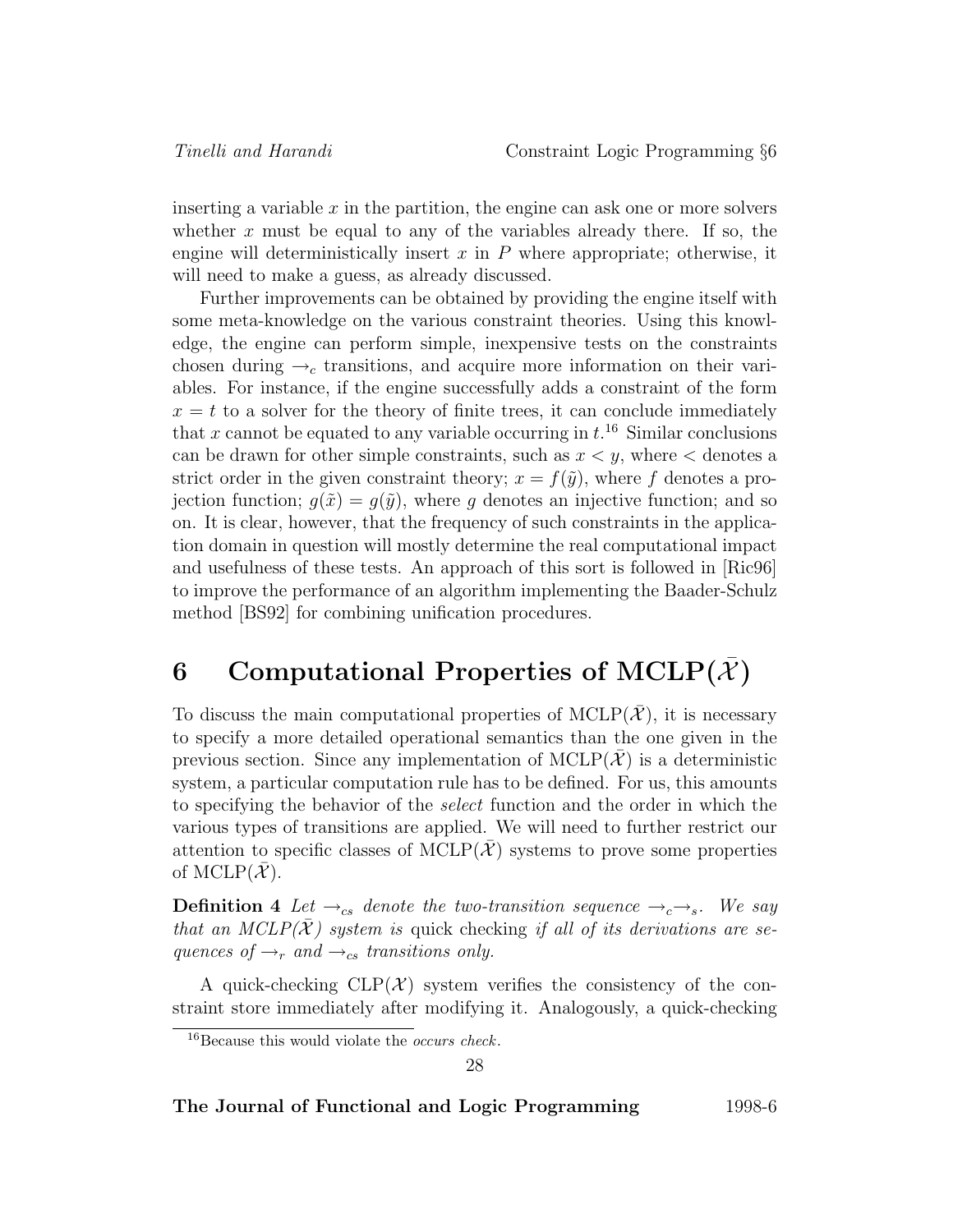inserting a variable $x$ in the partition, the engine can ask one or more solvers whether $x$ must be equal to any of the variables already there. If so, the engine will deterministically insert $x$ in $P$ where appropriate; otherwise, it will need to make a guess, as already discussed.

Further improvements can be obtained by providing the engine itself with some meta-knowledge on the various constraint theories. Using this knowledge, the engine can perform simple, inexpensive tests on the constraints chosen during $\rightarrow_c$ transitions, and acquire more information on their variables. For instance, if the engine successfully adds a constraint of the form $x = t$ to a solver for the theory of finite trees, it can conclude immediately that $x$ cannot be equated to any variable occurring in $t$.[16] Similar conclusions can be drawn for other simple constraints, such as $x < y$, where $<$ denotes a strict order in the given constraint theory; $x = f(\tilde{y})$, where $f$ denotes a projection function; $g(\tilde{x}) = g(\tilde{y})$, where $g$ denotes an injective function; and so on. It is clear, however, that the frequency of such constraints in the application domain in question will mostly determine the real computational impact and usefulness of these tests. An approach of this sort is followed in [Ric96] to improve the performance of an algorithm implementing the Baader-Schulz method [BS92] for combining unification procedures.

# 6 Computational Properties of MCLP($\bar{\mathcal{X}}$)

To discuss the main computational properties of MCLP($\bar{\mathcal{X}}$), it is necessary to specify a more detailed operational semantics than the one given in the previous section. Since any implementation of MCLP($\bar{\mathcal{X}}$) is a deterministic system, a particular computation rule has to be defined. For us, this amounts to specifying the behavior of the *select* function and the order in which the various types of transitions are applied. We will need to further restrict our attention to specific classes of MCLP($\bar{\mathcal{X}}$) systems to prove some properties of MCLP($\bar{\mathcal{X}}$).

**Definition 4** *Let $\rightarrow_{cs}$ denote the two-transition sequence $\rightarrow_c\rightarrow_s$. We say that an MCLP($\bar{\mathcal{X}}$) system is* quick checking *if all of its derivations are sequences of $\rightarrow_r$ and $\rightarrow_{cs}$ transitions only.*

A quick-checking CLP($\mathcal{X}$) system verifies the consistency of the constraint store immediately after modifying it. Analogously, a quick-checking

[16] Because this would violate the *occurs check*.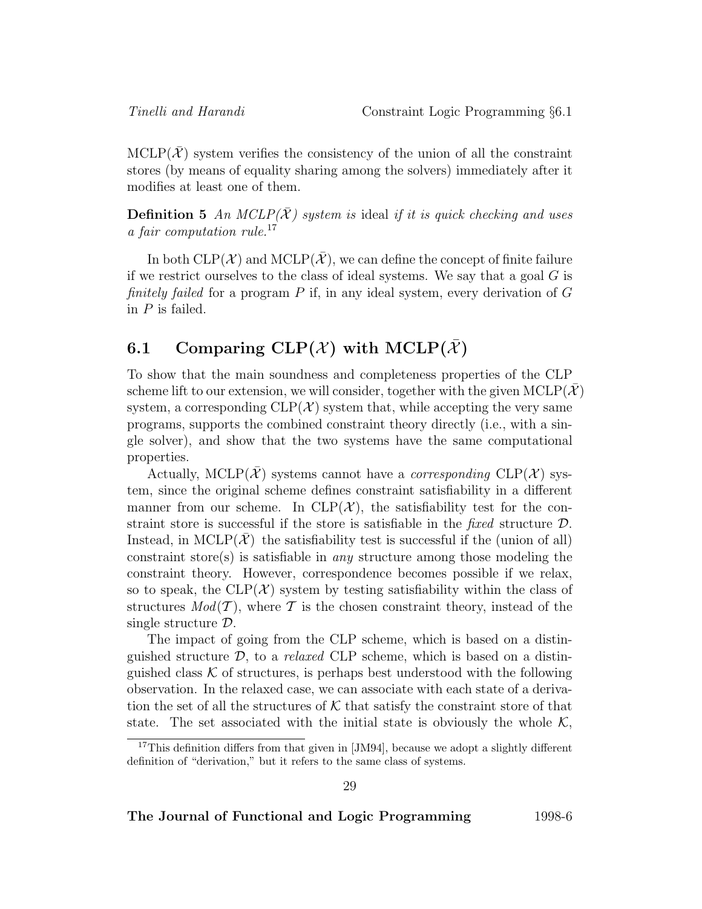MCLP($\bar{\mathcal{X}}$) system verifies the consistency of the union of all the constraint stores (by means of equality sharing among the solvers) immediately after it modifies at least one of them.

**Definition 5** *An MCLP($\bar{\mathcal{X}}$) system is* ideal *if it is quick checking and uses a fair computation rule.*[17]

In both CLP($\mathcal{X}$) and MCLP($\bar{\mathcal{X}}$), we can define the concept of finite failure if we restrict ourselves to the class of ideal systems. We say that a goal $G$ is *finitely failed* for a program $P$ if, in any ideal system, every derivation of $G$ in $P$ is failed.

## 6.1 Comparing CLP($\mathcal{X}$) with MCLP($\bar{\mathcal{X}}$)

To show that the main soundness and completeness properties of the CLP scheme lift to our extension, we will consider, together with the given MCLP($\bar{\mathcal{X}}$) system, a corresponding CLP($\mathcal{X}$) system that, while accepting the very same programs, supports the combined constraint theory directly (i.e., with a single solver), and show that the two systems have the same computational properties.

Actually, MCLP($\bar{\mathcal{X}}$) systems cannot have a *corresponding* CLP($\mathcal{X}$) system, since the original scheme defines constraint satisfiability in a different manner from our scheme. In CLP($\mathcal{X}$), the satisfiability test for the constraint store is successful if the store is satisfiable in the *fixed* structure $\mathcal{D}$. Instead, in MCLP($\bar{\mathcal{X}}$) the satisfiability test is successful if the (union of all) constraint store(s) is satisfiable in *any* structure among those modeling the constraint theory. However, correspondence becomes possible if we relax, so to speak, the CLP($\mathcal{X}$) system by testing satisfiability within the class of structures $Mod(\mathcal{T})$, where $\mathcal{T}$ is the chosen constraint theory, instead of the single structure $\mathcal{D}$.

The impact of going from the CLP scheme, which is based on a distinguished structure $\mathcal{D}$, to a *relaxed* CLP scheme, which is based on a distinguished class $\mathcal{K}$ of structures, is perhaps best understood with the following observation. In the relaxed case, we can associate with each state of a derivation the set of all the structures of $\mathcal{K}$ that satisfy the constraint store of that state. The set associated with the initial state is obviously the whole $\mathcal{K}$,

[17] This definition differs from that given in [JM94], because we adopt a slightly different definition of "derivation," but it refers to the same class of systems.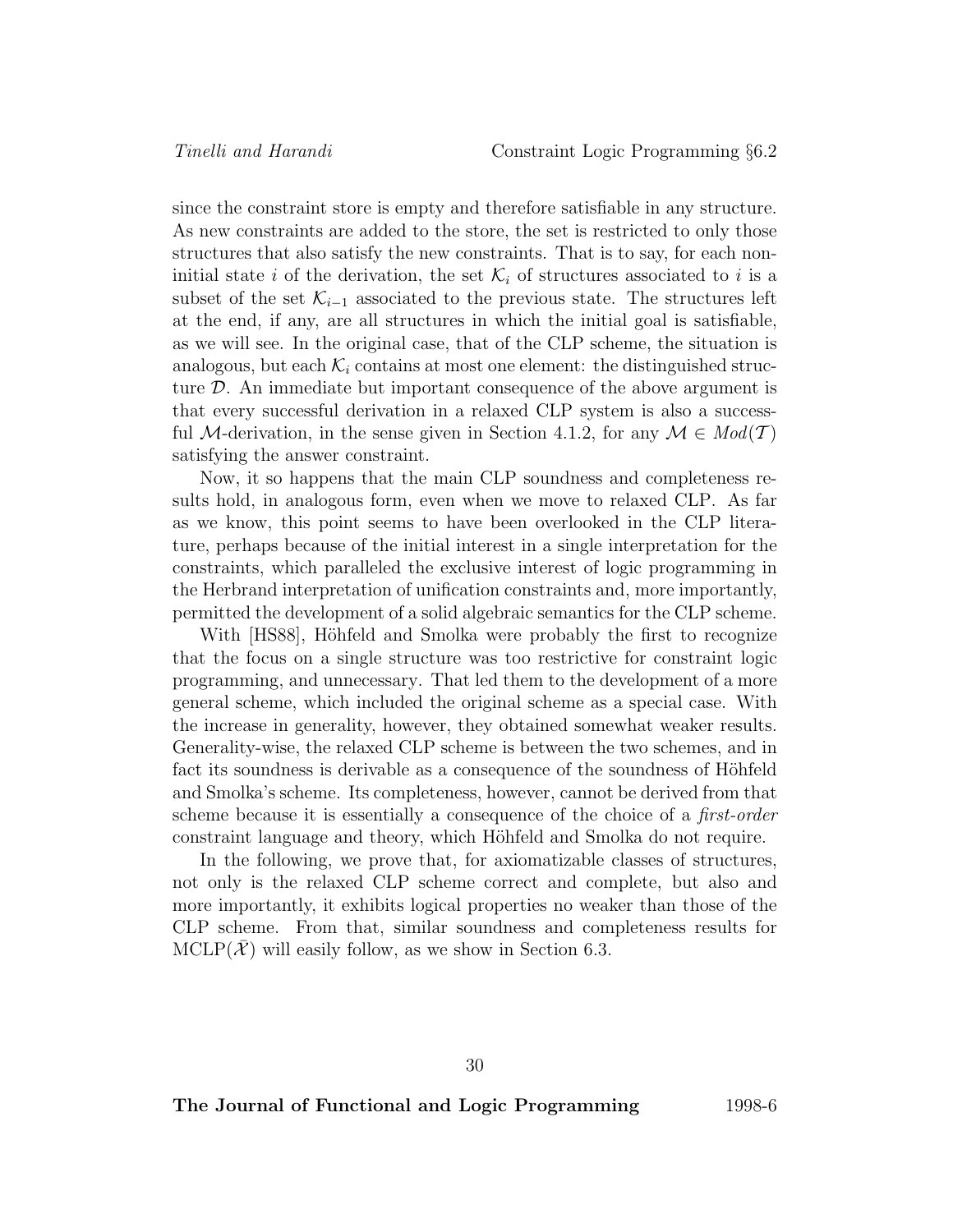since the constraint store is empty and therefore satisfiable in any structure. As new constraints are added to the store, the set is restricted to only those structures that also satisfy the new constraints. That is to say, for each non-initial state $i$ of the derivation, the set $\mathcal{K}_i$ of structures associated to $i$ is a subset of the set $\mathcal{K}_{i-1}$ associated to the previous state. The structures left at the end, if any, are all structures in which the initial goal is satisfiable, as we will see. In the original case, that of the CLP scheme, the situation is analogous, but each $\mathcal{K}_i$ contains at most one element: the distinguished structure $\mathcal{D}$. An immediate but important consequence of the above argument is that every successful derivation in a relaxed CLP system is also a successful $\mathcal{M}$-derivation, in the sense given in Section 4.1.2, for any $\mathcal{M} \in \mathit{Mod}(\mathcal{T})$ satisfying the answer constraint.

Now, it so happens that the main CLP soundness and completeness results hold, in analogous form, even when we move to relaxed CLP. As far as we know, this point seems to have been overlooked in the CLP literature, perhaps because of the initial interest in a single interpretation for the constraints, which paralleled the exclusive interest of logic programming in the Herbrand interpretation of unification constraints and, more importantly, permitted the development of a solid algebraic semantics for the CLP scheme.

With [HS88], Höhfeld and Smolka were probably the first to recognize that the focus on a single structure was too restrictive for constraint logic programming, and unnecessary. That led them to the development of a more general scheme, which included the original scheme as a special case. With the increase in generality, however, they obtained somewhat weaker results. Generality-wise, the relaxed CLP scheme is between the two schemes, and in fact its soundness is derivable as a consequence of the soundness of Höhfeld and Smolka's scheme. Its completeness, however, cannot be derived from that scheme because it is essentially a consequence of the choice of a *first-order* constraint language and theory, which Höhfeld and Smolka do not require.

In the following, we prove that, for axiomatizable classes of structures, not only is the relaxed CLP scheme correct and complete, but also and more importantly, it exhibits logical properties no weaker than those of the CLP scheme. From that, similar soundness and completeness results for $\mathrm{MCLP}(\bar{\mathcal{X}})$ will easily follow, as we show in Section 6.3.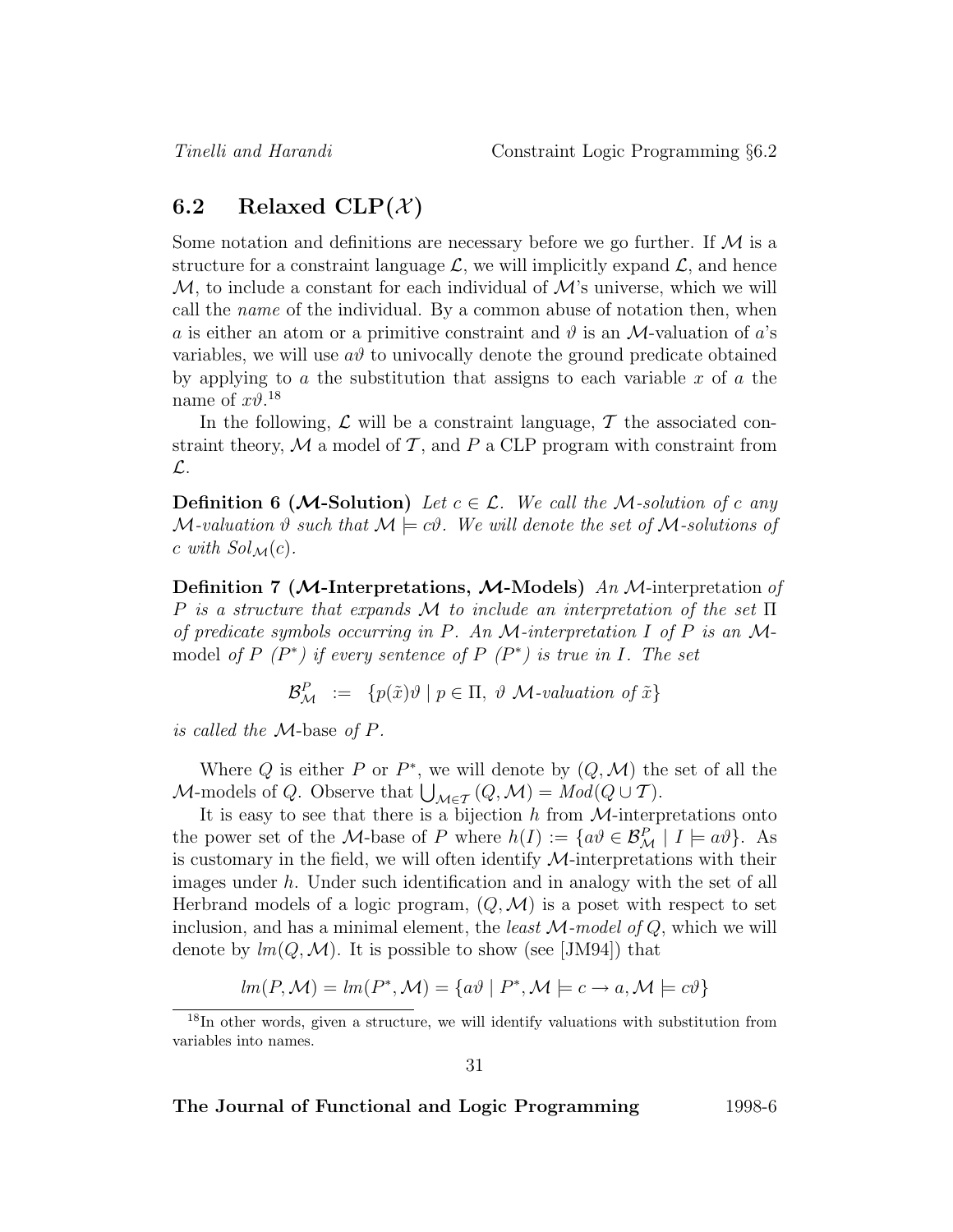## 6.2 Relaxed CLP($\mathcal{X}$)

Some notation and definitions are necessary before we go further. If $\mathcal{M}$ is a structure for a constraint language $\mathcal{L}$, we will implicitly expand $\mathcal{L}$, and hence $\mathcal{M}$, to include a constant for each individual of $\mathcal{M}$'s universe, which we will call the *name* of the individual. By a common abuse of notation then, when $a$ is either an atom or a primitive constraint and $\vartheta$ is an $\mathcal{M}$-valuation of $a$'s variables, we will use $a\vartheta$ to univocally denote the ground predicate obtained by applying to $a$ the substitution that assigns to each variable $x$ of $a$ the name of $x\vartheta$.[18]

In the following, $\mathcal{L}$ will be a constraint language, $\mathcal{T}$ the associated constraint theory, $\mathcal{M}$ a model of $\mathcal{T}$, and $P$ a CLP program with constraint from $\mathcal{L}$.

**Definition 6 ($\mathcal{M}$-Solution)** *Let $c \in \mathcal{L}$. We call the $\mathcal{M}$-solution of $c$ any $\mathcal{M}$-valuation $\vartheta$ such that $\mathcal{M} \models c\vartheta$. We will denote the set of $\mathcal{M}$-solutions of $c$ with $Sol_{\mathcal{M}}(c)$.*

**Definition 7 ($\mathcal{M}$-Interpretations, $\mathcal{M}$-Models)** *An* $\mathcal{M}$-interpretation *of $P$ is a structure that expands $\mathcal{M}$ to include an interpretation of the set $\Pi$ of predicate symbols occurring in $P$. An $\mathcal{M}$-interpretation $I$ of $P$ is an* $\mathcal{M}$-model *of $P$ ($P^*$) if every sentence of $P$ ($P^*$) is true in $I$. The set*

$$\mathcal{B}^P_{\mathcal{M}} \ := \ \{p(\tilde{x})\vartheta \mid p \in \Pi,\ \vartheta \ \mathcal{M}\text{-valuation of } \tilde{x}\}$$

*is called the* $\mathcal{M}$-base *of $P$.*

Where $Q$ is either $P$ or $P^*$, we will denote by $(Q, \mathcal{M})$ the set of all the $\mathcal{M}$-models of $Q$. Observe that $\bigcup_{\mathcal{M}\in\mathcal{T}} (Q, \mathcal{M}) = Mod(Q \cup \mathcal{T})$.

It is easy to see that there is a bijection $h$ from $\mathcal{M}$-interpretations onto the power set of the $\mathcal{M}$-base of $P$ where $h(I) := \{a\vartheta \in \mathcal{B}^P_{\mathcal{M}} \mid I \models a\vartheta\}$. As is customary in the field, we will often identify $\mathcal{M}$-interpretations with their images under $h$. Under such identification and in analogy with the set of all Herbrand models of a logic program, $(Q, \mathcal{M})$ is a poset with respect to set inclusion, and has a minimal element, the *least $\mathcal{M}$-model of $Q$*, which we will denote by $lm(Q, \mathcal{M})$. It is possible to show (see [JM94]) that

$$lm(P, \mathcal{M}) = lm(P^*, \mathcal{M}) = \{a\vartheta \mid P^*, \mathcal{M} \models c \rightarrow a, \mathcal{M} \models c\vartheta\}$$

[18] In other words, given a structure, we will identify valuations with substitution from variables into names.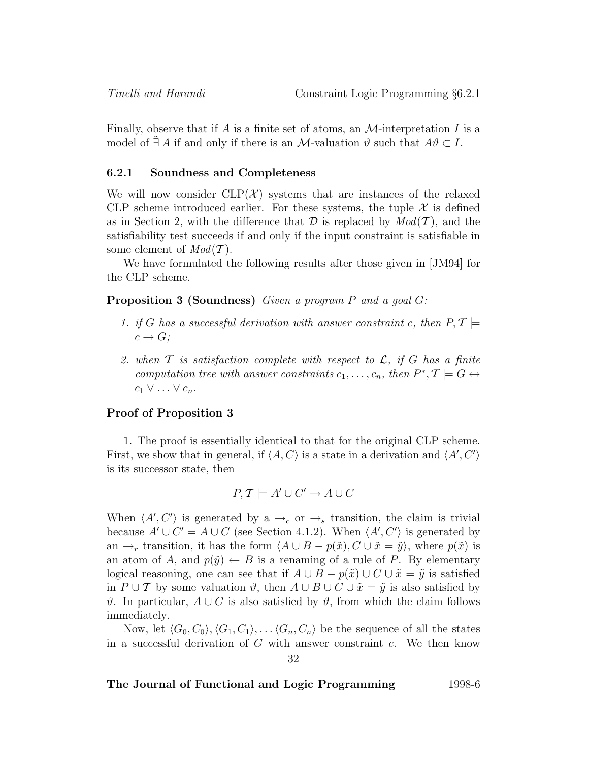Finally, observe that if $A$ is a finite set of atoms, an $\mathcal{M}$-interpretation $I$ is a model of $\tilde{\exists}\, A$ if and only if there is an $\mathcal{M}$-valuation $\vartheta$ such that $A\vartheta \subset I$.

### 6.2.1 Soundness and Completeness

We will now consider CLP($\mathcal{X}$) systems that are instances of the relaxed CLP scheme introduced earlier. For these systems, the tuple $\mathcal{X}$ is defined as in Section 2, with the difference that $\mathcal{D}$ is replaced by $Mod(\mathcal{T})$, and the satisfiability test succeeds if and only if the input constraint is satisfiable in some element of $Mod(\mathcal{T})$.

We have formulated the following results after those given in [JM94] for the CLP scheme.

**Proposition 3 (Soundness)** *Given a program $P$ and a goal $G$:*

1. *if $G$ has a successful derivation with answer constraint $c$, then $P, \mathcal{T} \models c \rightarrow G$;*
2. *when $\mathcal{T}$ is satisfaction complete with respect to $\mathcal{L}$, if $G$ has a finite computation tree with answer constraints $c_1, \ldots, c_n$, then $P^*, \mathcal{T} \models G \leftrightarrow c_1 \vee \ldots \vee c_n$.*

**Proof of Proposition 3**

1. The proof is essentially identical to that for the original CLP scheme. First, we show that in general, if $\langle A, C\rangle$ is a state in a derivation and $\langle A', C'\rangle$ is its successor state, then

$$P, \mathcal{T} \models A' \cup C' \rightarrow A \cup C$$

When $\langle A', C'\rangle$ is generated by a $\rightarrow_c$ or $\rightarrow_s$ transition, the claim is trivial because $A' \cup C' = A \cup C$ (see Section 4.1.2). When $\langle A', C'\rangle$ is generated by an $\rightarrow_r$ transition, it has the form $\langle A \cup B - p(\tilde{x}), C \cup \tilde{x} = \tilde{y}\rangle$, where $p(\tilde{x})$ is an atom of $A$, and $p(\tilde{y}) \leftarrow B$ is a renaming of a rule of $P$. By elementary logical reasoning, one can see that if $A \cup B - p(\tilde{x}) \cup C \cup \tilde{x} = \tilde{y}$ is satisfied in $P \cup \mathcal{T}$ by some valuation $\vartheta$, then $A \cup B \cup C \cup \tilde{x} = \tilde{y}$ is also satisfied by $\vartheta$. In particular, $A \cup C$ is also satisfied by $\vartheta$, from which the claim follows immediately.

Now, let $\langle G_0, C_0\rangle, \langle G_1, C_1\rangle, \ldots \langle G_n, C_n\rangle$ be the sequence of all the states in a successful derivation of $G$ with answer constraint $c$. We then know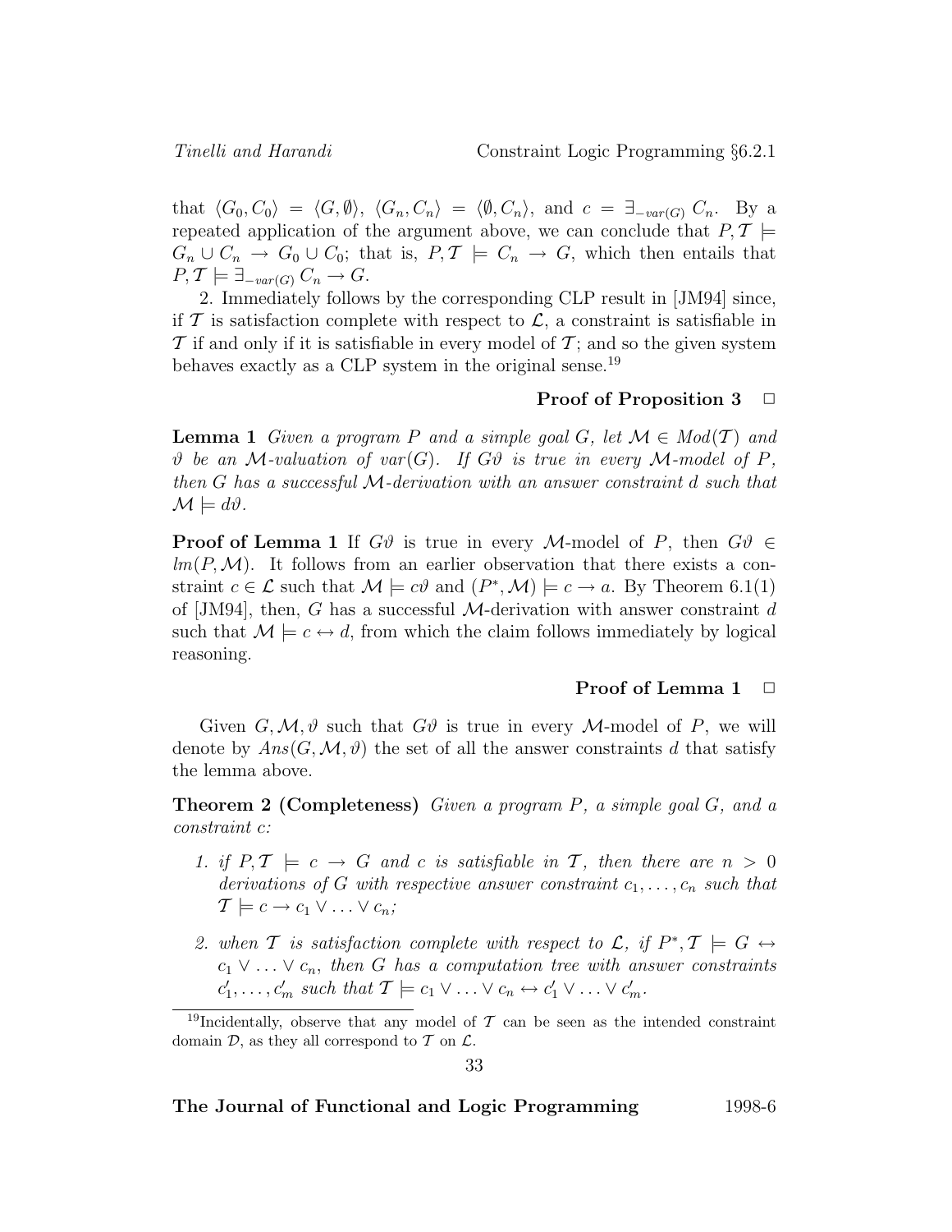that $\langle G_0, C_0 \rangle = \langle G, \emptyset \rangle$, $\langle G_n, C_n \rangle = \langle \emptyset, C_n \rangle$, and $c = \exists_{-var(G)} C_n$. By a repeated application of the argument above, we can conclude that $P, \mathcal{T} \models G_n \cup C_n \rightarrow G_0 \cup C_0$; that is, $P, \mathcal{T} \models C_n \rightarrow G$, which then entails that $P, \mathcal{T} \models \exists_{-var(G)} C_n \rightarrow G$.

2. Immediately follows by the corresponding CLP result in [JM94] since, if $\mathcal{T}$ is satisfaction complete with respect to $\mathcal{L}$, a constraint is satisfiable in $\mathcal{T}$ if and only if it is satisfiable in every model of $\mathcal{T}$; and so the given system behaves exactly as a CLP system in the original sense.[19]

**Proof of Proposition 3** □

**Lemma 1** *Given a program $P$ and a simple goal $G$, let $\mathcal{M} \in Mod(\mathcal{T})$ and $\vartheta$ be an $\mathcal{M}$-valuation of $var(G)$. If $G\vartheta$ is true in every $\mathcal{M}$-model of $P$, then $G$ has a successful $\mathcal{M}$-derivation with an answer constraint $d$ such that $\mathcal{M} \models d\vartheta$.*

**Proof of Lemma 1** If $G\vartheta$ is true in every $\mathcal{M}$-model of $P$, then $G\vartheta \in lm(P, \mathcal{M})$. It follows from an earlier observation that there exists a constraint $c \in \mathcal{L}$ such that $\mathcal{M} \models c\vartheta$ and $(P^*, \mathcal{M}) \models c \rightarrow a$. By Theorem 6.1(1) of [JM94], then, $G$ has a successful $\mathcal{M}$-derivation with answer constraint $d$ such that $\mathcal{M} \models c \leftrightarrow d$, from which the claim follows immediately by logical reasoning.

**Proof of Lemma 1** □

Given $G, \mathcal{M}, \vartheta$ such that $G\vartheta$ is true in every $\mathcal{M}$-model of $P$, we will denote by $Ans(G, \mathcal{M}, \vartheta)$ the set of all the answer constraints $d$ that satisfy the lemma above.

**Theorem 2 (Completeness)** *Given a program $P$, a simple goal $G$, and a constraint $c$:*

1. *if $P, \mathcal{T} \models c \rightarrow G$ and $c$ is satisfiable in $\mathcal{T}$, then there are $n > 0$ derivations of $G$ with respective answer constraint $c_1, \ldots, c_n$ such that $\mathcal{T} \models c \rightarrow c_1 \vee \ldots \vee c_n$;*
2. *when $\mathcal{T}$ is satisfaction complete with respect to $\mathcal{L}$, if $P^*, \mathcal{T} \models G \leftrightarrow c_1 \vee \ldots \vee c_n$, then $G$ has a computation tree with answer constraints $c'_1, \ldots, c'_m$ such that $\mathcal{T} \models c_1 \vee \ldots \vee c_n \leftrightarrow c'_1 \vee \ldots \vee c'_m$.*

[19] Incidentally, observe that any model of $\mathcal{T}$ can be seen as the intended constraint domain $\mathcal{D}$, as they all correspond to $\mathcal{T}$ on $\mathcal{L}$.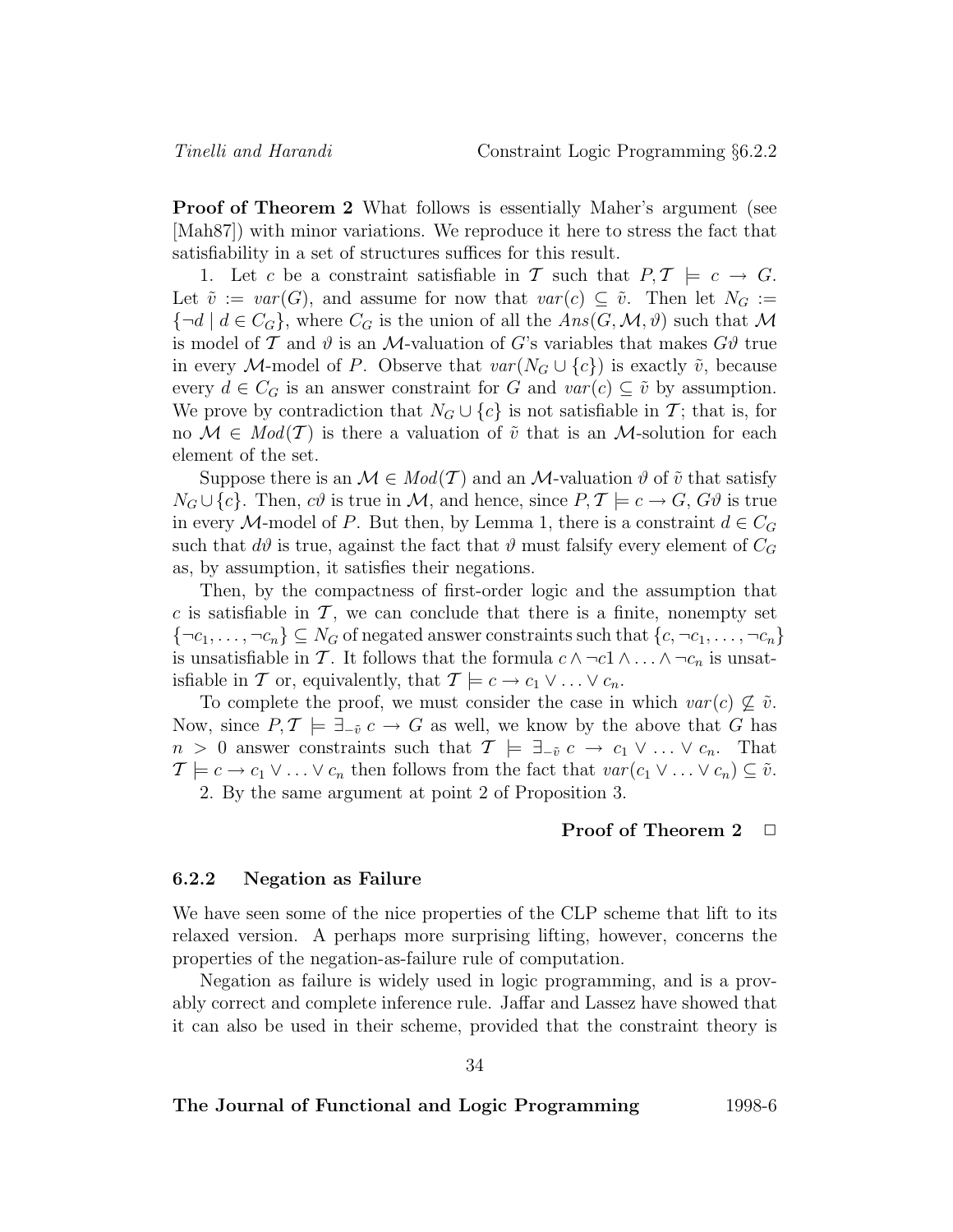**Proof of Theorem 2** What follows is essentially Maher's argument (see [Mah87]) with minor variations. We reproduce it here to stress the fact that satisfiability in a set of structures suffices for this result.

1. Let $c$ be a constraint satisfiable in $\mathcal{T}$ such that $P, \mathcal{T} \models c \rightarrow G$. Let $\tilde{v} := var(G)$, and assume for now that $var(c) \subseteq \tilde{v}$. Then let $N_G := \{\neg d \mid d \in C_G\}$, where $C_G$ is the union of all the $Ans(G, \mathcal{M}, \vartheta)$ such that $\mathcal{M}$ is model of $\mathcal{T}$ and $\vartheta$ is an $\mathcal{M}$-valuation of $G$'s variables that makes $G\vartheta$ true in every $\mathcal{M}$-model of $P$. Observe that $var(N_G \cup \{c\})$ is exactly $\tilde{v}$, because every $d \in C_G$ is an answer constraint for $G$ and $var(c) \subseteq \tilde{v}$ by assumption. We prove by contradiction that $N_G \cup \{c\}$ is not satisfiable in $\mathcal{T}$; that is, for no $\mathcal{M} \in Mod(\mathcal{T})$ is there a valuation of $\tilde{v}$ that is an $\mathcal{M}$-solution for each element of the set.

Suppose there is an $\mathcal{M} \in Mod(\mathcal{T})$ and an $\mathcal{M}$-valuation $\vartheta$ of $\tilde{v}$ that satisfy $N_G \cup \{c\}$. Then, $c\vartheta$ is true in $\mathcal{M}$, and hence, since $P, \mathcal{T} \models c \rightarrow G$, $G\vartheta$ is true in every $\mathcal{M}$-model of $P$. But then, by Lemma 1, there is a constraint $d \in C_G$ such that $d\vartheta$ is true, against the fact that $\vartheta$ must falsify every element of $C_G$ as, by assumption, it satisfies their negations.

Then, by the compactness of first-order logic and the assumption that $c$ is satisfiable in $\mathcal{T}$, we can conclude that there is a finite, nonempty set $\{\neg c_1, \ldots, \neg c_n\} \subseteq N_G$ of negated answer constraints such that $\{c, \neg c_1, \ldots, \neg c_n\}$ is unsatisfiable in $\mathcal{T}$. It follows that the formula $c \wedge \neg c1 \wedge \ldots \wedge \neg c_n$ is unsatisfiable in $\mathcal{T}$ or, equivalently, that $\mathcal{T} \models c \rightarrow c_1 \vee \ldots \vee c_n$.

To complete the proof, we must consider the case in which $var(c) \not\subseteq \tilde{v}$. Now, since $P, \mathcal{T} \models \exists_{-\tilde{v}}\, c \rightarrow G$ as well, we know by the above that $G$ has $n > 0$ answer constraints such that $\mathcal{T} \models \exists_{-\tilde{v}}\, c \rightarrow c_1 \vee \ldots \vee c_n$. That $\mathcal{T} \models c \rightarrow c_1 \vee \ldots \vee c_n$ then follows from the fact that $var(c_1 \vee \ldots \vee c_n) \subseteq \tilde{v}$.

2. By the same argument at point 2 of Proposition 3.

**Proof of Theorem 2** □

### 6.2.2 Negation as Failure

We have seen some of the nice properties of the CLP scheme that lift to its relaxed version. A perhaps more surprising lifting, however, concerns the properties of the negation-as-failure rule of computation.

Negation as failure is widely used in logic programming, and is a provably correct and complete inference rule. Jaffar and Lassez have showed that it can also be used in their scheme, provided that the constraint theory is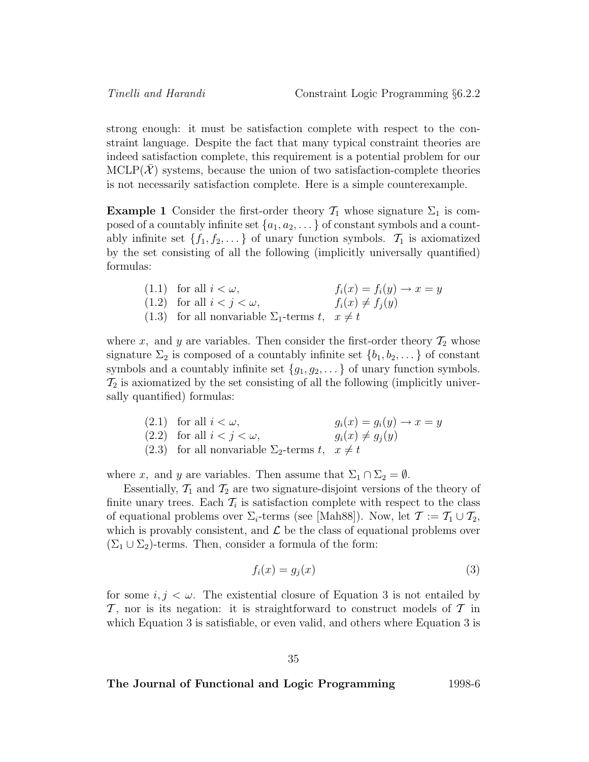strong enough: it must be satisfaction complete with respect to the constraint language. Despite the fact that many typical constraint theories are indeed satisfaction complete, this requirement is a potential problem for our MCLP($\bar{\mathcal{X}}$) systems, because the union of two satisfaction-complete theories is not necessarily satisfaction complete. Here is a simple counterexample.

**Example 1** Consider the first-order theory $\mathcal{T}_1$ whose signature $\Sigma_1$ is composed of a countably infinite set $\{a_1, a_2, \dots\}$ of constant symbols and a countably infinite set $\{f_1, f_2, \dots\}$ of unary function symbols. $\mathcal{T}_1$ is axiomatized by the set consisting of all the following (implicitly universally quantified) formulas:

| | | |
|---|---|---|
| (1.1) | for all $i < \omega$, | $f_i(x) = f_i(y) \rightarrow x = y$ |
| (1.2) | for all $i < j < \omega$, | $f_i(x) \neq f_j(y)$ |
| (1.3) | for all nonvariable $\Sigma_1$-terms $t$, | $x \neq t$ |

where $x$, and $y$ are variables. Then consider the first-order theory $\mathcal{T}_2$ whose signature $\Sigma_2$ is composed of a countably infinite set $\{b_1, b_2, \dots\}$ of constant symbols and a countably infinite set $\{g_1, g_2, \dots\}$ of unary function symbols. $\mathcal{T}_2$ is axiomatized by the set consisting of all the following (implicitly universally quantified) formulas:

| | | |
|---|---|---|
| (2.1) | for all $i < \omega$, | $g_i(x) = g_i(y) \rightarrow x = y$ |
| (2.2) | for all $i < j < \omega$, | $g_i(x) \neq g_j(y)$ |
| (2.3) | for all nonvariable $\Sigma_2$-terms $t$, | $x \neq t$ |

where $x$, and $y$ are variables. Then assume that $\Sigma_1 \cap \Sigma_2 = \emptyset$.

Essentially, $\mathcal{T}_1$ and $\mathcal{T}_2$ are two signature-disjoint versions of the theory of finite unary trees. Each $\mathcal{T}_i$ is satisfaction complete with respect to the class of equational problems over $\Sigma_i$-terms (see [Mah88]). Now, let $\mathcal{T} := \mathcal{T}_1 \cup \mathcal{T}_2$, which is provably consistent, and $\mathcal{L}$ be the class of equational problems over $(\Sigma_1 \cup \Sigma_2)$-terms. Then, consider a formula of the form:

$$f_i(x) = g_j(x) \tag{3}$$

for some $i, j < \omega$. The existential closure of Equation 3 is not entailed by $\mathcal{T}$, nor is its negation: it is straightforward to construct models of $\mathcal{T}$ in which Equation 3 is satisfiable, or even valid, and others where Equation 3 is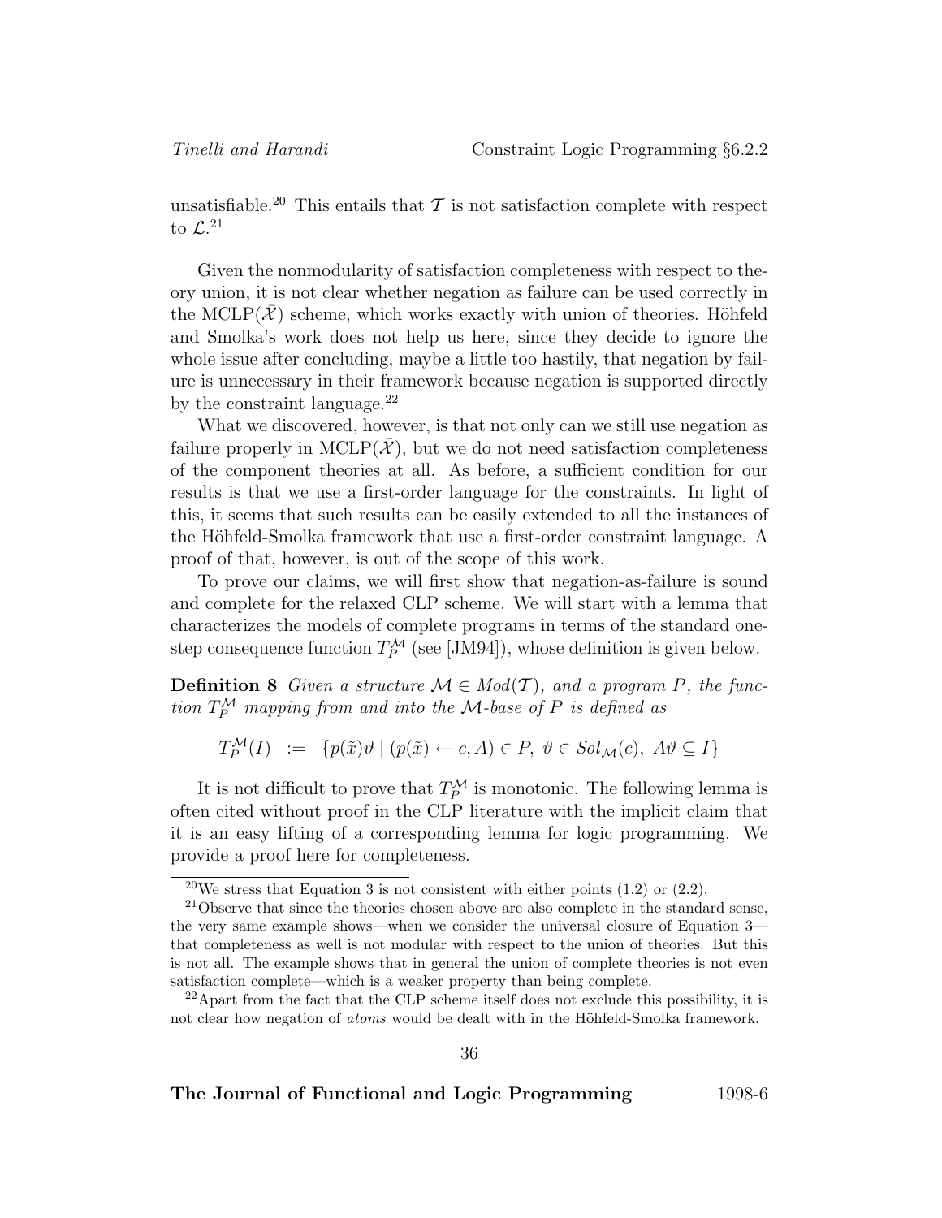unsatisfiable.[20] This entails that $\mathcal{T}$ is not satisfaction complete with respect to $\mathcal{L}$.[21]

Given the nonmodularity of satisfaction completeness with respect to theory union, it is not clear whether negation as failure can be used correctly in the MCLP($\bar{\mathcal{X}}$) scheme, which works exactly with union of theories. Höhfeld and Smolka's work does not help us here, since they decide to ignore the whole issue after concluding, maybe a little too hastily, that negation by failure is unnecessary in their framework because negation is supported directly by the constraint language.[22]

What we discovered, however, is that not only can we still use negation as failure properly in MCLP($\bar{\mathcal{X}}$), but we do not need satisfaction completeness of the component theories at all. As before, a sufficient condition for our results is that we use a first-order language for the constraints. In light of this, it seems that such results can be easily extended to all the instances of the Höhfeld-Smolka framework that use a first-order constraint language. A proof of that, however, is out of the scope of this work.

To prove our claims, we will first show that negation-as-failure is sound and complete for the relaxed CLP scheme. We will start with a lemma that characterizes the models of complete programs in terms of the standard one-step consequence function $T_P^{\mathcal{M}}$ (see [JM94]), whose definition is given below.

**Definition 8** *Given a structure $\mathcal{M} \in Mod(\mathcal{T})$, and a program $P$, the function $T_P^{\mathcal{M}}$ mapping from and into the $\mathcal{M}$-base of $P$ is defined as*

$$T_P^{\mathcal{M}}(I) \;\; := \;\; \{p(\tilde{x})\vartheta \mid (p(\tilde{x}) \leftarrow c, A) \in P,\ \vartheta \in Sol_{\mathcal{M}}(c),\ A\vartheta \subseteq I\}$$

It is not difficult to prove that $T_P^{\mathcal{M}}$ is monotonic. The following lemma is often cited without proof in the CLP literature with the implicit claim that it is an easy lifting of a corresponding lemma for logic programming. We provide a proof here for completeness.

[20] We stress that Equation 3 is not consistent with either points (1.2) or (2.2).

[21] Observe that since the theories chosen above are also complete in the standard sense, the very same example shows—when we consider the universal closure of Equation 3—that completeness as well is not modular with respect to the union of theories. But this is not all. The example shows that in general the union of complete theories is not even satisfaction complete—which is a weaker property than being complete.

[22] Apart from the fact that the CLP scheme itself does not exclude this possibility, it is not clear how negation of *atoms* would be dealt with in the Höhfeld-Smolka framework.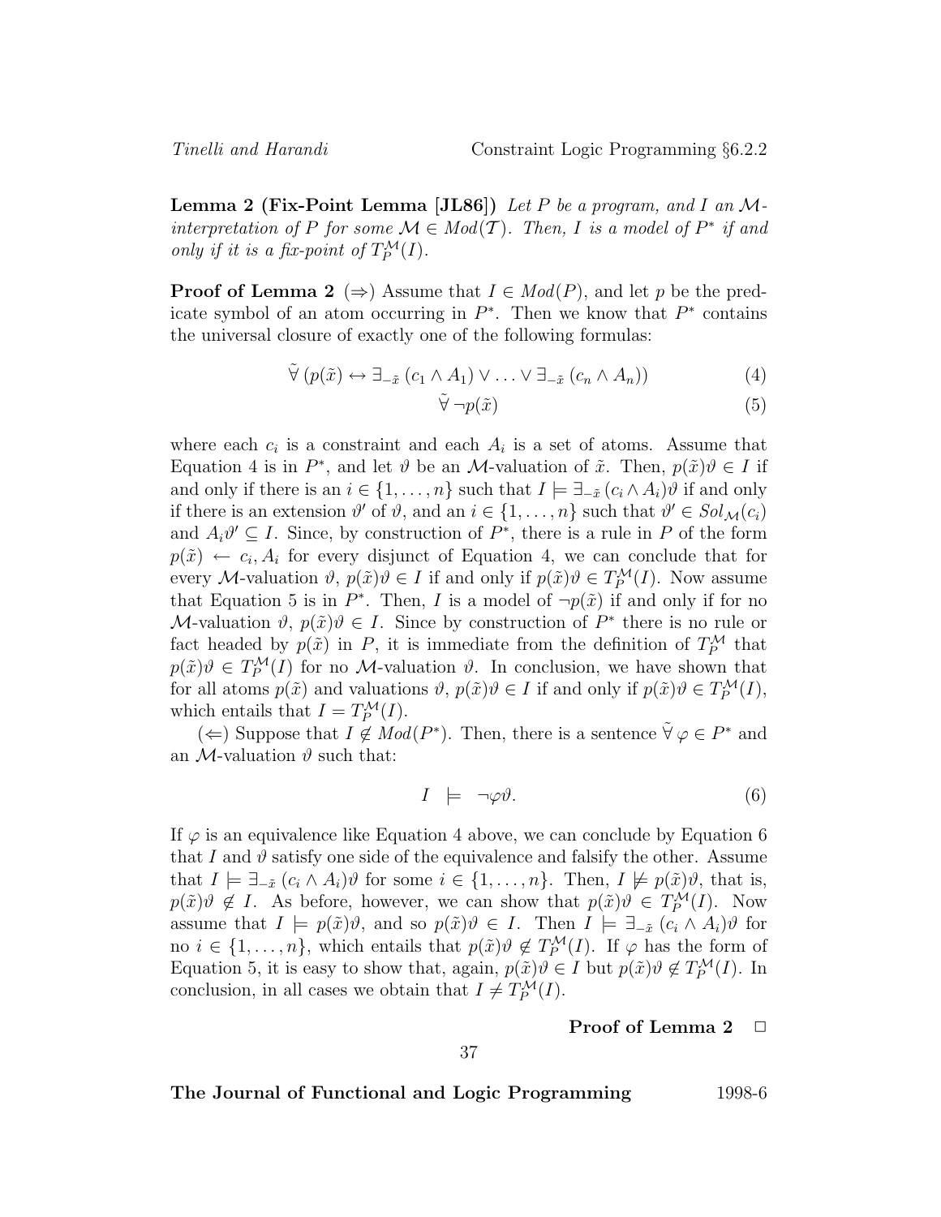**Lemma 2 (Fix-Point Lemma [JL86])** *Let $P$ be a program, and $I$ an $\mathcal{M}$-interpretation of $P$ for some $\mathcal{M} \in Mod(\mathcal{T})$. Then, $I$ is a model of $P^*$ if and only if it is a fix-point of $T_P^{\mathcal{M}}(I)$.*

**Proof of Lemma 2** ($\Rightarrow$) Assume that $I \in Mod(P)$, and let $p$ be the predicate symbol of an atom occurring in $P^*$. Then we know that $P^*$ contains the universal closure of exactly one of the following formulas:

$$\tilde{\forall}\,(p(\tilde{x}) \leftrightarrow \exists_{-\tilde{x}}\,(c_1 \wedge A_1) \vee \ldots \vee \exists_{-\tilde{x}}\,(c_n \wedge A_n)) \tag{4}$$

$$\tilde{\forall}\,\neg p(\tilde{x}) \tag{5}$$

where each $c_i$ is a constraint and each $A_i$ is a set of atoms. Assume that Equation 4 is in $P^*$, and let $\vartheta$ be an $\mathcal{M}$-valuation of $\tilde{x}$. Then, $p(\tilde{x})\vartheta \in I$ if and only if there is an $i \in \{1, \ldots, n\}$ such that $I \models \exists_{-\tilde{x}}\,(c_i \wedge A_i)\vartheta$ if and only if there is an extension $\vartheta'$ of $\vartheta$, and an $i \in \{1, \ldots, n\}$ such that $\vartheta' \in Sol_{\mathcal{M}}(c_i)$ and $A_i\vartheta' \subseteq I$. Since, by construction of $P^*$, there is a rule in $P$ of the form $p(\tilde{x}) \leftarrow c_i, A_i$ for every disjunct of Equation 4, we can conclude that for every $\mathcal{M}$-valuation $\vartheta$, $p(\tilde{x})\vartheta \in I$ if and only if $p(\tilde{x})\vartheta \in T_P^{\mathcal{M}}(I)$. Now assume that Equation 5 is in $P^*$. Then, $I$ is a model of $\neg p(\tilde{x})$ if and only if for no $\mathcal{M}$-valuation $\vartheta$, $p(\tilde{x})\vartheta \in I$. Since by construction of $P^*$ there is no rule or fact headed by $p(\tilde{x})$ in $P$, it is immediate from the definition of $T_P^{\mathcal{M}}$ that $p(\tilde{x})\vartheta \in T_P^{\mathcal{M}}(I)$ for no $\mathcal{M}$-valuation $\vartheta$. In conclusion, we have shown that for all atoms $p(\tilde{x})$ and valuations $\vartheta$, $p(\tilde{x})\vartheta \in I$ if and only if $p(\tilde{x})\vartheta \in T_P^{\mathcal{M}}(I)$, which entails that $I = T_P^{\mathcal{M}}(I)$.

($\Leftarrow$) Suppose that $I \notin Mod(P^*)$. Then, there is a sentence $\tilde{\forall}\,\varphi \in P^*$ and an $\mathcal{M}$-valuation $\vartheta$ such that:

$$I \;\models\; \neg\varphi\vartheta. \tag{6}$$

If $\varphi$ is an equivalence like Equation 4 above, we can conclude by Equation 6 that $I$ and $\vartheta$ satisfy one side of the equivalence and falsify the other. Assume that $I \models \exists_{-\tilde{x}}\,(c_i \wedge A_i)\vartheta$ for some $i \in \{1, \ldots, n\}$. Then, $I \not\models p(\tilde{x})\vartheta$, that is, $p(\tilde{x})\vartheta \notin I$. As before, however, we can show that $p(\tilde{x})\vartheta \in T_P^{\mathcal{M}}(I)$. Now assume that $I \models p(\tilde{x})\vartheta$, and so $p(\tilde{x})\vartheta \in I$. Then $I \models \exists_{-\tilde{x}}\,(c_i \wedge A_i)\vartheta$ for no $i \in \{1, \ldots, n\}$, which entails that $p(\tilde{x})\vartheta \notin T_P^{\mathcal{M}}(I)$. If $\varphi$ has the form of Equation 5, it is easy to show that, again, $p(\tilde{x})\vartheta \in I$ but $p(\tilde{x})\vartheta \notin T_P^{\mathcal{M}}(I)$. In conclusion, in all cases we obtain that $I \neq T_P^{\mathcal{M}}(I)$.

**Proof of Lemma 2** □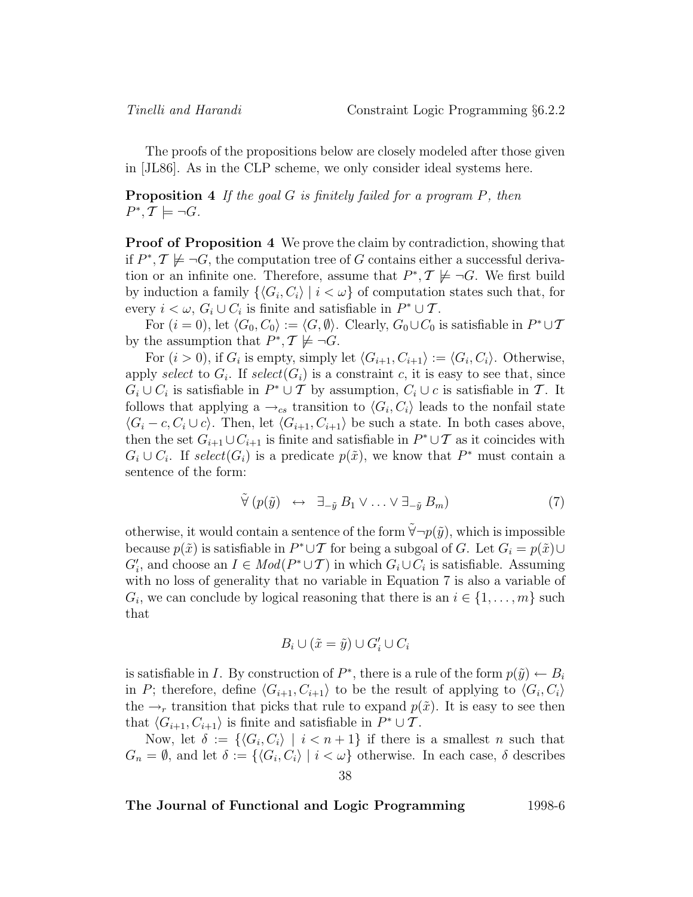The proofs of the propositions below are closely modeled after those given in [JL86]. As in the CLP scheme, we only consider ideal systems here.

**Proposition 4** *If the goal $G$ is finitely failed for a program $P$, then* $P^*, \mathcal{T} \models \neg G$.

**Proof of Proposition 4** We prove the claim by contradiction, showing that if $P^*, \mathcal{T} \not\models \neg G$, the computation tree of $G$ contains either a successful derivation or an infinite one. Therefore, assume that $P^*, \mathcal{T} \not\models \neg G$. We first build by induction a family $\{\langle G_i, C_i \rangle \mid i < \omega\}$ of computation states such that, for every $i < \omega$, $G_i \cup C_i$ is finite and satisfiable in $P^* \cup \mathcal{T}$.

For $(i = 0)$, let $\langle G_0, C_0 \rangle := \langle G, \emptyset \rangle$. Clearly, $G_0 \cup C_0$ is satisfiable in $P^* \cup \mathcal{T}$ by the assumption that $P^*, \mathcal{T} \not\models \neg G$.

For $(i > 0)$, if $G_i$ is empty, simply let $\langle G_{i+1}, C_{i+1} \rangle := \langle G_i, C_i \rangle$. Otherwise, apply *select* to $G_i$. If $select(G_i)$ is a constraint $c$, it is easy to see that, since $G_i \cup C_i$ is satisfiable in $P^* \cup \mathcal{T}$ by assumption, $C_i \cup c$ is satisfiable in $\mathcal{T}$. It follows that applying a $\rightarrow_{cs}$ transition to $\langle G_i, C_i \rangle$ leads to the nonfail state $\langle G_i - c, C_i \cup c \rangle$. Then, let $\langle G_{i+1}, C_{i+1} \rangle$ be such a state. In both cases above, then the set $G_{i+1} \cup C_{i+1}$ is finite and satisfiable in $P^* \cup \mathcal{T}$ as it coincides with $G_i \cup C_i$. If $select(G_i)$ is a predicate $p(\tilde{x})$, we know that $P^*$ must contain a sentence of the form:

$$\tilde{\forall}\, (p(\tilde{y}) \quad \leftrightarrow \quad \exists_{-\tilde{y}}\, B_1 \vee \ldots \vee \exists_{-\tilde{y}}\, B_m) \tag{7}$$

otherwise, it would contain a sentence of the form $\tilde{\forall} \neg p(\tilde{y})$, which is impossible because $p(\tilde{x})$ is satisfiable in $P^* \cup \mathcal{T}$ for being a subgoal of $G$. Let $G_i = p(\tilde{x}) \cup G'_i$, and choose an $I \in Mod(P^* \cup \mathcal{T})$ in which $G_i \cup C_i$ is satisfiable. Assuming with no loss of generality that no variable in Equation 7 is also a variable of $G_i$, we can conclude by logical reasoning that there is an $i \in \{1, \ldots, m\}$ such that

$$B_i \cup (\tilde{x} = \tilde{y}) \cup G'_i \cup C_i$$

is satisfiable in $I$. By construction of $P^*$, there is a rule of the form $p(\tilde{y}) \leftarrow B_i$ in $P$; therefore, define $\langle G_{i+1}, C_{i+1} \rangle$ to be the result of applying to $\langle G_i, C_i \rangle$ the $\rightarrow_r$ transition that picks that rule to expand $p(\tilde{x})$. It is easy to see then that $\langle G_{i+1}, C_{i+1} \rangle$ is finite and satisfiable in $P^* \cup \mathcal{T}$.

Now, let $\delta := \{\langle G_i, C_i \rangle \mid i < n+1\}$ if there is a smallest $n$ such that $G_n = \emptyset$, and let $\delta := \{\langle G_i, C_i \rangle \mid i < \omega\}$ otherwise. In each case, $\delta$ describes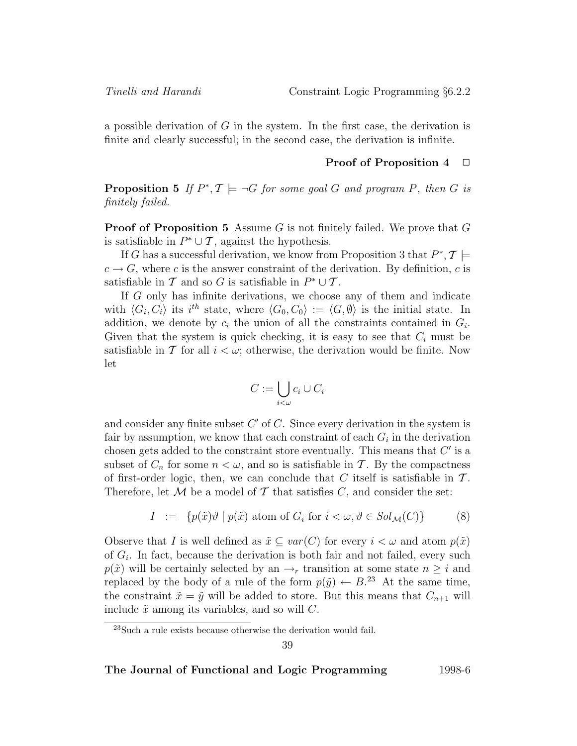a possible derivation of $G$ in the system. In the first case, the derivation is finite and clearly successful; in the second case, the derivation is infinite.

**Proof of Proposition 4** $\Box$

**Proposition 5** *If $P^*, \mathcal{T} \models \neg G$ for some goal $G$ and program $P$, then $G$ is finitely failed.*

**Proof of Proposition 5** Assume $G$ is not finitely failed. We prove that $G$ is satisfiable in $P^* \cup \mathcal{T}$, against the hypothesis.

If $G$ has a successful derivation, we know from Proposition 3 that $P^*, \mathcal{T} \models c \rightarrow G$, where $c$ is the answer constraint of the derivation. By definition, $c$ is satisfiable in $\mathcal{T}$ and so $G$ is satisfiable in $P^* \cup \mathcal{T}$.

If $G$ only has infinite derivations, we choose any of them and indicate with $\langle G_i, C_i \rangle$ its $i^{th}$ state, where $\langle G_0, C_0 \rangle := \langle G, \emptyset \rangle$ is the initial state. In addition, we denote by $c_i$ the union of all the constraints contained in $G_i$. Given that the system is quick checking, it is easy to see that $C_i$ must be satisfiable in $\mathcal{T}$ for all $i < \omega$; otherwise, the derivation would be finite. Now let

$$C := \bigcup_{i<\omega} c_i \cup C_i$$

and consider any finite subset $C'$ of $C$. Since every derivation in the system is fair by assumption, we know that each constraint of each $G_i$ in the derivation chosen gets added to the constraint store eventually. This means that $C'$ is a subset of $C_n$ for some $n < \omega$, and so is satisfiable in $\mathcal{T}$. By the compactness of first-order logic, then, we can conclude that $C$ itself is satisfiable in $\mathcal{T}$. Therefore, let $\mathcal{M}$ be a model of $\mathcal{T}$ that satisfies $C$, and consider the set:

$$I \;\; := \;\; \{p(\tilde{x})\vartheta \mid p(\tilde{x}) \text{ atom of } G_i \text{ for } i < \omega, \vartheta \in Sol_{\mathcal{M}}(C)\} \qquad (8)$$

Observe that $I$ is well defined as $\tilde{x} \subseteq var(C)$ for every $i < \omega$ and atom $p(\tilde{x})$ of $G_i$. In fact, because the derivation is both fair and not failed, every such $p(\tilde{x})$ will be certainly selected by an $\rightarrow_r$ transition at some state $n \geq i$ and replaced by the body of a rule of the form $p(\tilde{y}) \leftarrow B$.[23] At the same time, the constraint $\tilde{x} = \tilde{y}$ will be added to store. But this means that $C_{n+1}$ will include $\tilde{x}$ among its variables, and so will $C$.

[23]Such a rule exists because otherwise the derivation would fail.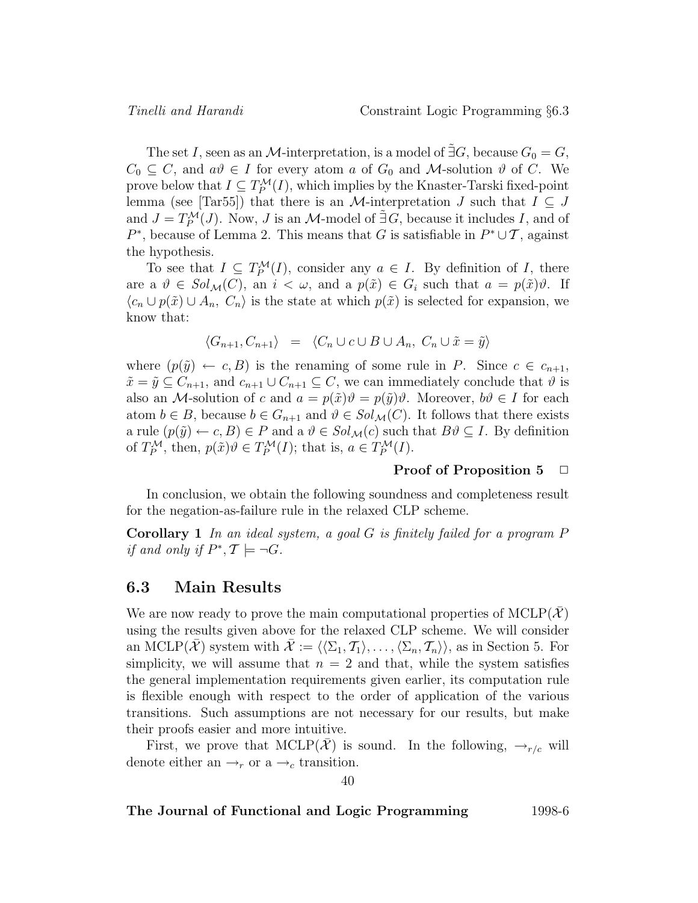The set $I$, seen as an $\mathcal{M}$-interpretation, is a model of $\tilde{\exists} G$, because $G_0 = G$, $C_0 \subseteq C$, and $a\vartheta \in I$ for every atom $a$ of $G_0$ and $\mathcal{M}$-solution $\vartheta$ of $C$. We prove below that $I \subseteq T_P^{\mathcal{M}}(I)$, which implies by the Knaster-Tarski fixed-point lemma (see [Tar55]) that there is an $\mathcal{M}$-interpretation $J$ such that $I \subseteq J$ and $J = T_P^{\mathcal{M}}(J)$. Now, $J$ is an $\mathcal{M}$-model of $\tilde{\exists} G$, because it includes $I$, and of $P^*$, because of Lemma 2. This means that $G$ is satisfiable in $P^* \cup \mathcal{T}$, against the hypothesis.

To see that $I \subseteq T_P^{\mathcal{M}}(I)$, consider any $a \in I$. By definition of $I$, there are a $\vartheta \in Sol_{\mathcal{M}}(C)$, an $i < \omega$, and a $p(\tilde{x}) \in G_i$ such that $a = p(\tilde{x})\vartheta$. If $\langle c_n \cup p(\tilde{x}) \cup A_n,\ C_n \rangle$ is the state at which $p(\tilde{x})$ is selected for expansion, we know that:

$$\langle G_{n+1}, C_{n+1} \rangle \quad = \quad \langle C_n \cup c \cup B \cup A_n,\ C_n \cup \tilde{x} = \tilde{y} \rangle$$

where $(p(\tilde{y}) \leftarrow c, B)$ is the renaming of some rule in $P$. Since $c \in c_{n+1}$, $\tilde{x} = \tilde{y} \subseteq C_{n+1}$, and $c_{n+1} \cup C_{n+1} \subseteq C$, we can immediately conclude that $\vartheta$ is also an $\mathcal{M}$-solution of $c$ and $a = p(\tilde{x})\vartheta = p(\tilde{y})\vartheta$. Moreover, $b\vartheta \in I$ for each atom $b \in B$, because $b \in G_{n+1}$ and $\vartheta \in Sol_{\mathcal{M}}(C)$. It follows that there exists a rule $(p(\tilde{y}) \leftarrow c, B) \in P$ and a $\vartheta \in Sol_{\mathcal{M}}(c)$ such that $B\vartheta \subseteq I$. By definition of $T_P^{\mathcal{M}}$, then, $p(\tilde{x})\vartheta \in T_P^{\mathcal{M}}(I)$; that is, $a \in T_P^{\mathcal{M}}(I)$.

**Proof of Proposition 5** □

In conclusion, we obtain the following soundness and completeness result for the negation-as-failure rule in the relaxed CLP scheme.

**Corollary 1** *In an ideal system, a goal $G$ is finitely failed for a program $P$ if and only if $P^*, \mathcal{T} \models \neg G$.*

## 6.3 Main Results

We are now ready to prove the main computational properties of MCLP($\bar{\mathcal{X}}$) using the results given above for the relaxed CLP scheme. We will consider an MCLP($\bar{\mathcal{X}}$) system with $\bar{\mathcal{X}} := \langle \langle \Sigma_1, \mathcal{T}_1 \rangle, \ldots, \langle \Sigma_n, \mathcal{T}_n \rangle \rangle$, as in Section 5. For simplicity, we will assume that $n = 2$ and that, while the system satisfies the general implementation requirements given earlier, its computation rule is flexible enough with respect to the order of application of the various transitions. Such assumptions are not necessary for our results, but make their proofs easier and more intuitive.

First, we prove that MCLP($\bar{\mathcal{X}}$) is sound. In the following, $\rightarrow_{r/c}$ will denote either an $\rightarrow_r$ or a $\rightarrow_c$ transition.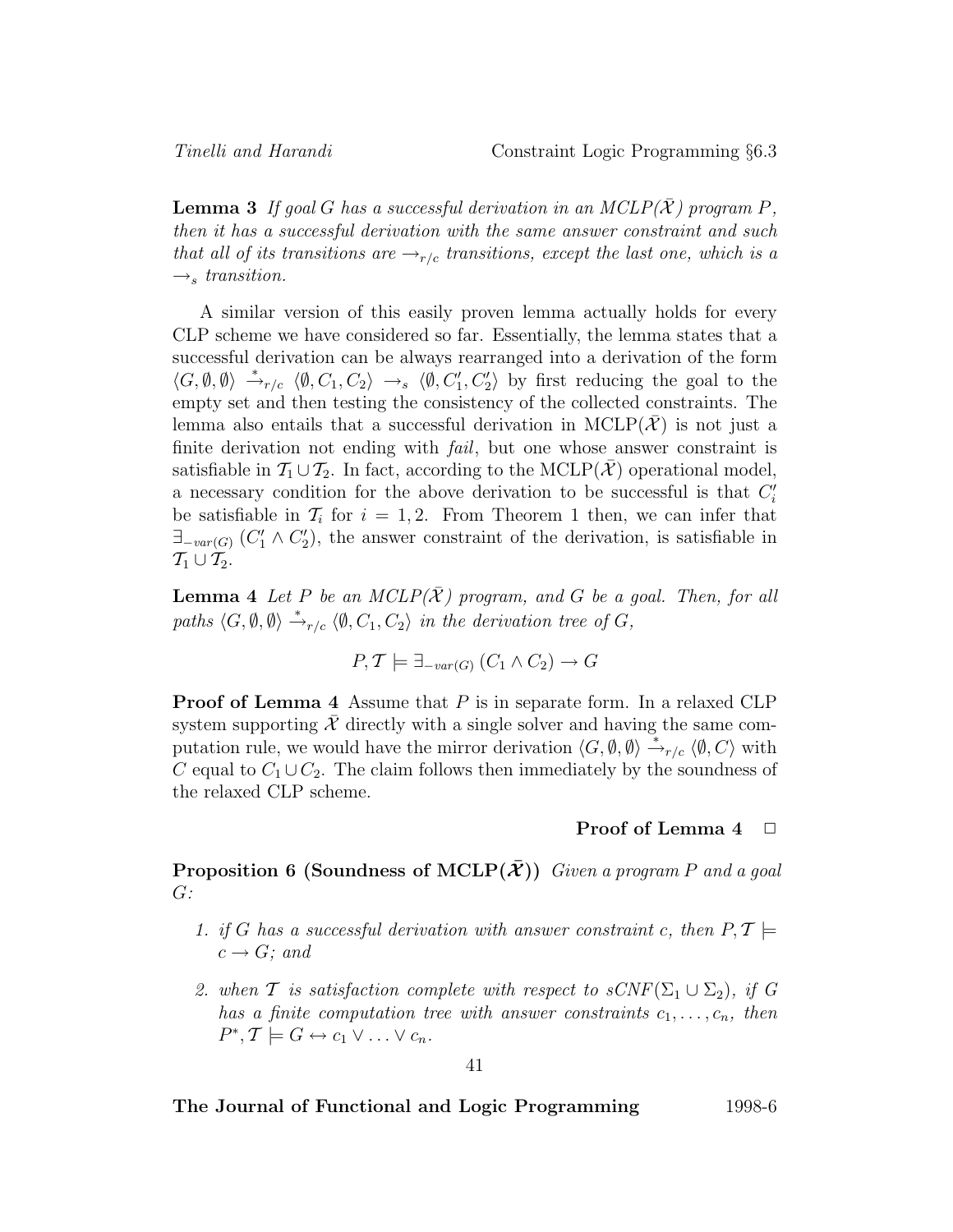**Lemma 3** *If goal $G$ has a successful derivation in an MCLP($\bar{\mathcal{X}}$) program $P$, then it has a successful derivation with the same answer constraint and such that all of its transitions are $\rightarrow_{r/c}$ transitions, except the last one, which is a $\rightarrow_s$ transition.*

A similar version of this easily proven lemma actually holds for every CLP scheme we have considered so far. Essentially, the lemma states that a successful derivation can be always rearranged into a derivation of the form $\langle G, \emptyset, \emptyset \rangle \xrightarrow{*}_{r/c} \langle \emptyset, C_1, C_2 \rangle \rightarrow_s \langle \emptyset, C'_1, C'_2 \rangle$ by first reducing the goal to the empty set and then testing the consistency of the collected constraints. The lemma also entails that a successful derivation in MCLP($\bar{\mathcal{X}}$) is not just a finite derivation not ending with *fail*, but one whose answer constraint is satisfiable in $\mathcal{T}_1 \cup \mathcal{T}_2$. In fact, according to the MCLP($\bar{\mathcal{X}}$) operational model, a necessary condition for the above derivation to be successful is that $C'_i$ be satisfiable in $\mathcal{T}_i$ for $i = 1, 2$. From Theorem 1 then, we can infer that $\exists_{-var(G)} (C'_1 \wedge C'_2)$, the answer constraint of the derivation, is satisfiable in $\mathcal{T}_1 \cup \mathcal{T}_2$.

**Lemma 4** *Let $P$ be an MCLP($\bar{\mathcal{X}}$) program, and $G$ be a goal. Then, for all paths $\langle G, \emptyset, \emptyset \rangle \xrightarrow{*}_{r/c} \langle \emptyset, C_1, C_2 \rangle$ in the derivation tree of $G$,*

$$P, \mathcal{T} \models \exists_{-var(G)} (C_1 \wedge C_2) \rightarrow G$$

**Proof of Lemma 4** Assume that $P$ is in separate form. In a relaxed CLP system supporting $\bar{\mathcal{X}}$ directly with a single solver and having the same computation rule, we would have the mirror derivation $\langle G, \emptyset, \emptyset \rangle \xrightarrow{*}_{r/c} \langle \emptyset, C \rangle$ with $C$ equal to $C_1 \cup C_2$. The claim follows then immediately by the soundness of the relaxed CLP scheme.

**Proof of Lemma 4** □

**Proposition 6 (Soundness of MCLP($\bar{\mathcal{X}}$))** *Given a program $P$ and a goal $G$:*

1. *if $G$ has a successful derivation with answer constraint $c$, then $P, \mathcal{T} \models c \rightarrow G$; and*
2. *when $\mathcal{T}$ is satisfaction complete with respect to sCNF($\Sigma_1 \cup \Sigma_2$), if $G$ has a finite computation tree with answer constraints $c_1, \ldots, c_n$, then $P^*, \mathcal{T} \models G \leftrightarrow c_1 \vee \ldots \vee c_n$.*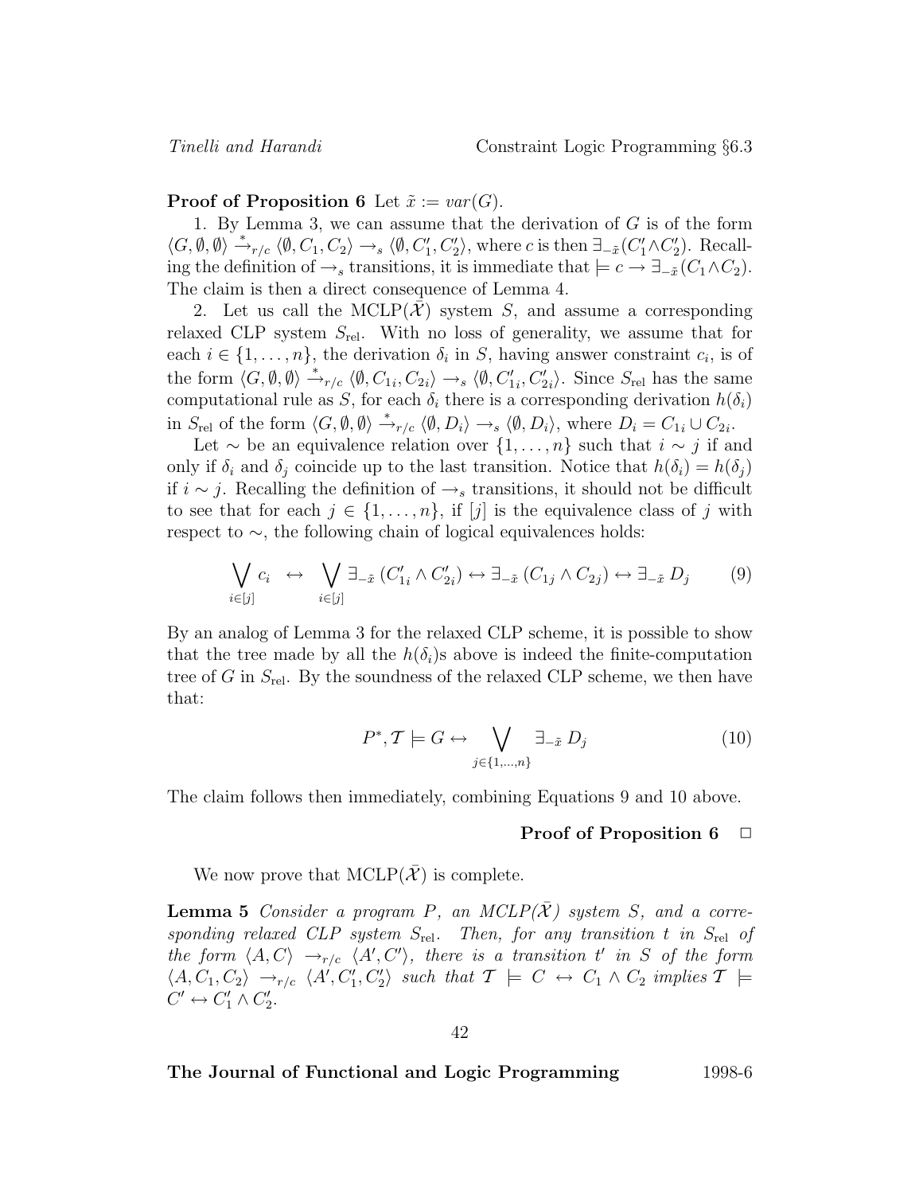**Proof of Proposition 6** Let $\tilde{x} := var(G)$.

1. By Lemma 3, we can assume that the derivation of $G$ is of the form $\langle G, \emptyset, \emptyset \rangle \xrightarrow{*}_{r/c} \langle \emptyset, C_1, C_2 \rangle \rightarrow_s \langle \emptyset, C_1', C_2' \rangle$, where $c$ is then $\exists_{-\tilde{x}}(C_1' \wedge C_2')$. Recalling the definition of $\rightarrow_s$ transitions, it is immediate that $\models c \rightarrow \exists_{-\tilde{x}}(C_1 \wedge C_2)$. The claim is then a direct consequence of Lemma 4.

2. Let us call the MCLP($\bar{\mathcal{X}}$) system $S$, and assume a corresponding relaxed CLP system $S_{\text{rel}}$. With no loss of generality, we assume that for each $i \in \{1, \ldots, n\}$, the derivation $\delta_i$ in $S$, having answer constraint $c_i$, is of the form $\langle G, \emptyset, \emptyset \rangle \xrightarrow{*}_{r/c} \langle \emptyset, C_{1i}, C_{2i} \rangle \rightarrow_s \langle \emptyset, C_{1i}', C_{2i}' \rangle$. Since $S_{\text{rel}}$ has the same computational rule as $S$, for each $\delta_i$ there is a corresponding derivation $h(\delta_i)$ in $S_{\text{rel}}$ of the form $\langle G, \emptyset, \emptyset \rangle \xrightarrow{*}_{r/c} \langle \emptyset, D_i \rangle \rightarrow_s \langle \emptyset, D_i \rangle$, where $D_i = C_{1i} \cup C_{2i}$.

Let $\sim$ be an equivalence relation over $\{1, \ldots, n\}$ such that $i \sim j$ if and only if $\delta_i$ and $\delta_j$ coincide up to the last transition. Notice that $h(\delta_i) = h(\delta_j)$ if $i \sim j$. Recalling the definition of $\rightarrow_s$ transitions, it should not be difficult to see that for each $j \in \{1, \ldots, n\}$, if $[j]$ is the equivalence class of $j$ with respect to $\sim$, the following chain of logical equivalences holds:

$$\bigvee_{i \in [j]} c_i \;\leftrightarrow\; \bigvee_{i \in [j]} \exists_{-\tilde{x}}\, (C_{1i}' \wedge C_{2i}') \leftrightarrow \exists_{-\tilde{x}}\, (C_{1j} \wedge C_{2j}) \leftrightarrow \exists_{-\tilde{x}}\, D_j \tag{9}$$

By an analog of Lemma 3 for the relaxed CLP scheme, it is possible to show that the tree made by all the $h(\delta_i)$s above is indeed the finite-computation tree of $G$ in $S_{\text{rel}}$. By the soundness of the relaxed CLP scheme, we then have that:

$$P^*, \mathcal{T} \models G \leftrightarrow \bigvee_{j \in \{1, \ldots, n\}} \exists_{-\tilde{x}}\, D_j \tag{10}$$

The claim follows then immediately, combining Equations 9 and 10 above.

**Proof of Proposition 6** □

We now prove that MCLP($\bar{\mathcal{X}}$) is complete.

**Lemma 5** *Consider a program $P$, an MCLP($\bar{\mathcal{X}}$) system $S$, and a corresponding relaxed CLP system $S_{\text{rel}}$. Then, for any transition $t$ in $S_{\text{rel}}$ of the form $\langle A, C \rangle \rightarrow_{r/c} \langle A', C' \rangle$, there is a transition $t'$ in $S$ of the form $\langle A, C_1, C_2 \rangle \rightarrow_{r/c} \langle A', C_1', C_2' \rangle$ such that $\mathcal{T} \models C \leftrightarrow C_1 \wedge C_2$ implies $\mathcal{T} \models C' \leftrightarrow C_1' \wedge C_2'$.*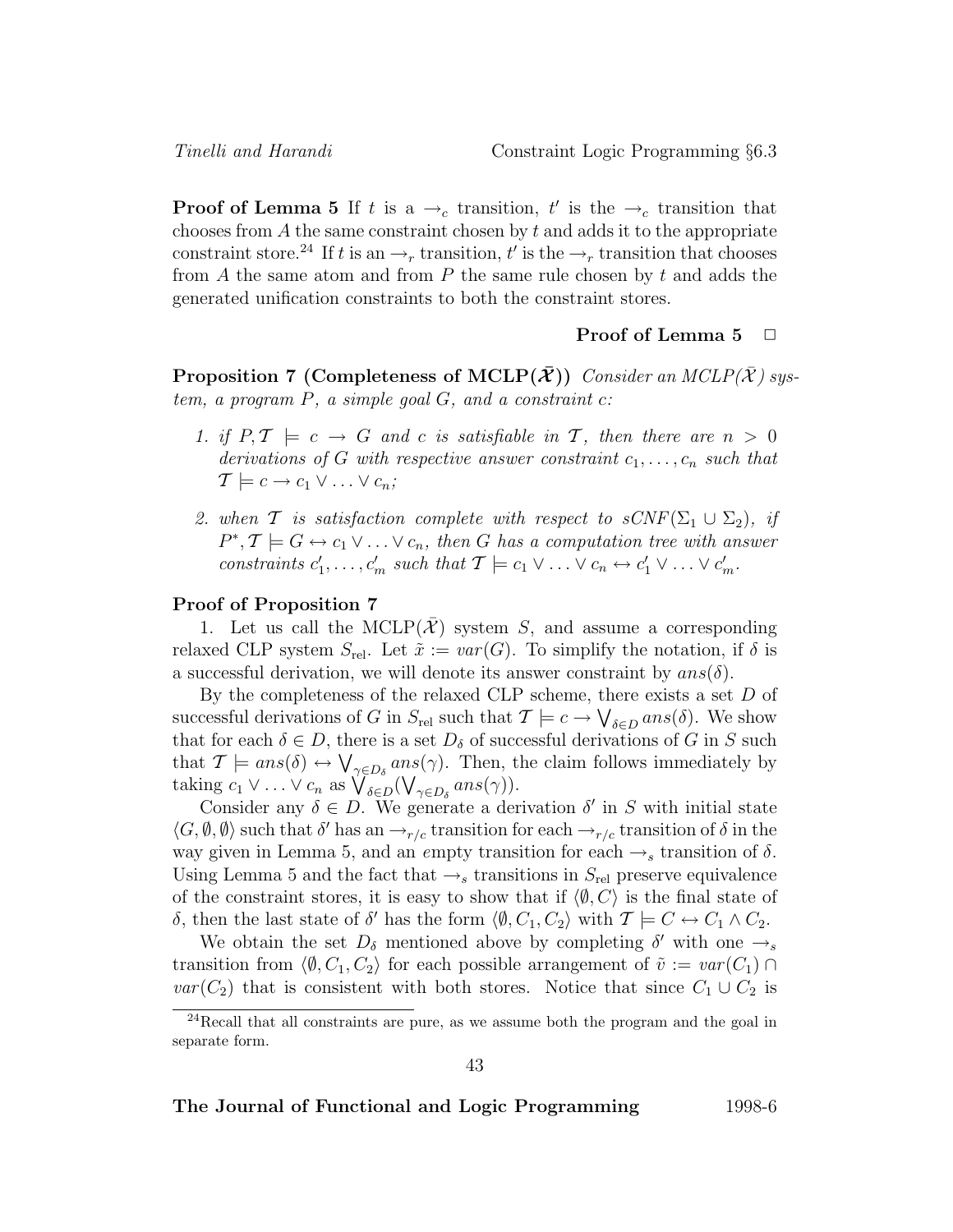**Proof of Lemma 5** If $t$ is a $\rightarrow_c$ transition, $t'$ is the $\rightarrow_c$ transition that chooses from $A$ the same constraint chosen by $t$ and adds it to the appropriate constraint store.[24] If $t$ is an $\rightarrow_r$ transition, $t'$ is the $\rightarrow_r$ transition that chooses from $A$ the same atom and from $P$ the same rule chosen by $t$ and adds the generated unification constraints to both the constraint stores.

**Proof of Lemma 5** □

**Proposition 7 (Completeness of MCLP($\bar{\mathcal{X}}$))** *Consider an MCLP($\bar{\mathcal{X}}$) system, a program $P$, a simple goal $G$, and a constraint $c$:*

1. *if $P, \mathcal{T} \models c \rightarrow G$ and $c$ is satisfiable in $\mathcal{T}$, then there are $n > 0$ derivations of $G$ with respective answer constraint $c_1, \ldots, c_n$ such that $\mathcal{T} \models c \rightarrow c_1 \vee \ldots \vee c_n$;*
2. *when $\mathcal{T}$ is satisfaction complete with respect to $sCNF(\Sigma_1 \cup \Sigma_2)$, if $P^*, \mathcal{T} \models G \leftrightarrow c_1 \vee \ldots \vee c_n$, then $G$ has a computation tree with answer constraints $c'_1, \ldots, c'_m$ such that $\mathcal{T} \models c_1 \vee \ldots \vee c_n \leftrightarrow c'_1 \vee \ldots \vee c'_m$.*

**Proof of Proposition 7**

1. Let us call the MCLP($\bar{\mathcal{X}}$) system $S$, and assume a corresponding relaxed CLP system $S_{\text{rel}}$. Let $\tilde{x} := var(G)$. To simplify the notation, if $\delta$ is a successful derivation, we will denote its answer constraint by $ans(\delta)$.

By the completeness of the relaxed CLP scheme, there exists a set $D$ of successful derivations of $G$ in $S_{\text{rel}}$ such that $\mathcal{T} \models c \rightarrow \bigvee_{\delta \in D} ans(\delta)$. We show that for each $\delta \in D$, there is a set $D_\delta$ of successful derivations of $G$ in $S$ such that $\mathcal{T} \models ans(\delta) \leftrightarrow \bigvee_{\gamma \in D_\delta} ans(\gamma)$. Then, the claim follows immediately by taking $c_1 \vee \ldots \vee c_n$ as $\bigvee_{\delta \in D}(\bigvee_{\gamma \in D_\delta} ans(\gamma))$.

Consider any $\delta \in D$. We generate a derivation $\delta'$ in $S$ with initial state $\langle G, \emptyset, \emptyset \rangle$ such that $\delta'$ has an $\rightarrow_{r/c}$ transition for each $\rightarrow_{r/c}$ transition of $\delta$ in the way given in Lemma 5, and an *e*mpty transition for each $\rightarrow_s$ transition of $\delta$. Using Lemma 5 and the fact that $\rightarrow_s$ transitions in $S_{\text{rel}}$ preserve equivalence of the constraint stores, it is easy to show that if $\langle \emptyset, C \rangle$ is the final state of $\delta$, then the last state of $\delta'$ has the form $\langle \emptyset, C_1, C_2 \rangle$ with $\mathcal{T} \models C \leftrightarrow C_1 \wedge C_2$.

We obtain the set $D_\delta$ mentioned above by completing $\delta'$ with one $\rightarrow_s$ transition from $\langle \emptyset, C_1, C_2 \rangle$ for each possible arrangement of $\tilde{v} := var(C_1) \cap var(C_2)$ that is consistent with both stores. Notice that since $C_1 \cup C_2$ is

[24] Recall that all constraints are pure, as we assume both the program and the goal in separate form.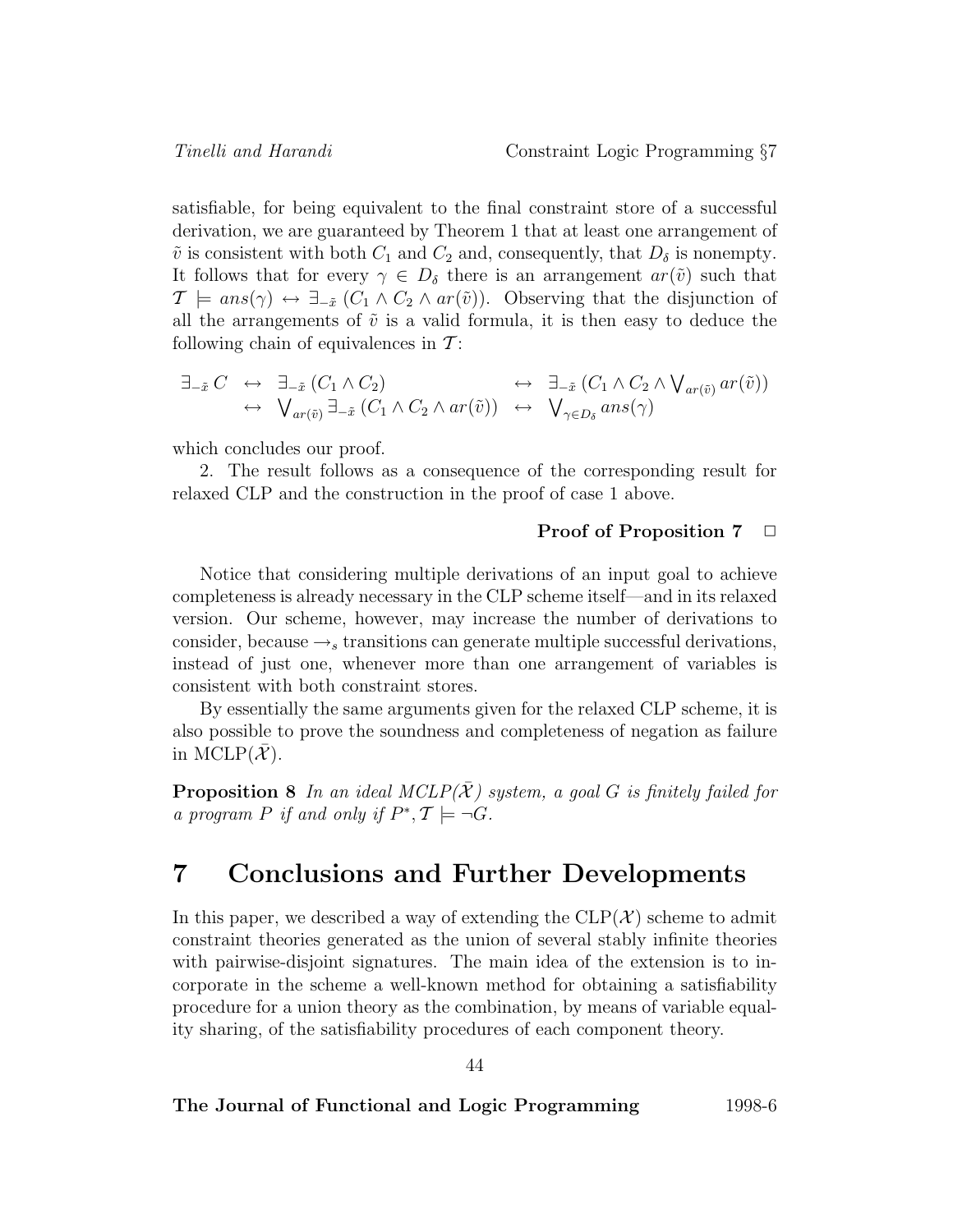satisfiable, for being equivalent to the final constraint store of a successful derivation, we are guaranteed by Theorem 1 that at least one arrangement of $\tilde{v}$ is consistent with both $C_1$ and $C_2$ and, consequently, that $D_\delta$ is nonempty. It follows that for every $\gamma \in D_\delta$ there is an arrangement $ar(\tilde{v})$ such that $\mathcal{T} \models ans(\gamma) \leftrightarrow \exists_{-\tilde{x}} (C_1 \wedge C_2 \wedge ar(\tilde{v}))$. Observing that the disjunction of all the arrangements of $\tilde{v}$ is a valid formula, it is then easy to deduce the following chain of equivalences in $\mathcal{T}$:

$$
\begin{array}{llll}
\exists_{-\tilde{x}}\, C & \leftrightarrow & \exists_{-\tilde{x}}\,(C_1 \wedge C_2) & \leftrightarrow \;\; \exists_{-\tilde{x}}\,(C_1 \wedge C_2 \wedge \bigvee_{ar(\tilde{v})} ar(\tilde{v})) \\
 & \leftrightarrow & \bigvee_{ar(\tilde{v})} \exists_{-\tilde{x}}\,(C_1 \wedge C_2 \wedge ar(\tilde{v})) & \leftrightarrow \;\; \bigvee_{\gamma \in D_\delta} ans(\gamma)
\end{array}
$$

which concludes our proof.

2. The result follows as a consequence of the corresponding result for relaxed CLP and the construction in the proof of case 1 above.

**Proof of Proposition 7** □

Notice that considering multiple derivations of an input goal to achieve completeness is already necessary in the CLP scheme itself—and in its relaxed version. Our scheme, however, may increase the number of derivations to consider, because $\rightarrow_s$ transitions can generate multiple successful derivations, instead of just one, whenever more than one arrangement of variables is consistent with both constraint stores.

By essentially the same arguments given for the relaxed CLP scheme, it is also possible to prove the soundness and completeness of negation as failure in MCLP($\bar{\mathcal{X}}$).

**Proposition 8** *In an ideal MCLP($\bar{\mathcal{X}}$) system, a goal $G$ is finitely failed for a program $P$ if and only if $P^*, \mathcal{T} \models \neg G$.*

# 7 Conclusions and Further Developments

In this paper, we described a way of extending the CLP($\mathcal{X}$) scheme to admit constraint theories generated as the union of several stably infinite theories with pairwise-disjoint signatures. The main idea of the extension is to incorporate in the scheme a well-known method for obtaining a satisfiability procedure for a union theory as the combination, by means of variable equality sharing, of the satisfiability procedures of each component theory.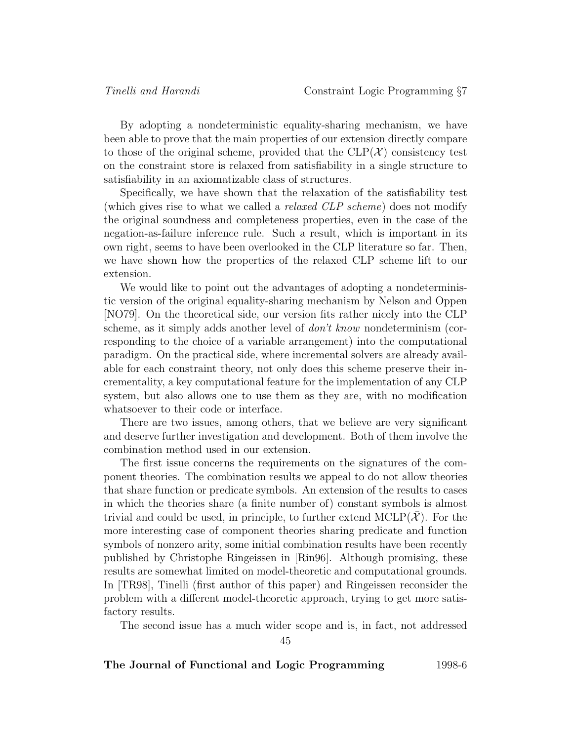By adopting a nondeterministic equality-sharing mechanism, we have been able to prove that the main properties of our extension directly compare to those of the original scheme, provided that the CLP($\mathcal{X}$) consistency test on the constraint store is relaxed from satisfiability in a single structure to satisfiability in an axiomatizable class of structures.

Specifically, we have shown that the relaxation of the satisfiability test (which gives rise to what we called a *relaxed CLP scheme*) does not modify the original soundness and completeness properties, even in the case of the negation-as-failure inference rule. Such a result, which is important in its own right, seems to have been overlooked in the CLP literature so far. Then, we have shown how the properties of the relaxed CLP scheme lift to our extension.

We would like to point out the advantages of adopting a nondeterministic version of the original equality-sharing mechanism by Nelson and Oppen [NO79]. On the theoretical side, our version fits rather nicely into the CLP scheme, as it simply adds another level of *don't know* nondeterminism (corresponding to the choice of a variable arrangement) into the computational paradigm. On the practical side, where incremental solvers are already available for each constraint theory, not only does this scheme preserve their incrementality, a key computational feature for the implementation of any CLP system, but also allows one to use them as they are, with no modification whatsoever to their code or interface.

There are two issues, among others, that we believe are very significant and deserve further investigation and development. Both of them involve the combination method used in our extension.

The first issue concerns the requirements on the signatures of the component theories. The combination results we appeal to do not allow theories that share function or predicate symbols. An extension of the results to cases in which the theories share (a finite number of) constant symbols is almost trivial and could be used, in principle, to further extend MCLP($\bar{\mathcal{X}}$). For the more interesting case of component theories sharing predicate and function symbols of nonzero arity, some initial combination results have been recently published by Christophe Ringeissen in [Rin96]. Although promising, these results are somewhat limited on model-theoretic and computational grounds. In [TR98], Tinelli (first author of this paper) and Ringeissen reconsider the problem with a different model-theoretic approach, trying to get more satisfactory results.

The second issue has a much wider scope and is, in fact, not addressed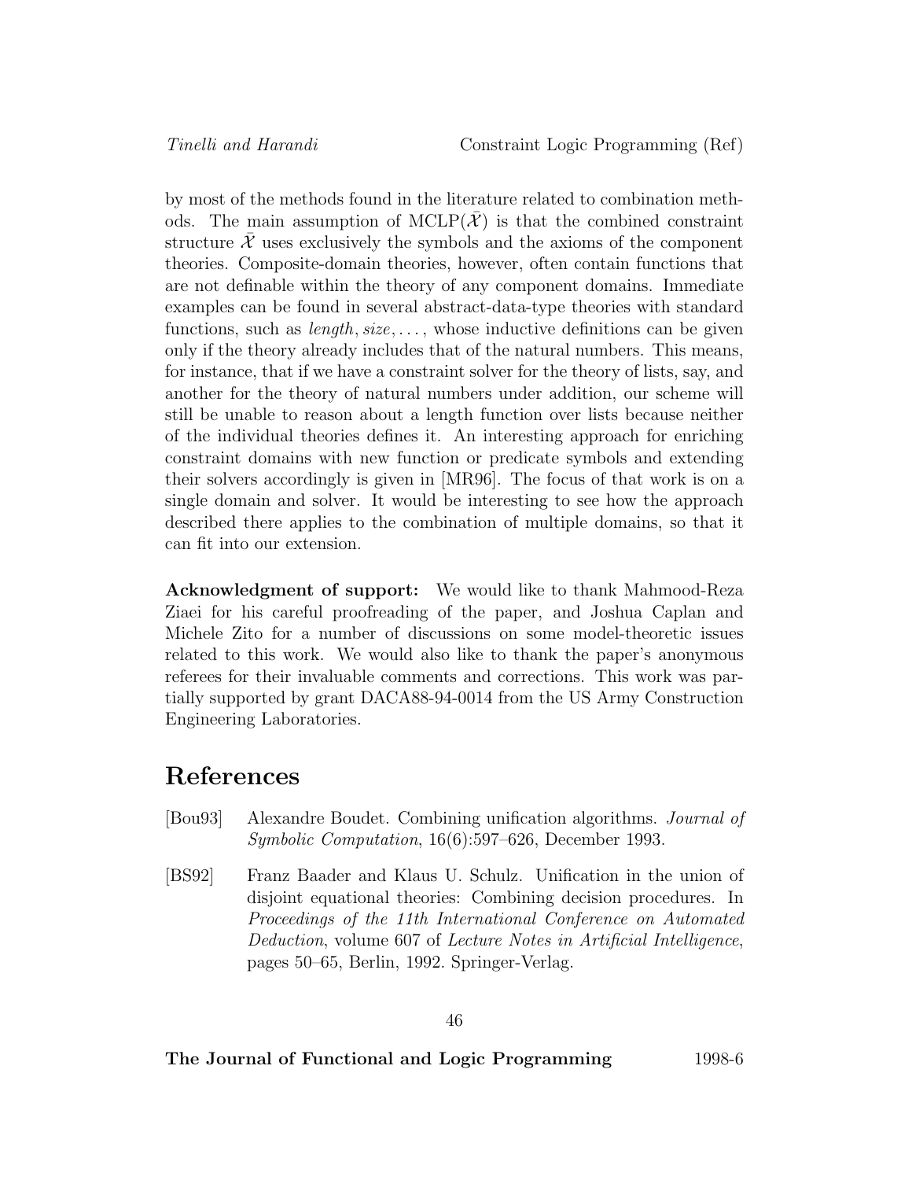by most of the methods found in the literature related to combination methods. The main assumption of MCLP($\bar{\mathcal{X}}$) is that the combined constraint structure $\bar{\mathcal{X}}$ uses exclusively the symbols and the axioms of the component theories. Composite-domain theories, however, often contain functions that are not definable within the theory of any component domains. Immediate examples can be found in several abstract-data-type theories with standard functions, such as *length*, *size*, ..., whose inductive definitions can be given only if the theory already includes that of the natural numbers. This means, for instance, that if we have a constraint solver for the theory of lists, say, and another for the theory of natural numbers under addition, our scheme will still be unable to reason about a length function over lists because neither of the individual theories defines it. An interesting approach for enriching constraint domains with new function or predicate symbols and extending their solvers accordingly is given in [MR96]. The focus of that work is on a single domain and solver. It would be interesting to see how the approach described there applies to the combination of multiple domains, so that it can fit into our extension.

**Acknowledgment of support:** We would like to thank Mahmood-Reza Ziaei for his careful proofreading of the paper, and Joshua Caplan and Michele Zito for a number of discussions on some model-theoretic issues related to this work. We would also like to thank the paper's anonymous referees for their invaluable comments and corrections. This work was partially supported by grant DACA88-94-0014 from the US Army Construction Engineering Laboratories.

# References

[Bou93] Alexandre Boudet. Combining unification algorithms. *Journal of Symbolic Computation*, 16(6):597–626, December 1993.

[BS92] Franz Baader and Klaus U. Schulz. Unification in the union of disjoint equational theories: Combining decision procedures. In *Proceedings of the 11th International Conference on Automated Deduction*, volume 607 of *Lecture Notes in Artificial Intelligence*, pages 50–65, Berlin, 1992. Springer-Verlag.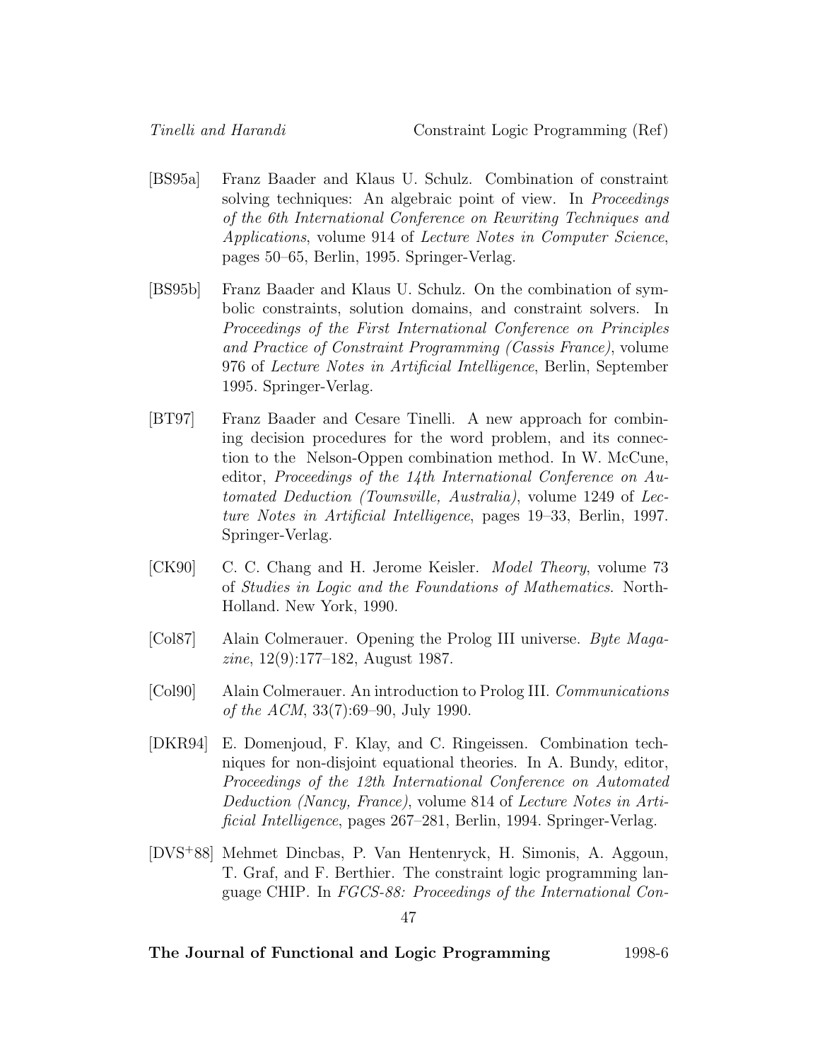[BS95a] Franz Baader and Klaus U. Schulz. Combination of constraint solving techniques: An algebraic point of view. In *Proceedings of the 6th International Conference on Rewriting Techniques and Applications*, volume 914 of *Lecture Notes in Computer Science*, pages 50–65, Berlin, 1995. Springer-Verlag.

[BS95b] Franz Baader and Klaus U. Schulz. On the combination of symbolic constraints, solution domains, and constraint solvers. In *Proceedings of the First International Conference on Principles and Practice of Constraint Programming (Cassis France)*, volume 976 of *Lecture Notes in Artificial Intelligence*, Berlin, September 1995. Springer-Verlag.

[BT97] Franz Baader and Cesare Tinelli. A new approach for combining decision procedures for the word problem, and its connection to the Nelson-Oppen combination method. In W. McCune, editor, *Proceedings of the 14th International Conference on Automated Deduction (Townsville, Australia)*, volume 1249 of *Lecture Notes in Artificial Intelligence*, pages 19–33, Berlin, 1997. Springer-Verlag.

[CK90] C. C. Chang and H. Jerome Keisler. *Model Theory*, volume 73 of *Studies in Logic and the Foundations of Mathematics*. North-Holland. New York, 1990.

[Col87] Alain Colmerauer. Opening the Prolog III universe. *Byte Magazine*, 12(9):177–182, August 1987.

[Col90] Alain Colmerauer. An introduction to Prolog III. *Communications of the ACM*, 33(7):69–90, July 1990.

[DKR94] E. Domenjoud, F. Klay, and C. Ringeissen. Combination techniques for non-disjoint equational theories. In A. Bundy, editor, *Proceedings of the 12th International Conference on Automated Deduction (Nancy, France)*, volume 814 of *Lecture Notes in Artificial Intelligence*, pages 267–281, Berlin, 1994. Springer-Verlag.

[DVS+88] Mehmet Dincbas, P. Van Hentenryck, H. Simonis, A. Aggoun, T. Graf, and F. Berthier. The constraint logic programming language CHIP. In *FGCS-88: Proceedings of the International Con-*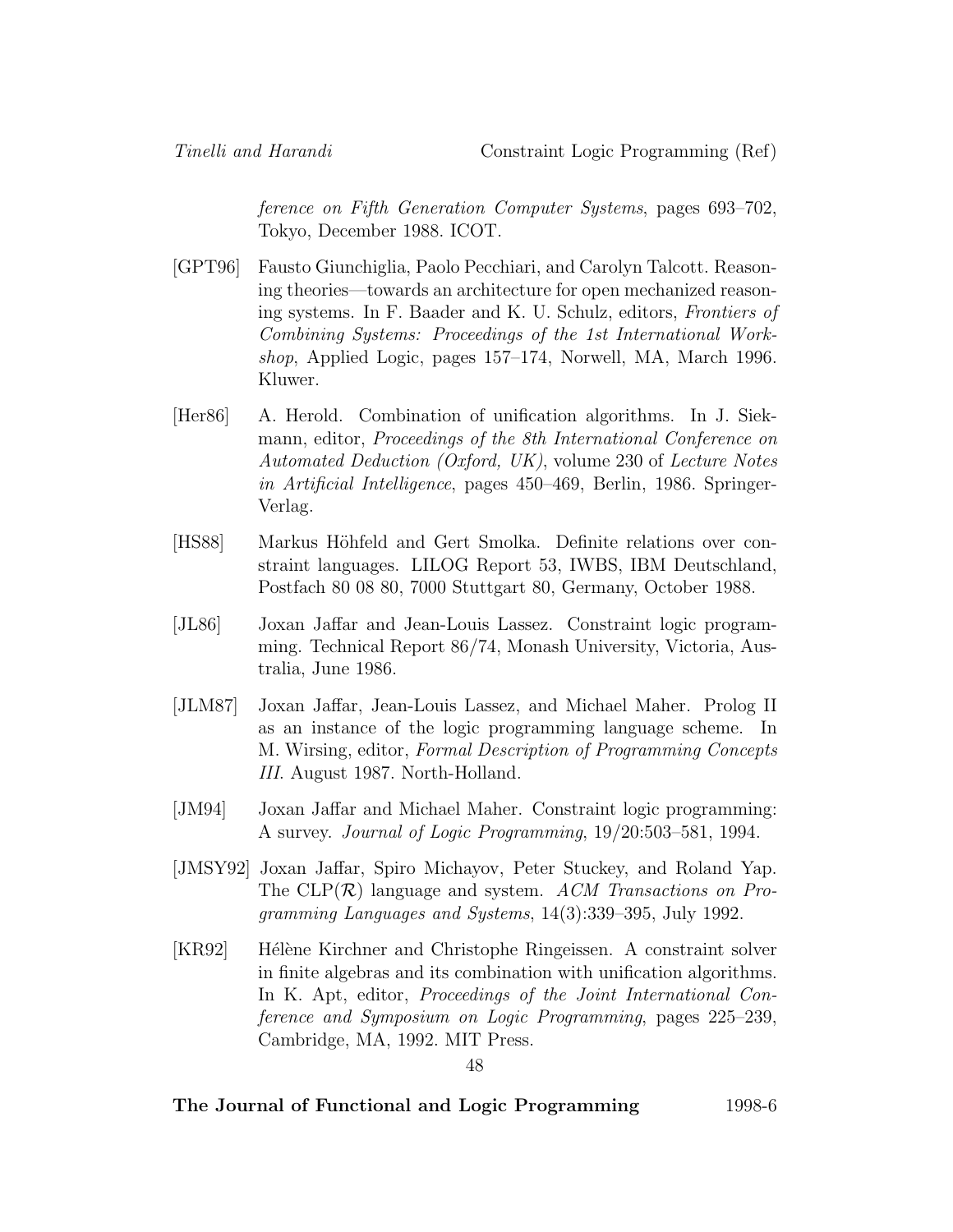*ference on Fifth Generation Computer Systems*, pages 693–702, Tokyo, December 1988. ICOT.

[GPT96] Fausto Giunchiglia, Paolo Pecchiari, and Carolyn Talcott. Reasoning theories—towards an architecture for open mechanized reasoning systems. In F. Baader and K. U. Schulz, editors, *Frontiers of Combining Systems: Proceedings of the 1st International Workshop*, Applied Logic, pages 157–174, Norwell, MA, March 1996. Kluwer.

[Her86] A. Herold. Combination of unification algorithms. In J. Siekmann, editor, *Proceedings of the 8th International Conference on Automated Deduction (Oxford, UK)*, volume 230 of *Lecture Notes in Artificial Intelligence*, pages 450–469, Berlin, 1986. Springer-Verlag.

[HS88] Markus Höhfeld and Gert Smolka. Definite relations over constraint languages. LILOG Report 53, IWBS, IBM Deutschland, Postfach 80 08 80, 7000 Stuttgart 80, Germany, October 1988.

[JL86] Joxan Jaffar and Jean-Louis Lassez. Constraint logic programming. Technical Report 86/74, Monash University, Victoria, Australia, June 1986.

[JLM87] Joxan Jaffar, Jean-Louis Lassez, and Michael Maher. Prolog II as an instance of the logic programming language scheme. In M. Wirsing, editor, *Formal Description of Programming Concepts III*. August 1987. North-Holland.

[JM94] Joxan Jaffar and Michael Maher. Constraint logic programming: A survey. *Journal of Logic Programming*, 19/20:503–581, 1994.

[JMSY92] Joxan Jaffar, Spiro Michayov, Peter Stuckey, and Roland Yap. The CLP($\mathcal{R}$) language and system. *ACM Transactions on Programming Languages and Systems*, 14(3):339–395, July 1992.

[KR92] Hélène Kirchner and Christophe Ringeissen. A constraint solver in finite algebras and its combination with unification algorithms. In K. Apt, editor, *Proceedings of the Joint International Conference and Symposium on Logic Programming*, pages 225–239, Cambridge, MA, 1992. MIT Press.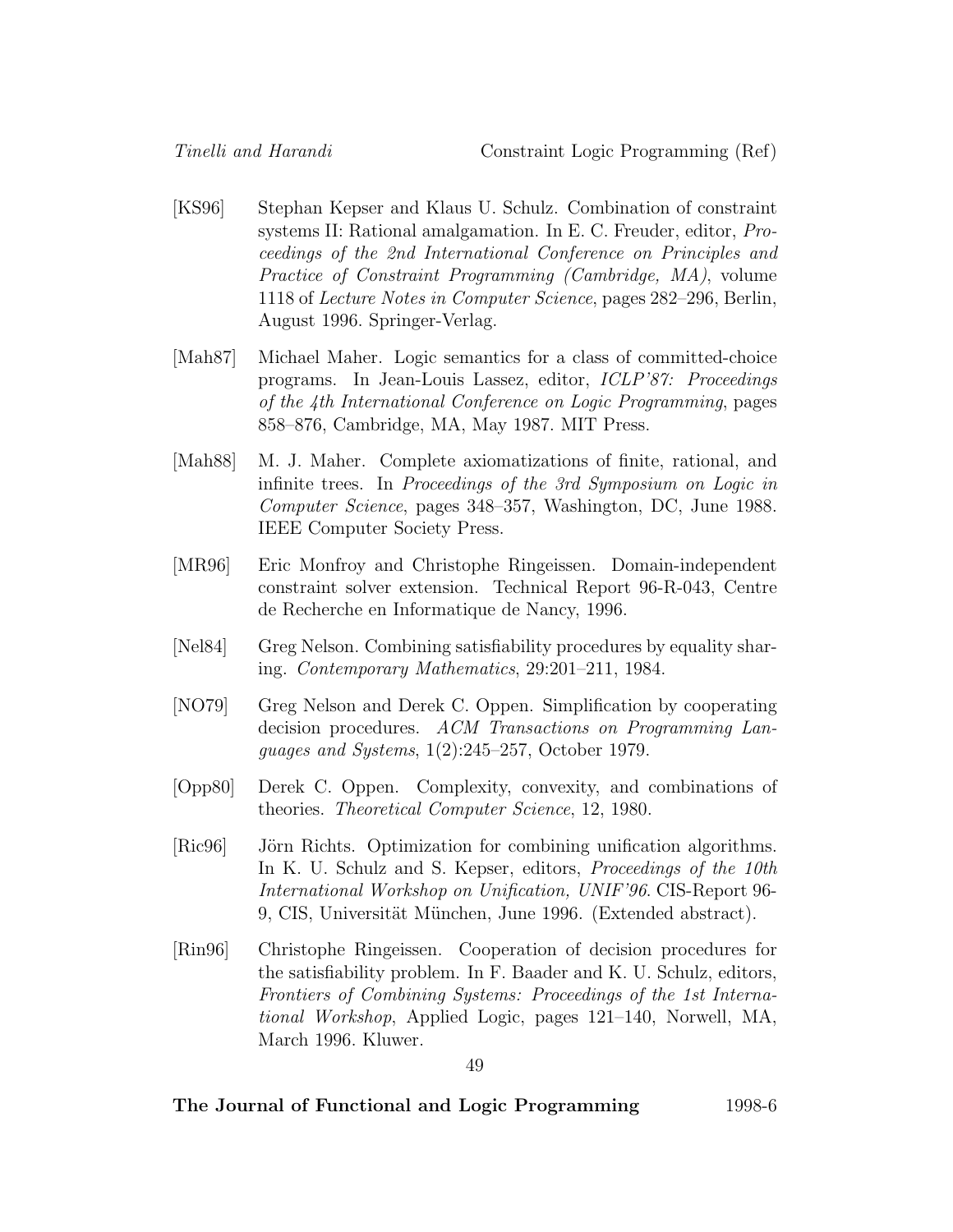[KS96] Stephan Kepser and Klaus U. Schulz. Combination of constraint systems II: Rational amalgamation. In E. C. Freuder, editor, *Proceedings of the 2nd International Conference on Principles and Practice of Constraint Programming (Cambridge, MA)*, volume 1118 of *Lecture Notes in Computer Science*, pages 282–296, Berlin, August 1996. Springer-Verlag.

[Mah87] Michael Maher. Logic semantics for a class of committed-choice programs. In Jean-Louis Lassez, editor, *ICLP'87: Proceedings of the 4th International Conference on Logic Programming*, pages 858–876, Cambridge, MA, May 1987. MIT Press.

[Mah88] M. J. Maher. Complete axiomatizations of finite, rational, and infinite trees. In *Proceedings of the 3rd Symposium on Logic in Computer Science*, pages 348–357, Washington, DC, June 1988. IEEE Computer Society Press.

[MR96] Eric Monfroy and Christophe Ringeissen. Domain-independent constraint solver extension. Technical Report 96-R-043, Centre de Recherche en Informatique de Nancy, 1996.

[Nel84] Greg Nelson. Combining satisfiability procedures by equality sharing. *Contemporary Mathematics*, 29:201–211, 1984.

[NO79] Greg Nelson and Derek C. Oppen. Simplification by cooperating decision procedures. *ACM Transactions on Programming Languages and Systems*, 1(2):245–257, October 1979.

[Opp80] Derek C. Oppen. Complexity, convexity, and combinations of theories. *Theoretical Computer Science*, 12, 1980.

[Ric96] Jörn Richts. Optimization for combining unification algorithms. In K. U. Schulz and S. Kepser, editors, *Proceedings of the 10th International Workshop on Unification, UNIF'96*. CIS-Report 96-9, CIS, Universität München, June 1996. (Extended abstract).

[Rin96] Christophe Ringeissen. Cooperation of decision procedures for the satisfiability problem. In F. Baader and K. U. Schulz, editors, *Frontiers of Combining Systems: Proceedings of the 1st International Workshop*, Applied Logic, pages 121–140, Norwell, MA, March 1996. Kluwer.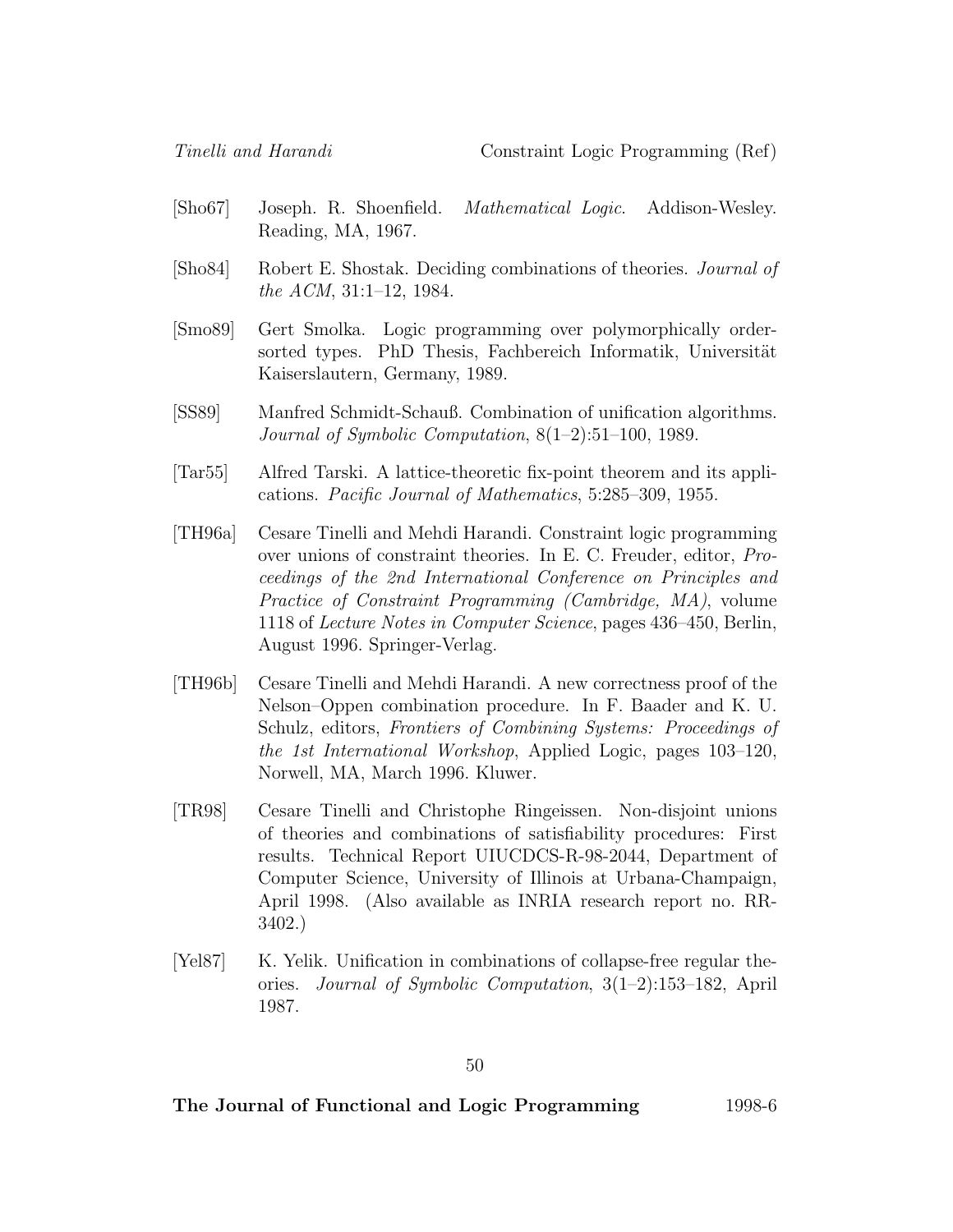[Sho67] Joseph. R. Shoenfield. *Mathematical Logic*. Addison-Wesley. Reading, MA, 1967.

[Sho84] Robert E. Shostak. Deciding combinations of theories. *Journal of the ACM*, 31:1–12, 1984.

[Smo89] Gert Smolka. Logic programming over polymorphically order-sorted types. PhD Thesis, Fachbereich Informatik, Universität Kaiserslautern, Germany, 1989.

[SS89] Manfred Schmidt-Schauß. Combination of unification algorithms. *Journal of Symbolic Computation*, 8(1–2):51–100, 1989.

[Tar55] Alfred Tarski. A lattice-theoretic fix-point theorem and its applications. *Pacific Journal of Mathematics*, 5:285–309, 1955.

[TH96a] Cesare Tinelli and Mehdi Harandi. Constraint logic programming over unions of constraint theories. In E. C. Freuder, editor, *Proceedings of the 2nd International Conference on Principles and Practice of Constraint Programming (Cambridge, MA)*, volume 1118 of *Lecture Notes in Computer Science*, pages 436–450, Berlin, August 1996. Springer-Verlag.

[TH96b] Cesare Tinelli and Mehdi Harandi. A new correctness proof of the Nelson–Oppen combination procedure. In F. Baader and K. U. Schulz, editors, *Frontiers of Combining Systems: Proceedings of the 1st International Workshop*, Applied Logic, pages 103–120, Norwell, MA, March 1996. Kluwer.

[TR98] Cesare Tinelli and Christophe Ringeissen. Non-disjoint unions of theories and combinations of satisfiability procedures: First results. Technical Report UIUCDCS-R-98-2044, Department of Computer Science, University of Illinois at Urbana-Champaign, April 1998. (Also available as INRIA research report no. RR-3402.)

[Yel87] K. Yelik. Unification in combinations of collapse-free regular theories. *Journal of Symbolic Computation*, 3(1–2):153–182, April 1987.